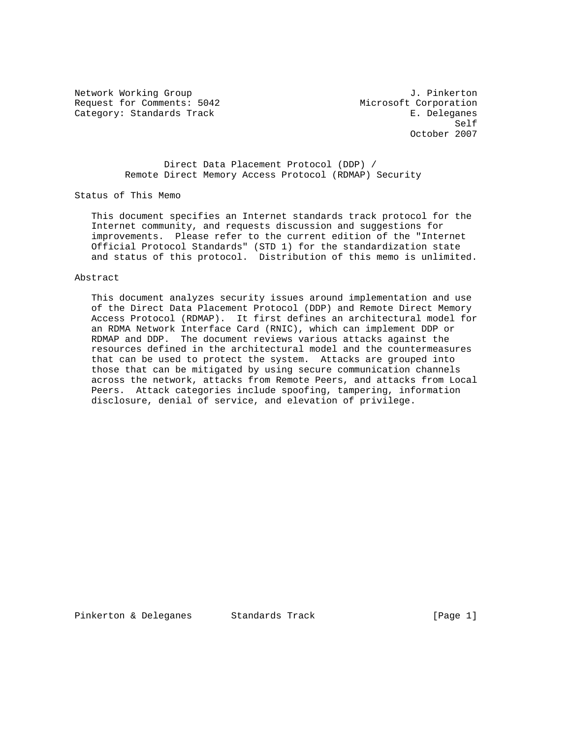Network Working Group J. Pinkerton
Request for Comments: 5042 Microsoft Corporation
Category: Standards Track E. Deleganes
Self
October 2007

# Direct Data Placement Protocol (DDP) / Remote Direct Memory Access Protocol (RDMAP) Security

## Status of This Memo

This document specifies an Internet standards track protocol for the Internet community, and requests discussion and suggestions for improvements. Please refer to the current edition of the "Internet Official Protocol Standards" (STD 1) for the standardization state and status of this protocol. Distribution of this memo is unlimited.

## Abstract

This document analyzes security issues around implementation and use of the Direct Data Placement Protocol (DDP) and Remote Direct Memory Access Protocol (RDMAP). It first defines an architectural model for an RDMA Network Interface Card (RNIC), which can implement DDP or RDMAP and DDP. The document reviews various attacks against the resources defined in the architectural model and the countermeasures that can be used to protect the system. Attacks are grouped into those that can be mitigated by using secure communication channels across the network, attacks from Remote Peers, and attacks from Local Peers. Attack categories include spoofing, tampering, information disclosure, denial of service, and elevation of privilege.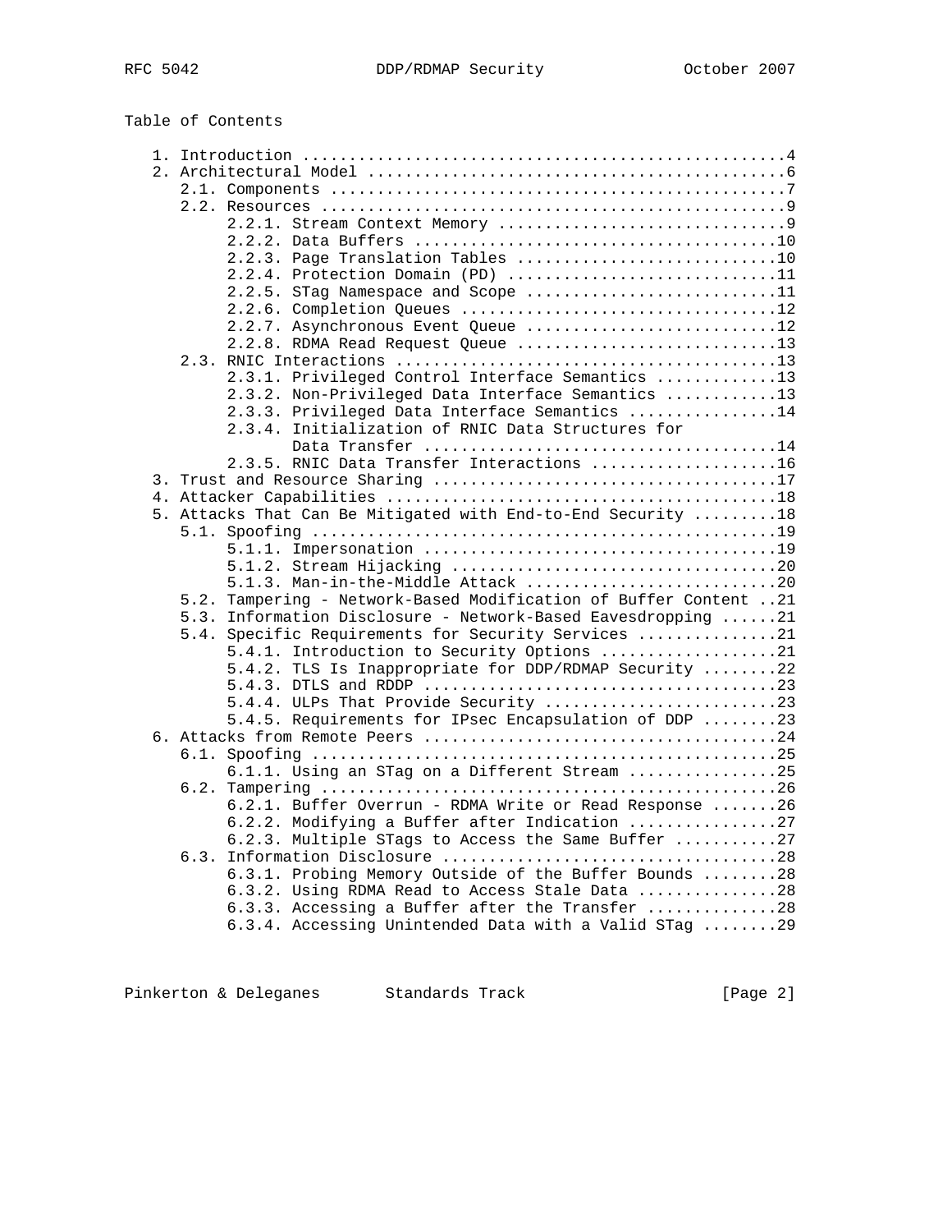Table of Contents

```
   1. Introduction ....................................................4
   2. Architectural Model .............................................6
      2.1. Components .................................................7
      2.2. Resources ..................................................9
           2.2.1. Stream Context Memory ...............................9
           2.2.2. Data Buffers .......................................10
           2.2.3. Page Translation Tables ............................10
           2.2.4. Protection Domain (PD) .............................11
           2.2.5. STag Namespace and Scope ...........................11
           2.2.6. Completion Queues ..................................12
           2.2.7. Asynchronous Event Queue ...........................12
           2.2.8. RDMA Read Request Queue ............................13
      2.3. RNIC Interactions .........................................13
           2.3.1. Privileged Control Interface Semantics .............13
           2.3.2. Non-Privileged Data Interface Semantics ............13
           2.3.3. Privileged Data Interface Semantics ................14
           2.3.4. Initialization of RNIC Data Structures for
                  Data Transfer ......................................14
           2.3.5. RNIC Data Transfer Interactions ....................16
   3. Trust and Resource Sharing .....................................17
   4. Attacker Capabilities ..........................................18
   5. Attacks That Can Be Mitigated with End-to-End Security .........18
      5.1. Spoofing ..................................................19
           5.1.1. Impersonation ......................................19
           5.1.2. Stream Hijacking ...................................20
           5.1.3. Man-in-the-Middle Attack ...........................20
      5.2. Tampering - Network-Based Modification of Buffer Content ..21
      5.3. Information Disclosure - Network-Based Eavesdropping ......21
      5.4. Specific Requirements for Security Services ...............21
           5.4.1. Introduction to Security Options ...................21
           5.4.2. TLS Is Inappropriate for DDP/RDMAP Security ........22
           5.4.3. DTLS and RDDP ......................................23
           5.4.4. ULPs That Provide Security .........................23
           5.4.5. Requirements for IPsec Encapsulation of DDP ........23
   6. Attacks from Remote Peers ......................................24
      6.1. Spoofing ..................................................25
           6.1.1. Using an STag on a Different Stream ................25
      6.2. Tampering .................................................26
           6.2.1. Buffer Overrun - RDMA Write or Read Response .......26
           6.2.2. Modifying a Buffer after Indication ................27
           6.2.3. Multiple STags to Access the Same Buffer ...........27
      6.3. Information Disclosure ....................................28
           6.3.1. Probing Memory Outside of the Buffer Bounds ........28
           6.3.2. Using RDMA Read to Access Stale Data ...............28
           6.3.3. Accessing a Buffer after the Transfer ..............28
           6.3.4. Accessing Unintended Data with a Valid STag ........29
```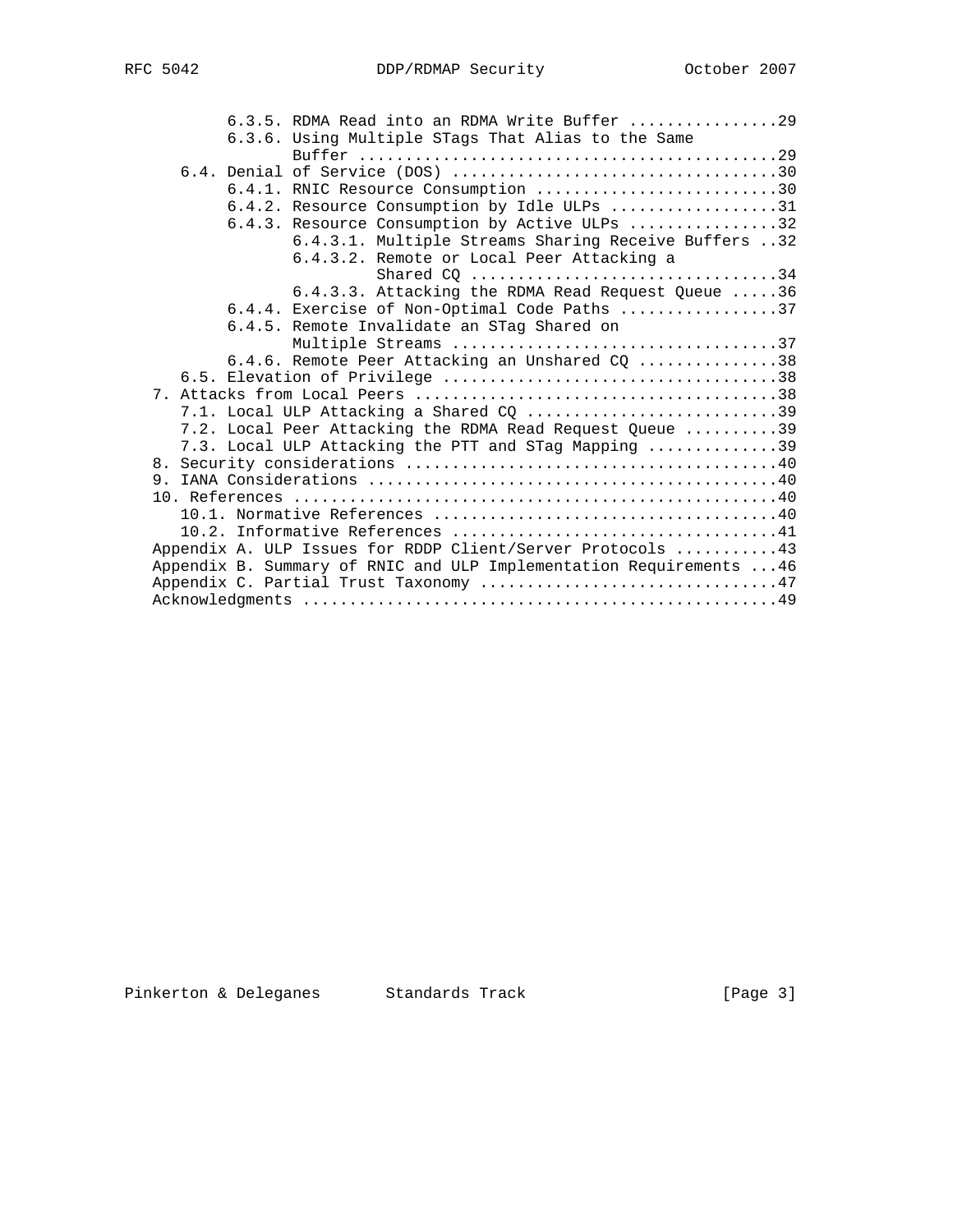```
         6.3.5. RDMA Read into an RDMA Write Buffer ...............29
         6.3.6. Using Multiple STags That Alias to the Same
                Buffer ............................................29
      6.4. Denial of Service (DOS) ..................................30
         6.4.1. RNIC Resource Consumption ..........................30
         6.4.2. Resource Consumption by Idle ULPs ..................31
         6.4.3. Resource Consumption by Active ULPs ................32
                6.4.3.1. Multiple Streams Sharing Receive Buffers ..32
                6.4.3.2. Remote or Local Peer Attacking a
                         Shared CQ .................................34
                6.4.3.3. Attacking the RDMA Read Request Queue .....36
         6.4.4. Exercise of Non-Optimal Code Paths .................37
         6.4.5. Remote Invalidate an STag Shared on
                Multiple Streams ...................................37
         6.4.6. Remote Peer Attacking an Unshared CQ ...............38
      6.5. Elevation of Privilege ...................................38
   7. Attacks from Local Peers ......................................38
      7.1. Local ULP Attacking a Shared CQ ..........................39
      7.2. Local Peer Attacking the RDMA Read Request Queue ..........39
      7.3. Local ULP Attacking the PTT and STag Mapping ..............39
   8. Security considerations .......................................40
   9. IANA Considerations ...........................................40
   10. References ...................................................40
      10.1. Normative References ....................................40
      10.2. Informative References ..................................41
   Appendix A. ULP Issues for RDDP Client/Server Protocols ...........43
   Appendix B. Summary of RNIC and ULP Implementation Requirements ...46
   Appendix C. Partial Trust Taxonomy ................................47
   Acknowledgments ..................................................49
```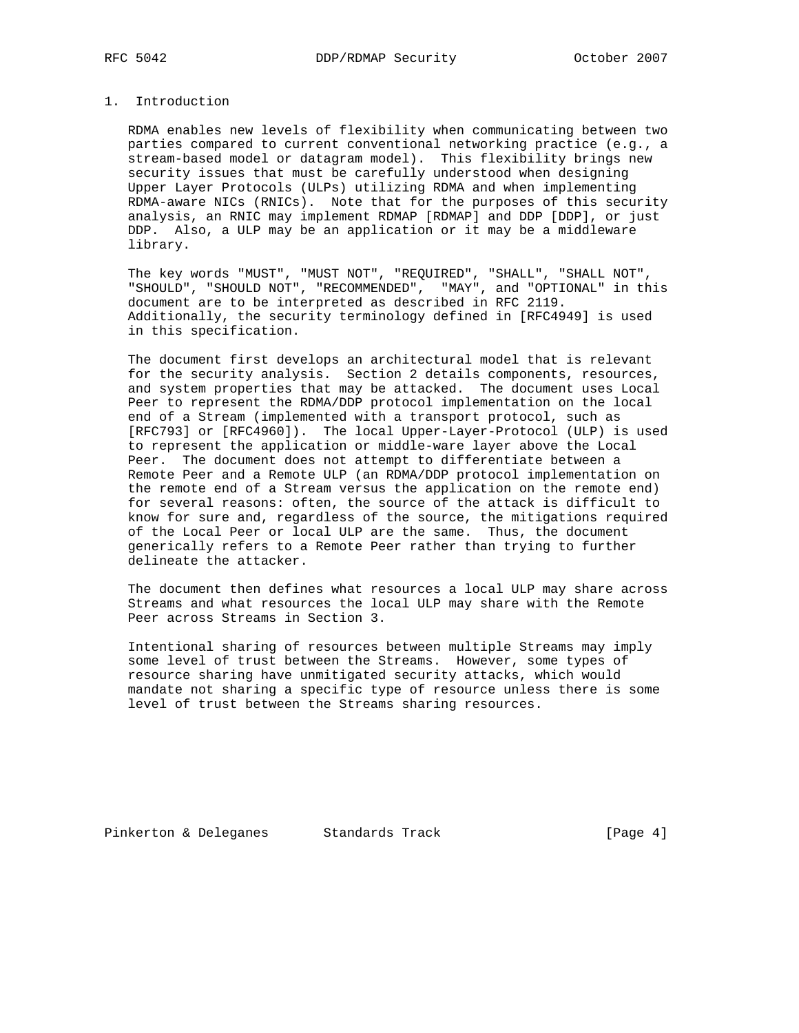# 1. Introduction

RDMA enables new levels of flexibility when communicating between two parties compared to current conventional networking practice (e.g., a stream-based model or datagram model). This flexibility brings new security issues that must be carefully understood when designing Upper Layer Protocols (ULPs) utilizing RDMA and when implementing RDMA-aware NICs (RNICs). Note that for the purposes of this security analysis, an RNIC may implement RDMAP [RDMAP] and DDP [DDP], or just DDP. Also, a ULP may be an application or it may be a middleware library.

The key words "MUST", "MUST NOT", "REQUIRED", "SHALL", "SHALL NOT", "SHOULD", "SHOULD NOT", "RECOMMENDED", "MAY", and "OPTIONAL" in this document are to be interpreted as described in RFC 2119. Additionally, the security terminology defined in [RFC4949] is used in this specification.

The document first develops an architectural model that is relevant for the security analysis. Section 2 details components, resources, and system properties that may be attacked. The document uses Local Peer to represent the RDMA/DDP protocol implementation on the local end of a Stream (implemented with a transport protocol, such as [RFC793] or [RFC4960]). The local Upper-Layer-Protocol (ULP) is used to represent the application or middle-ware layer above the Local Peer. The document does not attempt to differentiate between a Remote Peer and a Remote ULP (an RDMA/DDP protocol implementation on the remote end of a Stream versus the application on the remote end) for several reasons: often, the source of the attack is difficult to know for sure and, regardless of the source, the mitigations required of the Local Peer or local ULP are the same. Thus, the document generically refers to a Remote Peer rather than trying to further delineate the attacker.

The document then defines what resources a local ULP may share across Streams and what resources the local ULP may share with the Remote Peer across Streams in Section 3.

Intentional sharing of resources between multiple Streams may imply some level of trust between the Streams. However, some types of resource sharing have unmitigated security attacks, which would mandate not sharing a specific type of resource unless there is some level of trust between the Streams sharing resources.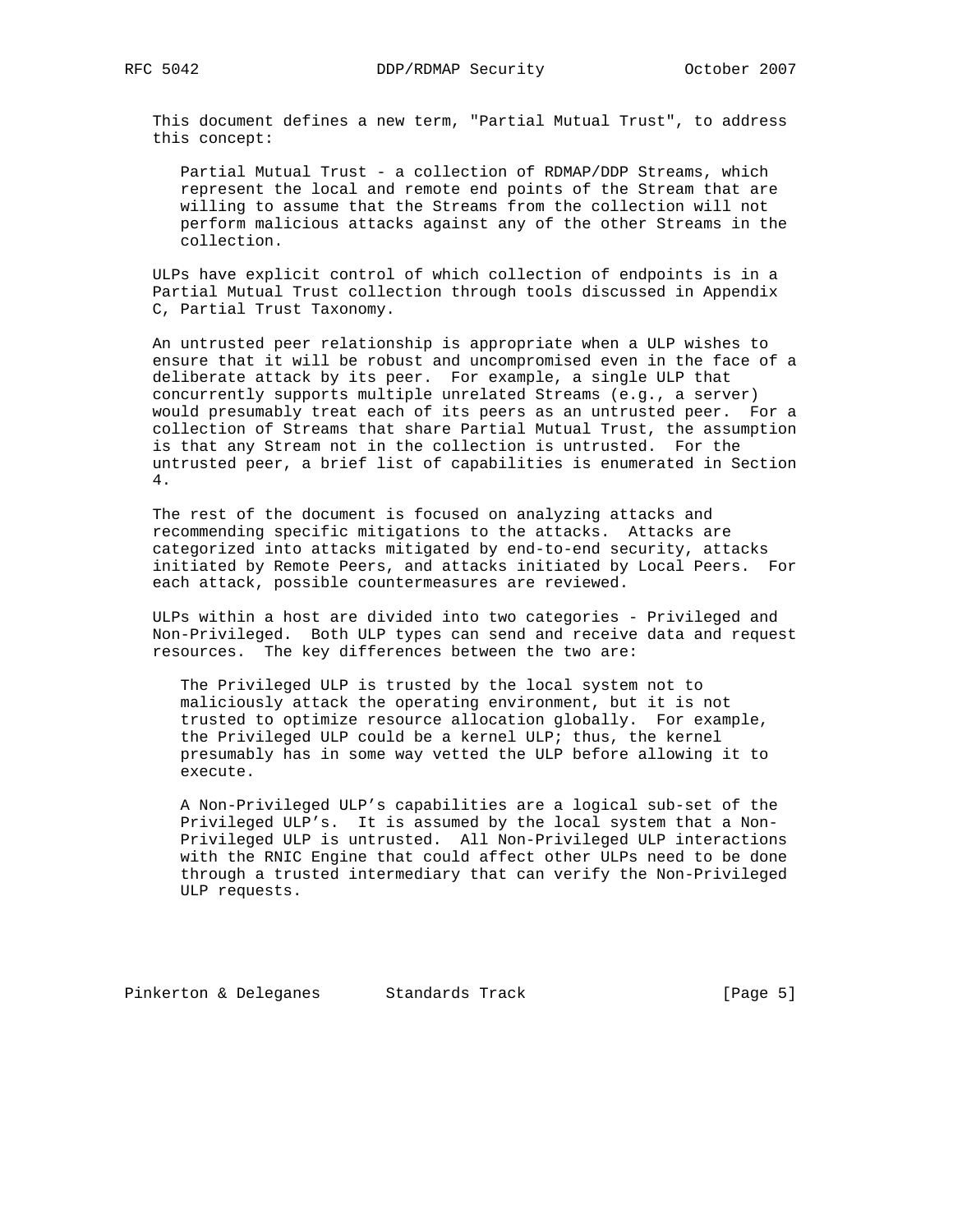This document defines a new term, "Partial Mutual Trust", to address this concept:

> Partial Mutual Trust - a collection of RDMAP/DDP Streams, which represent the local and remote end points of the Stream that are willing to assume that the Streams from the collection will not perform malicious attacks against any of the other Streams in the collection.

ULPs have explicit control of which collection of endpoints is in a Partial Mutual Trust collection through tools discussed in Appendix C, Partial Trust Taxonomy.

An untrusted peer relationship is appropriate when a ULP wishes to ensure that it will be robust and uncompromised even in the face of a deliberate attack by its peer. For example, a single ULP that concurrently supports multiple unrelated Streams (e.g., a server) would presumably treat each of its peers as an untrusted peer. For a collection of Streams that share Partial Mutual Trust, the assumption is that any Stream not in the collection is untrusted. For the untrusted peer, a brief list of capabilities is enumerated in Section 4.

The rest of the document is focused on analyzing attacks and recommending specific mitigations to the attacks. Attacks are categorized into attacks mitigated by end-to-end security, attacks initiated by Remote Peers, and attacks initiated by Local Peers. For each attack, possible countermeasures are reviewed.

ULPs within a host are divided into two categories - Privileged and Non-Privileged. Both ULP types can send and receive data and request resources. The key differences between the two are:

> The Privileged ULP is trusted by the local system not to maliciously attack the operating environment, but it is not trusted to optimize resource allocation globally. For example, the Privileged ULP could be a kernel ULP; thus, the kernel presumably has in some way vetted the ULP before allowing it to execute.

> A Non-Privileged ULP's capabilities are a logical sub-set of the Privileged ULP's. It is assumed by the local system that a Non-Privileged ULP is untrusted. All Non-Privileged ULP interactions with the RNIC Engine that could affect other ULPs need to be done through a trusted intermediary that can verify the Non-Privileged ULP requests.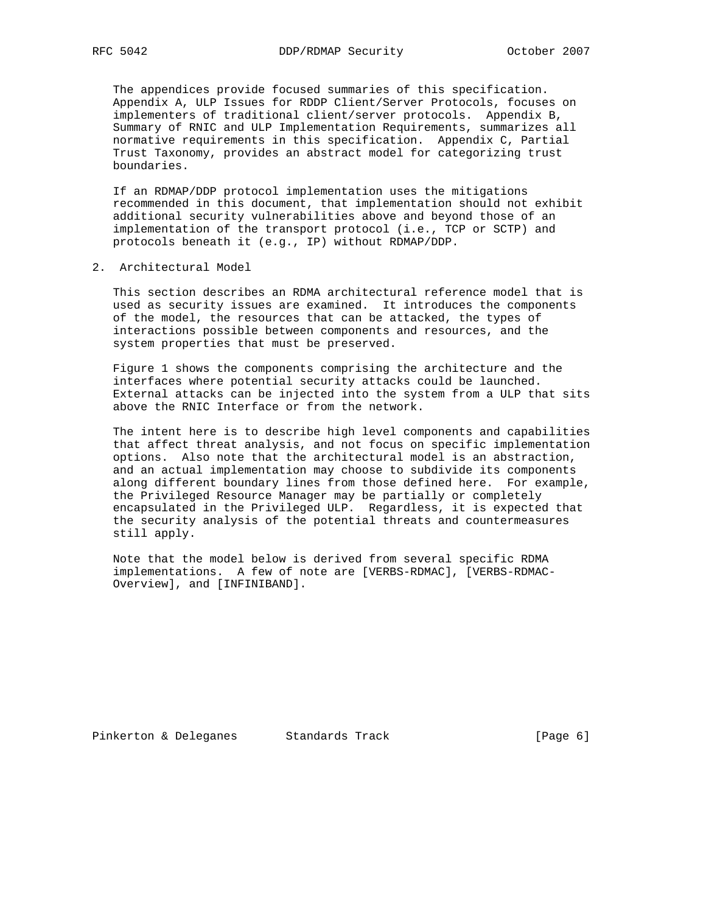The appendices provide focused summaries of this specification. Appendix A, ULP Issues for RDDP Client/Server Protocols, focuses on implementers of traditional client/server protocols. Appendix B, Summary of RNIC and ULP Implementation Requirements, summarizes all normative requirements in this specification. Appendix C, Partial Trust Taxonomy, provides an abstract model for categorizing trust boundaries.

If an RDMAP/DDP protocol implementation uses the mitigations recommended in this document, that implementation should not exhibit additional security vulnerabilities above and beyond those of an implementation of the transport protocol (i.e., TCP or SCTP) and protocols beneath it (e.g., IP) without RDMAP/DDP.

## 2. Architectural Model

This section describes an RDMA architectural reference model that is used as security issues are examined. It introduces the components of the model, the resources that can be attacked, the types of interactions possible between components and resources, and the system properties that must be preserved.

Figure 1 shows the components comprising the architecture and the interfaces where potential security attacks could be launched. External attacks can be injected into the system from a ULP that sits above the RNIC Interface or from the network.

The intent here is to describe high level components and capabilities that affect threat analysis, and not focus on specific implementation options. Also note that the architectural model is an abstraction, and an actual implementation may choose to subdivide its components along different boundary lines from those defined here. For example, the Privileged Resource Manager may be partially or completely encapsulated in the Privileged ULP. Regardless, it is expected that the security analysis of the potential threats and countermeasures still apply.

Note that the model below is derived from several specific RDMA implementations. A few of note are [VERBS-RDMAC], [VERBS-RDMAC-Overview], and [INFINIBAND].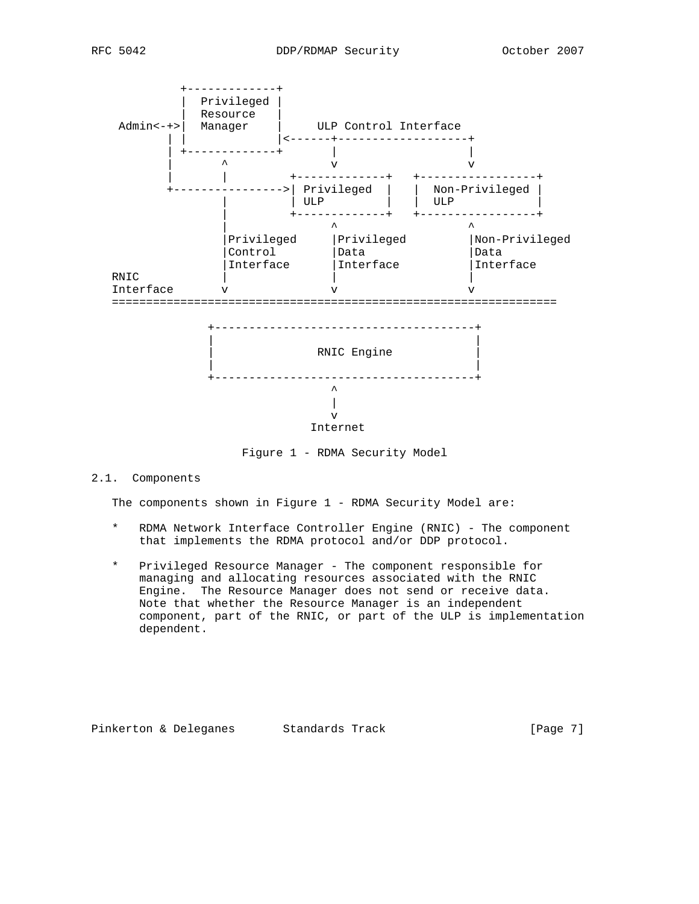```
           +-------------+
           |  Privileged |
           |  Resource   |
 Admin<-+>|  Manager    |      ULP Control Interface
        | |             |<------+-------------------+
        | +-------------+       |                   |
        |       ^               v                   v
        |       |         +-------------+   +-----------------+
        +---------------->| Privileged  |   |  Non-Privileged |
                |         | ULP         |   |  ULP            |
                |         +-------------+   +-----------------+
                |                ^                   ^
                |Privileged      |Privileged         |Non-Privileged
                |Control         |Data               |Data
                |Interface       |Interface          |Interface
RNIC            |                |                   |
Interface       v                v                   v
=================================================================

              +--------------------------------------+
              |                                      |
              |              RNIC Engine             |
              |                                      |
              +--------------------------------------+
                                 ^
                                 |
                                 v
                              Internet
```

Figure 1 - RDMA Security Model

### 2.1. Components

The components shown in Figure 1 - RDMA Security Model are:

* RDMA Network Interface Controller Engine (RNIC) - The component that implements the RDMA protocol and/or DDP protocol.

* Privileged Resource Manager - The component responsible for managing and allocating resources associated with the RNIC Engine. The Resource Manager does not send or receive data. Note that whether the Resource Manager is an independent component, part of the RNIC, or part of the ULP is implementation dependent.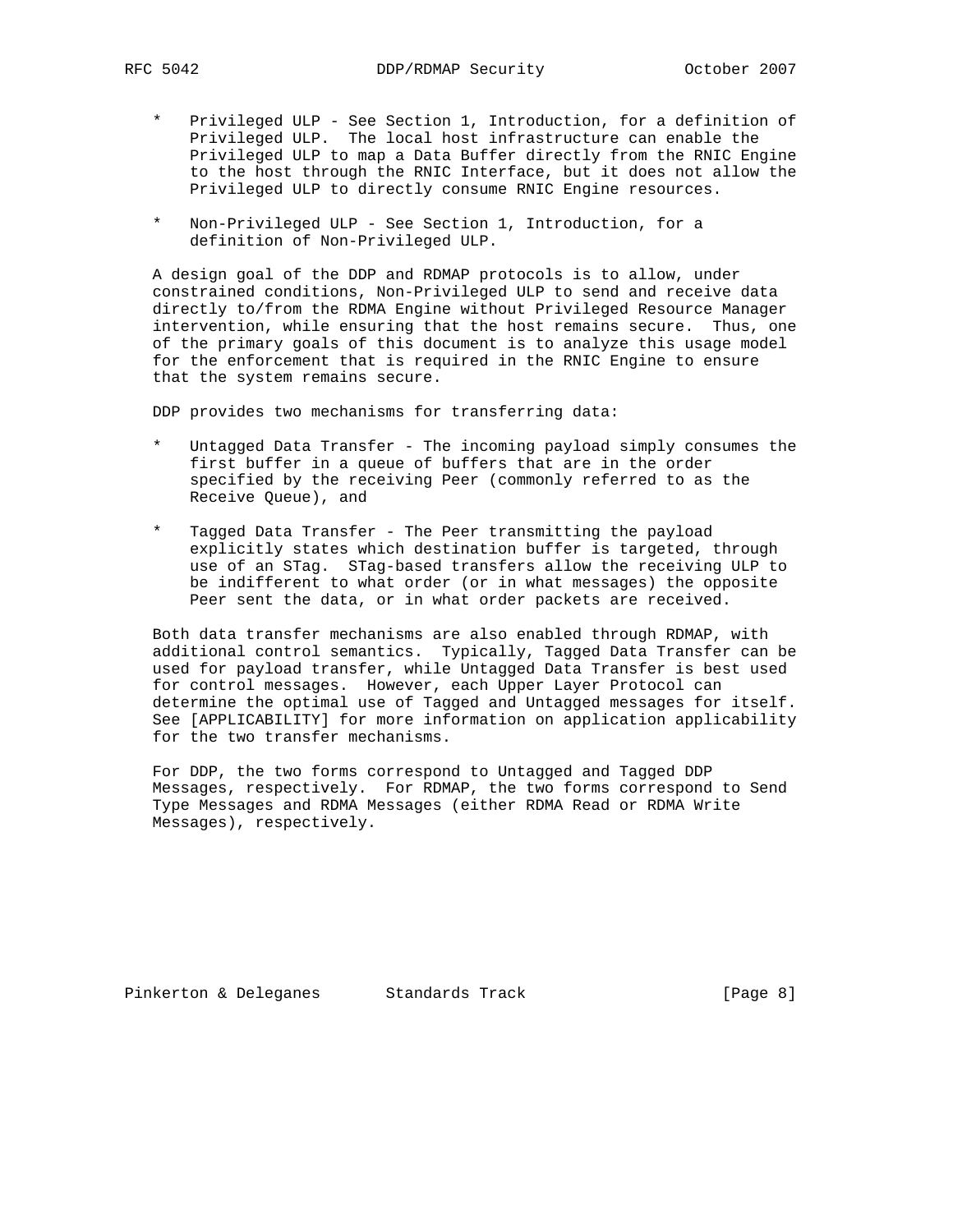* Privileged ULP - See Section 1, Introduction, for a definition of Privileged ULP. The local host infrastructure can enable the Privileged ULP to map a Data Buffer directly from the RNIC Engine to the host through the RNIC Interface, but it does not allow the Privileged ULP to directly consume RNIC Engine resources.

* Non-Privileged ULP - See Section 1, Introduction, for a definition of Non-Privileged ULP.

A design goal of the DDP and RDMAP protocols is to allow, under constrained conditions, Non-Privileged ULP to send and receive data directly to/from the RDMA Engine without Privileged Resource Manager intervention, while ensuring that the host remains secure. Thus, one of the primary goals of this document is to analyze this usage model for the enforcement that is required in the RNIC Engine to ensure that the system remains secure.

DDP provides two mechanisms for transferring data:

* Untagged Data Transfer - The incoming payload simply consumes the first buffer in a queue of buffers that are in the order specified by the receiving Peer (commonly referred to as the Receive Queue), and

* Tagged Data Transfer - The Peer transmitting the payload explicitly states which destination buffer is targeted, through use of an STag. STag-based transfers allow the receiving ULP to be indifferent to what order (or in what messages) the opposite Peer sent the data, or in what order packets are received.

Both data transfer mechanisms are also enabled through RDMAP, with additional control semantics. Typically, Tagged Data Transfer can be used for payload transfer, while Untagged Data Transfer is best used for control messages. However, each Upper Layer Protocol can determine the optimal use of Tagged and Untagged messages for itself. See [APPLICABILITY] for more information on application applicability for the two transfer mechanisms.

For DDP, the two forms correspond to Untagged and Tagged DDP Messages, respectively. For RDMAP, the two forms correspond to Send Type Messages and RDMA Messages (either RDMA Read or RDMA Write Messages), respectively.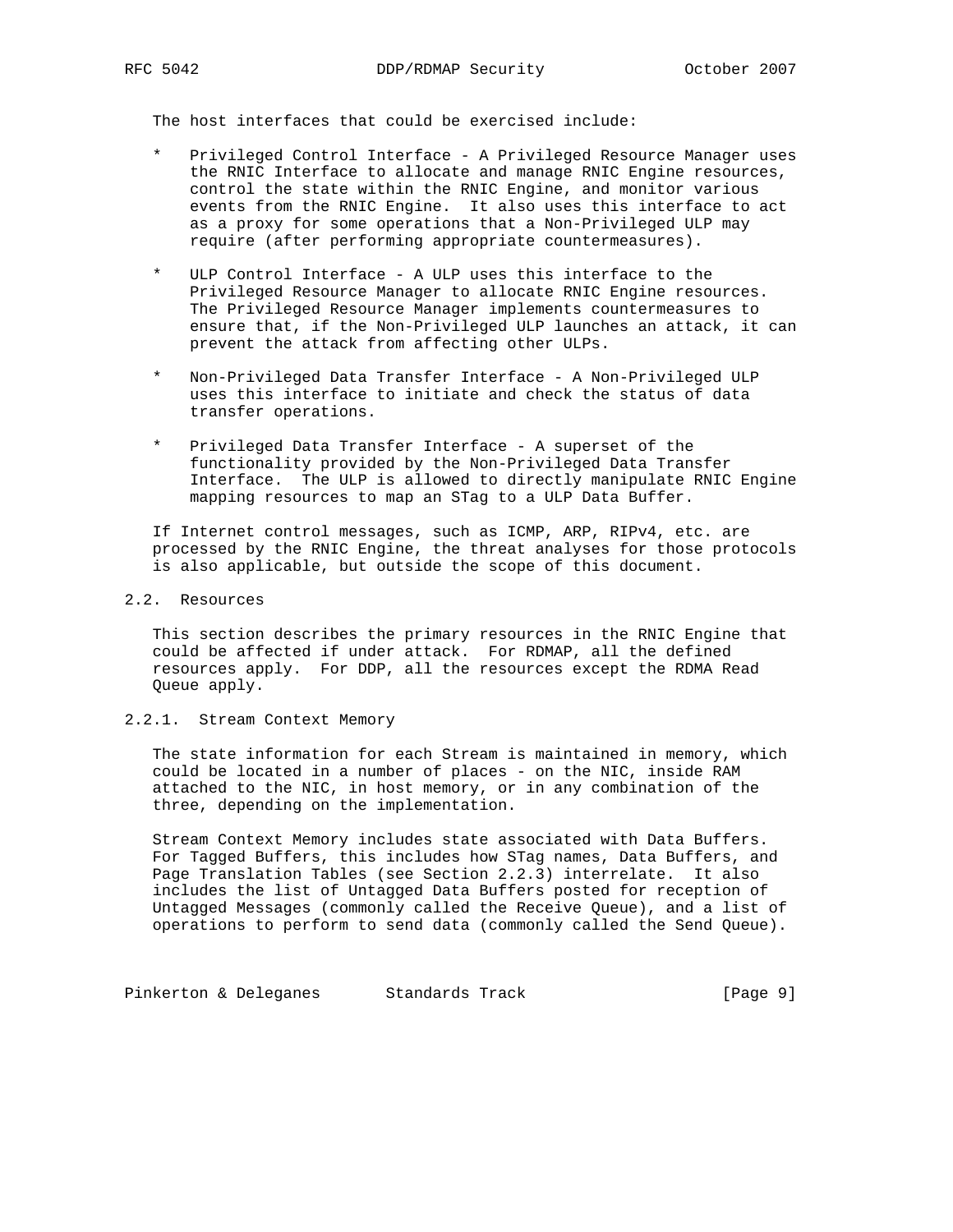The host interfaces that could be exercised include:

* Privileged Control Interface - A Privileged Resource Manager uses the RNIC Interface to allocate and manage RNIC Engine resources, control the state within the RNIC Engine, and monitor various events from the RNIC Engine. It also uses this interface to act as a proxy for some operations that a Non-Privileged ULP may require (after performing appropriate countermeasures).

* ULP Control Interface - A ULP uses this interface to the Privileged Resource Manager to allocate RNIC Engine resources. The Privileged Resource Manager implements countermeasures to ensure that, if the Non-Privileged ULP launches an attack, it can prevent the attack from affecting other ULPs.

* Non-Privileged Data Transfer Interface - A Non-Privileged ULP uses this interface to initiate and check the status of data transfer operations.

* Privileged Data Transfer Interface - A superset of the functionality provided by the Non-Privileged Data Transfer Interface. The ULP is allowed to directly manipulate RNIC Engine mapping resources to map an STag to a ULP Data Buffer.

If Internet control messages, such as ICMP, ARP, RIPv4, etc. are processed by the RNIC Engine, the threat analyses for those protocols is also applicable, but outside the scope of this document.

## 2.2. Resources

This section describes the primary resources in the RNIC Engine that could be affected if under attack. For RDMAP, all the defined resources apply. For DDP, all the resources except the RDMA Read Queue apply.

### 2.2.1. Stream Context Memory

The state information for each Stream is maintained in memory, which could be located in a number of places - on the NIC, inside RAM attached to the NIC, in host memory, or in any combination of the three, depending on the implementation.

Stream Context Memory includes state associated with Data Buffers. For Tagged Buffers, this includes how STag names, Data Buffers, and Page Translation Tables (see Section 2.2.3) interrelate. It also includes the list of Untagged Data Buffers posted for reception of Untagged Messages (commonly called the Receive Queue), and a list of operations to perform to send data (commonly called the Send Queue).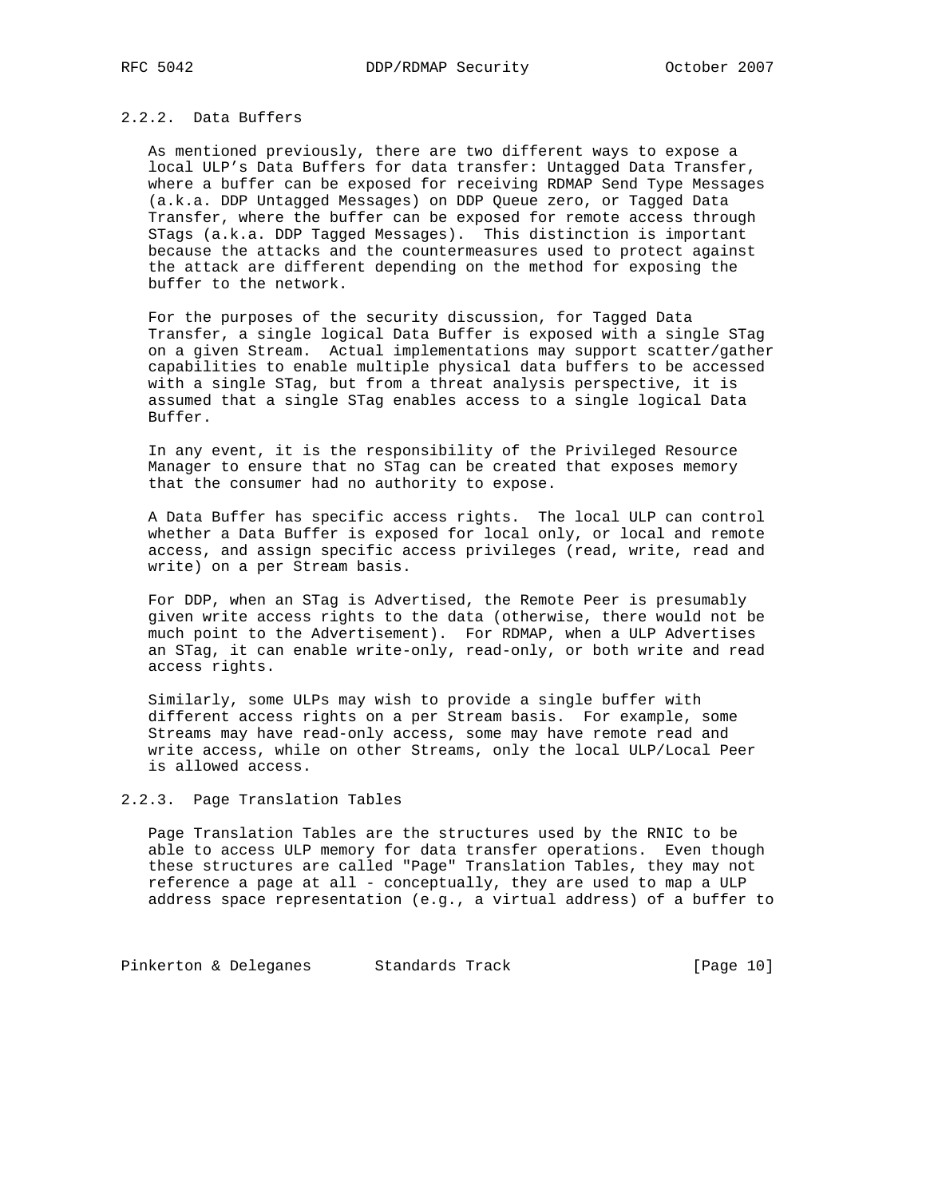### 2.2.2. Data Buffers

As mentioned previously, there are two different ways to expose a local ULP's Data Buffers for data transfer: Untagged Data Transfer, where a buffer can be exposed for receiving RDMAP Send Type Messages (a.k.a. DDP Untagged Messages) on DDP Queue zero, or Tagged Data Transfer, where the buffer can be exposed for remote access through STags (a.k.a. DDP Tagged Messages). This distinction is important because the attacks and the countermeasures used to protect against the attack are different depending on the method for exposing the buffer to the network.

For the purposes of the security discussion, for Tagged Data Transfer, a single logical Data Buffer is exposed with a single STag on a given Stream. Actual implementations may support scatter/gather capabilities to enable multiple physical data buffers to be accessed with a single STag, but from a threat analysis perspective, it is assumed that a single STag enables access to a single logical Data Buffer.

In any event, it is the responsibility of the Privileged Resource Manager to ensure that no STag can be created that exposes memory that the consumer had no authority to expose.

A Data Buffer has specific access rights. The local ULP can control whether a Data Buffer is exposed for local only, or local and remote access, and assign specific access privileges (read, write, read and write) on a per Stream basis.

For DDP, when an STag is Advertised, the Remote Peer is presumably given write access rights to the data (otherwise, there would not be much point to the Advertisement). For RDMAP, when a ULP Advertises an STag, it can enable write-only, read-only, or both write and read access rights.

Similarly, some ULPs may wish to provide a single buffer with different access rights on a per Stream basis. For example, some Streams may have read-only access, some may have remote read and write access, while on other Streams, only the local ULP/Local Peer is allowed access.

### 2.2.3. Page Translation Tables

Page Translation Tables are the structures used by the RNIC to be able to access ULP memory for data transfer operations. Even though these structures are called "Page" Translation Tables, they may not reference a page at all - conceptually, they are used to map a ULP address space representation (e.g., a virtual address) of a buffer to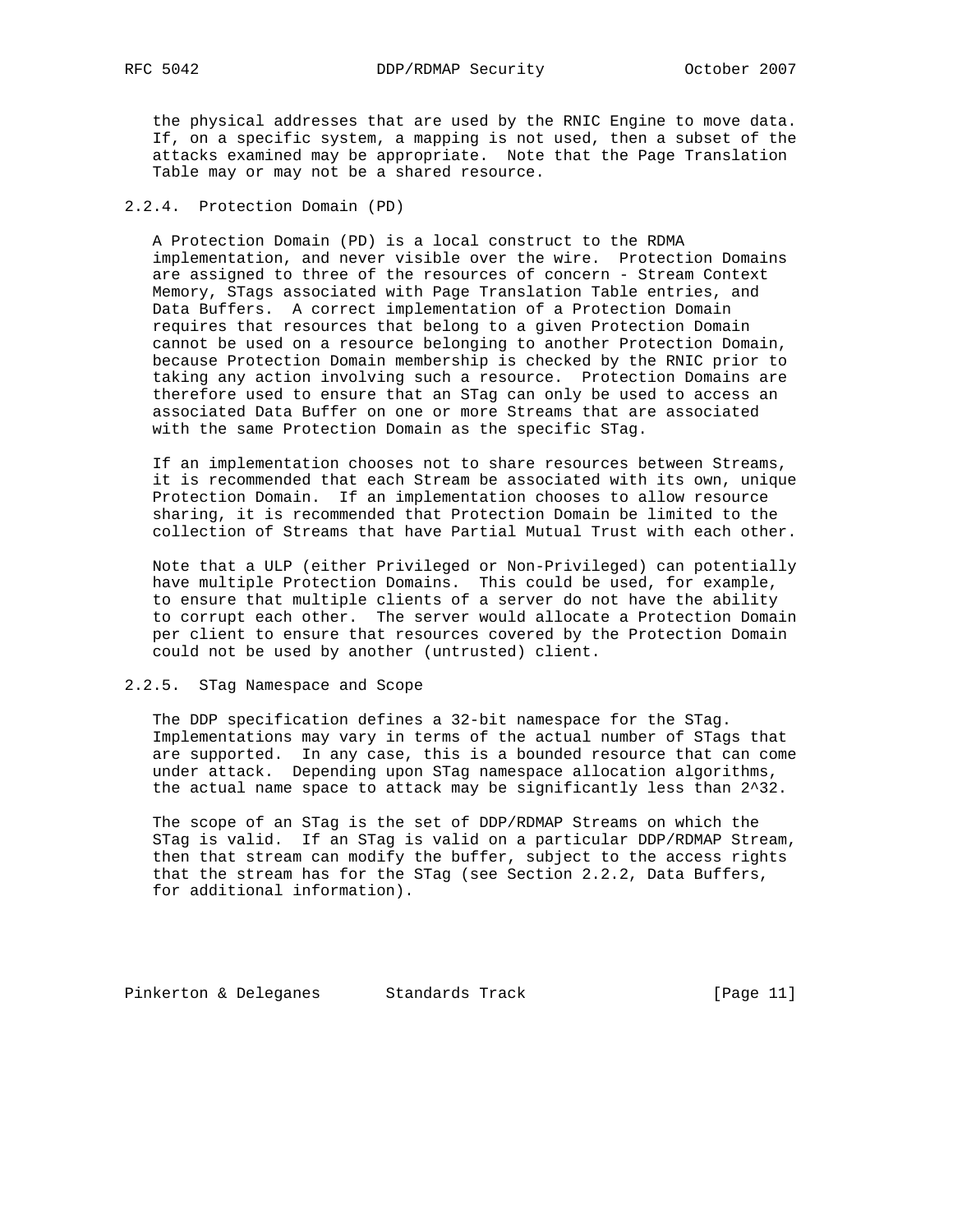the physical addresses that are used by the RNIC Engine to move data. If, on a specific system, a mapping is not used, then a subset of the attacks examined may be appropriate. Note that the Page Translation Table may or may not be a shared resource.

### 2.2.4. Protection Domain (PD)

A Protection Domain (PD) is a local construct to the RDMA implementation, and never visible over the wire. Protection Domains are assigned to three of the resources of concern - Stream Context Memory, STags associated with Page Translation Table entries, and Data Buffers. A correct implementation of a Protection Domain requires that resources that belong to a given Protection Domain cannot be used on a resource belonging to another Protection Domain, because Protection Domain membership is checked by the RNIC prior to taking any action involving such a resource. Protection Domains are therefore used to ensure that an STag can only be used to access an associated Data Buffer on one or more Streams that are associated with the same Protection Domain as the specific STag.

If an implementation chooses not to share resources between Streams, it is recommended that each Stream be associated with its own, unique Protection Domain. If an implementation chooses to allow resource sharing, it is recommended that Protection Domain be limited to the collection of Streams that have Partial Mutual Trust with each other.

Note that a ULP (either Privileged or Non-Privileged) can potentially have multiple Protection Domains. This could be used, for example, to ensure that multiple clients of a server do not have the ability to corrupt each other. The server would allocate a Protection Domain per client to ensure that resources covered by the Protection Domain could not be used by another (untrusted) client.

### 2.2.5. STag Namespace and Scope

The DDP specification defines a 32-bit namespace for the STag. Implementations may vary in terms of the actual number of STags that are supported. In any case, this is a bounded resource that can come under attack. Depending upon STag namespace allocation algorithms, the actual name space to attack may be significantly less than $2^{32}$.

The scope of an STag is the set of DDP/RDMAP Streams on which the STag is valid. If an STag is valid on a particular DDP/RDMAP Stream, then that stream can modify the buffer, subject to the access rights that the stream has for the STag (see Section 2.2.2, Data Buffers, for additional information).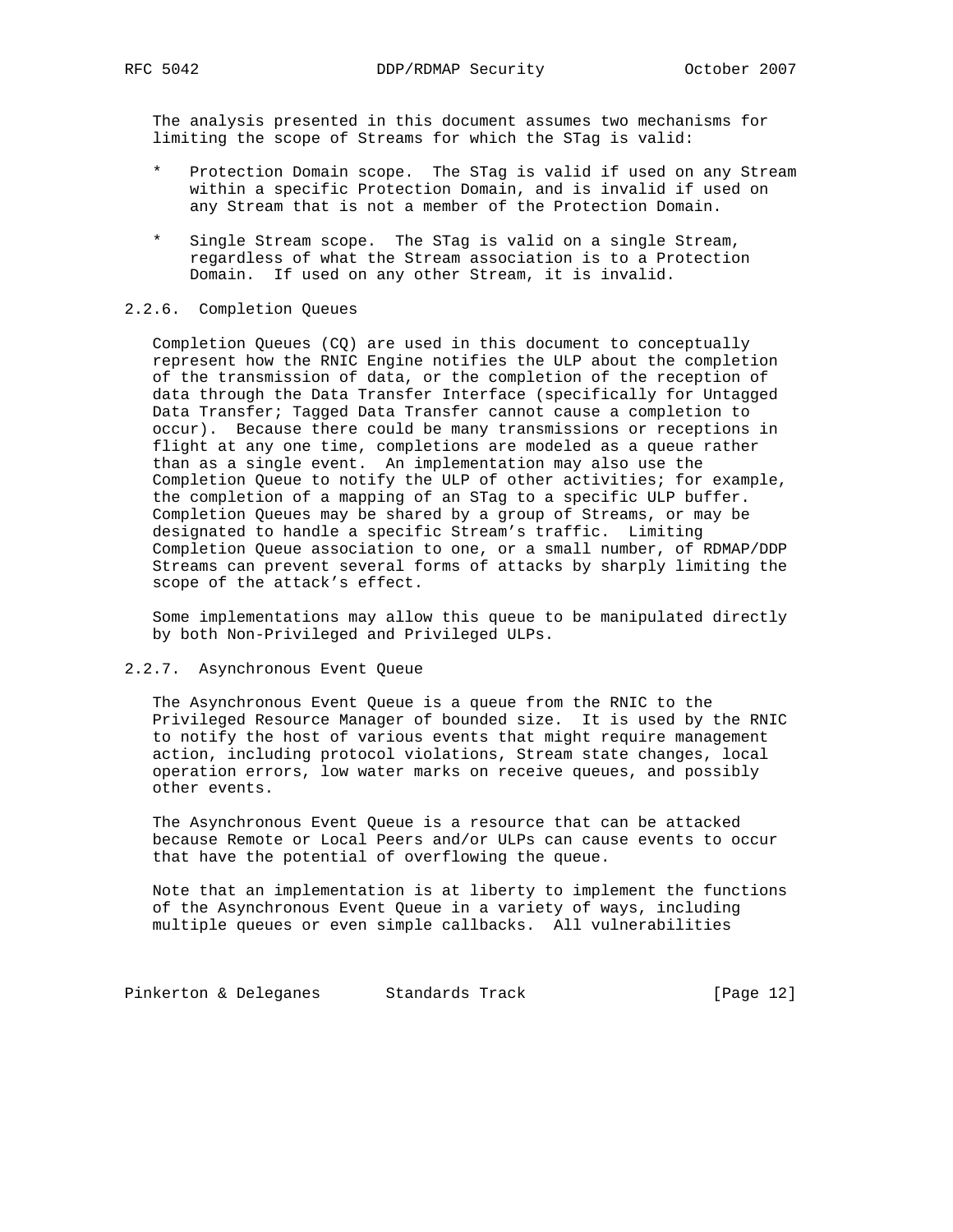The analysis presented in this document assumes two mechanisms for limiting the scope of Streams for which the STag is valid:

* Protection Domain scope. The STag is valid if used on any Stream within a specific Protection Domain, and is invalid if used on any Stream that is not a member of the Protection Domain.

* Single Stream scope. The STag is valid on a single Stream, regardless of what the Stream association is to a Protection Domain. If used on any other Stream, it is invalid.

### 2.2.6. Completion Queues

Completion Queues (CQ) are used in this document to conceptually represent how the RNIC Engine notifies the ULP about the completion of the transmission of data, or the completion of the reception of data through the Data Transfer Interface (specifically for Untagged Data Transfer; Tagged Data Transfer cannot cause a completion to occur). Because there could be many transmissions or receptions in flight at any one time, completions are modeled as a queue rather than as a single event. An implementation may also use the Completion Queue to notify the ULP of other activities; for example, the completion of a mapping of an STag to a specific ULP buffer. Completion Queues may be shared by a group of Streams, or may be designated to handle a specific Stream's traffic. Limiting Completion Queue association to one, or a small number, of RDMAP/DDP Streams can prevent several forms of attacks by sharply limiting the scope of the attack's effect.

Some implementations may allow this queue to be manipulated directly by both Non-Privileged and Privileged ULPs.

### 2.2.7. Asynchronous Event Queue

The Asynchronous Event Queue is a queue from the RNIC to the Privileged Resource Manager of bounded size. It is used by the RNIC to notify the host of various events that might require management action, including protocol violations, Stream state changes, local operation errors, low water marks on receive queues, and possibly other events.

The Asynchronous Event Queue is a resource that can be attacked because Remote or Local Peers and/or ULPs can cause events to occur that have the potential of overflowing the queue.

Note that an implementation is at liberty to implement the functions of the Asynchronous Event Queue in a variety of ways, including multiple queues or even simple callbacks. All vulnerabilities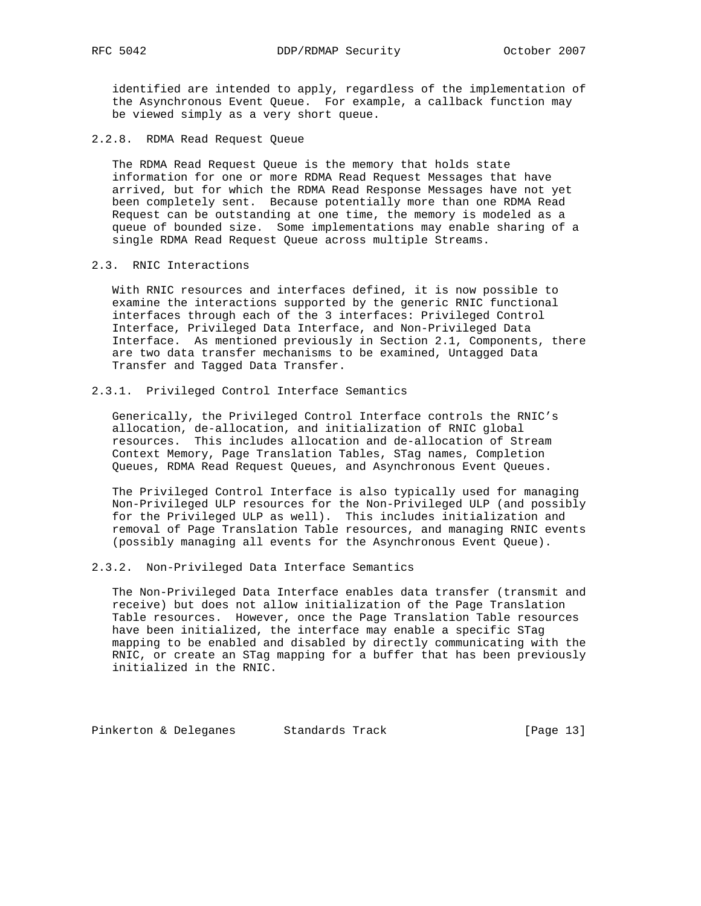identified are intended to apply, regardless of the implementation of the Asynchronous Event Queue. For example, a callback function may be viewed simply as a very short queue.

#### 2.2.8. RDMA Read Request Queue

The RDMA Read Request Queue is the memory that holds state information for one or more RDMA Read Request Messages that have arrived, but for which the RDMA Read Response Messages have not yet been completely sent. Because potentially more than one RDMA Read Request can be outstanding at one time, the memory is modeled as a queue of bounded size. Some implementations may enable sharing of a single RDMA Read Request Queue across multiple Streams.

### 2.3. RNIC Interactions

With RNIC resources and interfaces defined, it is now possible to examine the interactions supported by the generic RNIC functional interfaces through each of the 3 interfaces: Privileged Control Interface, Privileged Data Interface, and Non-Privileged Data Interface. As mentioned previously in Section 2.1, Components, there are two data transfer mechanisms to be examined, Untagged Data Transfer and Tagged Data Transfer.

#### 2.3.1. Privileged Control Interface Semantics

Generically, the Privileged Control Interface controls the RNIC's allocation, de-allocation, and initialization of RNIC global resources. This includes allocation and de-allocation of Stream Context Memory, Page Translation Tables, STag names, Completion Queues, RDMA Read Request Queues, and Asynchronous Event Queues.

The Privileged Control Interface is also typically used for managing Non-Privileged ULP resources for the Non-Privileged ULP (and possibly for the Privileged ULP as well). This includes initialization and removal of Page Translation Table resources, and managing RNIC events (possibly managing all events for the Asynchronous Event Queue).

#### 2.3.2. Non-Privileged Data Interface Semantics

The Non-Privileged Data Interface enables data transfer (transmit and receive) but does not allow initialization of the Page Translation Table resources. However, once the Page Translation Table resources have been initialized, the interface may enable a specific STag mapping to be enabled and disabled by directly communicating with the RNIC, or create an STag mapping for a buffer that has been previously initialized in the RNIC.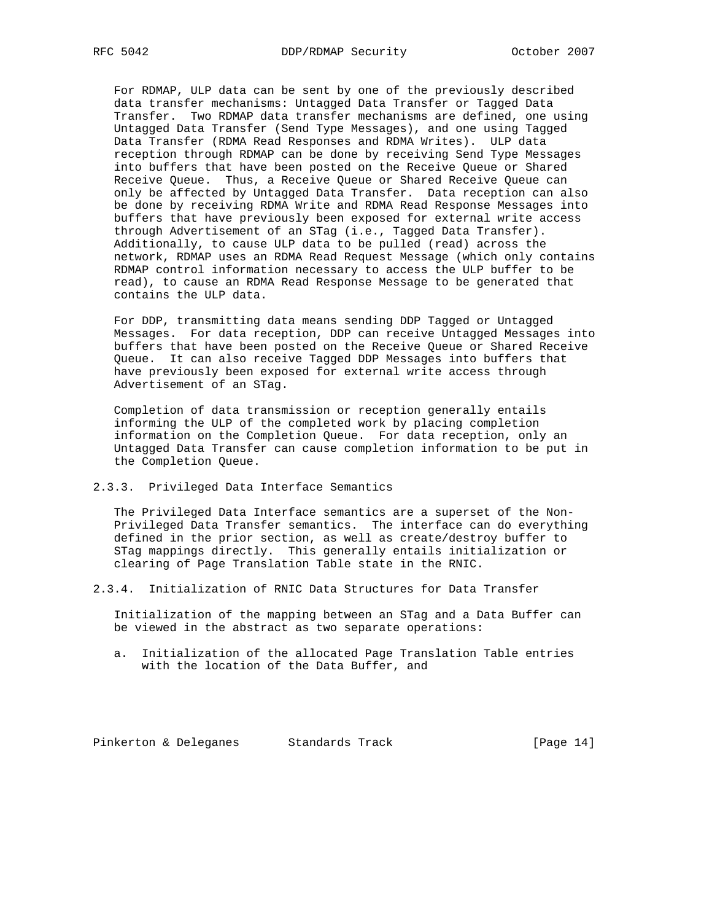For RDMAP, ULP data can be sent by one of the previously described data transfer mechanisms: Untagged Data Transfer or Tagged Data Transfer. Two RDMAP data transfer mechanisms are defined, one using Untagged Data Transfer (Send Type Messages), and one using Tagged Data Transfer (RDMA Read Responses and RDMA Writes). ULP data reception through RDMAP can be done by receiving Send Type Messages into buffers that have been posted on the Receive Queue or Shared Receive Queue. Thus, a Receive Queue or Shared Receive Queue can only be affected by Untagged Data Transfer. Data reception can also be done by receiving RDMA Write and RDMA Read Response Messages into buffers that have previously been exposed for external write access through Advertisement of an STag (i.e., Tagged Data Transfer). Additionally, to cause ULP data to be pulled (read) across the network, RDMAP uses an RDMA Read Request Message (which only contains RDMAP control information necessary to access the ULP buffer to be read), to cause an RDMA Read Response Message to be generated that contains the ULP data.

For DDP, transmitting data means sending DDP Tagged or Untagged Messages. For data reception, DDP can receive Untagged Messages into buffers that have been posted on the Receive Queue or Shared Receive Queue. It can also receive Tagged DDP Messages into buffers that have previously been exposed for external write access through Advertisement of an STag.

Completion of data transmission or reception generally entails informing the ULP of the completed work by placing completion information on the Completion Queue. For data reception, only an Untagged Data Transfer can cause completion information to be put in the Completion Queue.

### 2.3.3. Privileged Data Interface Semantics

The Privileged Data Interface semantics are a superset of the Non-Privileged Data Transfer semantics. The interface can do everything defined in the prior section, as well as create/destroy buffer to STag mappings directly. This generally entails initialization or clearing of Page Translation Table state in the RNIC.

### 2.3.4. Initialization of RNIC Data Structures for Data Transfer

Initialization of the mapping between an STag and a Data Buffer can be viewed in the abstract as two separate operations:

a. Initialization of the allocated Page Translation Table entries with the location of the Data Buffer, and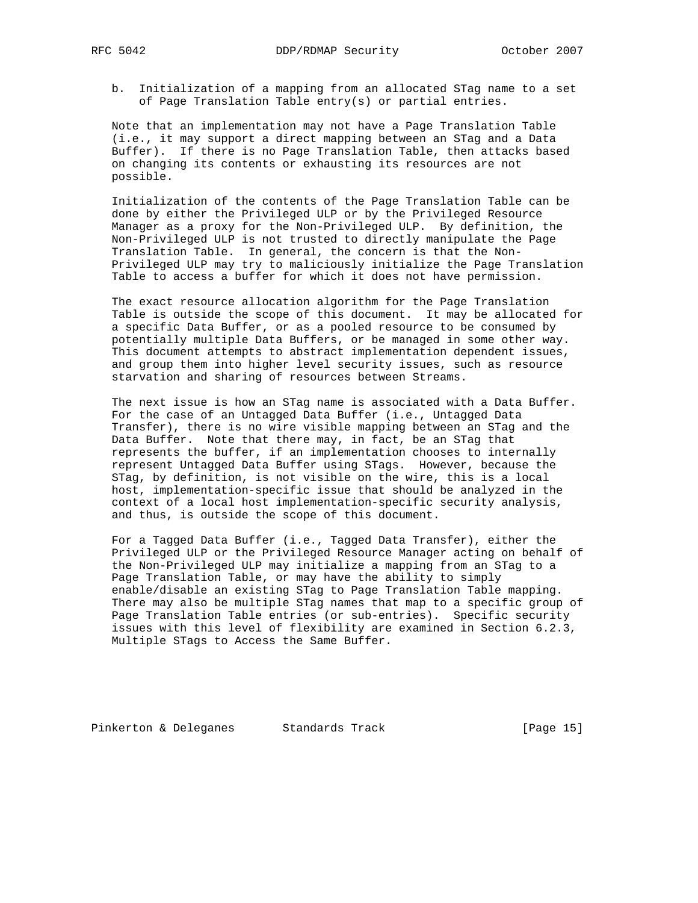b. Initialization of a mapping from an allocated STag name to a set of Page Translation Table entry(s) or partial entries.

Note that an implementation may not have a Page Translation Table (i.e., it may support a direct mapping between an STag and a Data Buffer). If there is no Page Translation Table, then attacks based on changing its contents or exhausting its resources are not possible.

Initialization of the contents of the Page Translation Table can be done by either the Privileged ULP or by the Privileged Resource Manager as a proxy for the Non-Privileged ULP. By definition, the Non-Privileged ULP is not trusted to directly manipulate the Page Translation Table. In general, the concern is that the Non-Privileged ULP may try to maliciously initialize the Page Translation Table to access a buffer for which it does not have permission.

The exact resource allocation algorithm for the Page Translation Table is outside the scope of this document. It may be allocated for a specific Data Buffer, or as a pooled resource to be consumed by potentially multiple Data Buffers, or be managed in some other way. This document attempts to abstract implementation dependent issues, and group them into higher level security issues, such as resource starvation and sharing of resources between Streams.

The next issue is how an STag name is associated with a Data Buffer. For the case of an Untagged Data Buffer (i.e., Untagged Data Transfer), there is no wire visible mapping between an STag and the Data Buffer. Note that there may, in fact, be an STag that represents the buffer, if an implementation chooses to internally represent Untagged Data Buffer using STags. However, because the STag, by definition, is not visible on the wire, this is a local host, implementation-specific issue that should be analyzed in the context of a local host implementation-specific security analysis, and thus, is outside the scope of this document.

For a Tagged Data Buffer (i.e., Tagged Data Transfer), either the Privileged ULP or the Privileged Resource Manager acting on behalf of the Non-Privileged ULP may initialize a mapping from an STag to a Page Translation Table, or may have the ability to simply enable/disable an existing STag to Page Translation Table mapping. There may also be multiple STag names that map to a specific group of Page Translation Table entries (or sub-entries). Specific security issues with this level of flexibility are examined in Section 6.2.3, Multiple STags to Access the Same Buffer.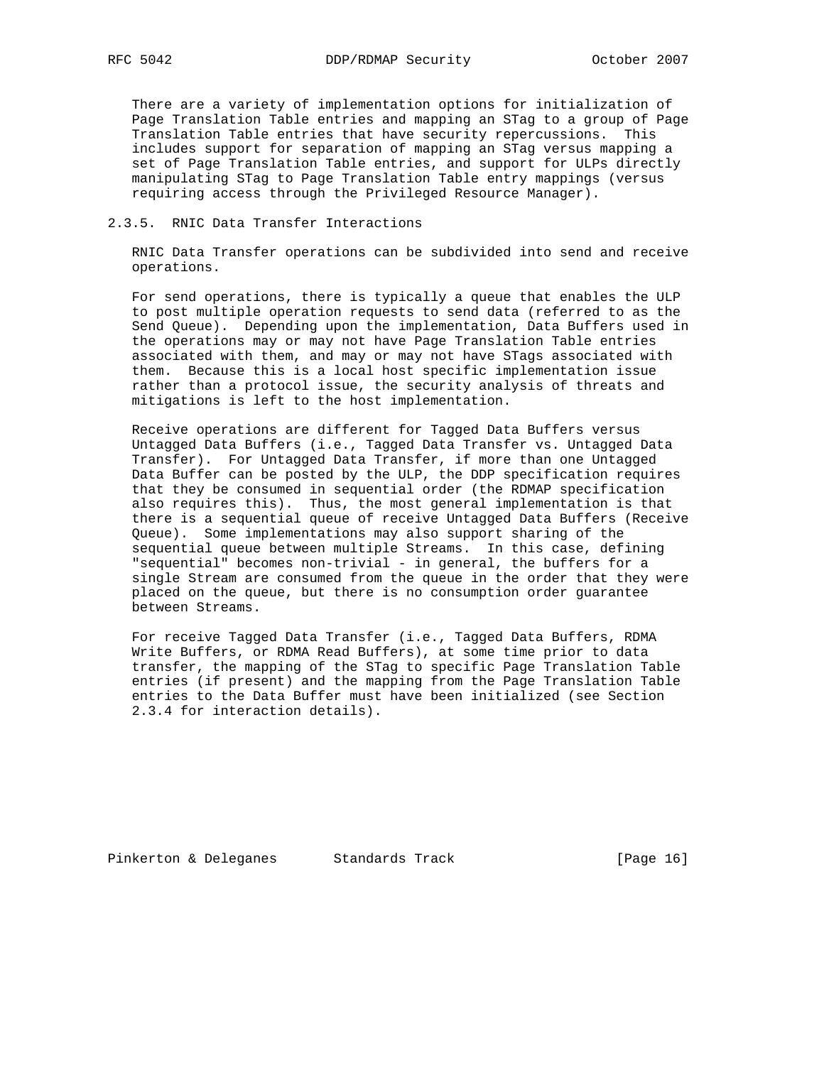There are a variety of implementation options for initialization of Page Translation Table entries and mapping an STag to a group of Page Translation Table entries that have security repercussions. This includes support for separation of mapping an STag versus mapping a set of Page Translation Table entries, and support for ULPs directly manipulating STag to Page Translation Table entry mappings (versus requiring access through the Privileged Resource Manager).

### 2.3.5. RNIC Data Transfer Interactions

RNIC Data Transfer operations can be subdivided into send and receive operations.

For send operations, there is typically a queue that enables the ULP to post multiple operation requests to send data (referred to as the Send Queue). Depending upon the implementation, Data Buffers used in the operations may or may not have Page Translation Table entries associated with them, and may or may not have STags associated with them. Because this is a local host specific implementation issue rather than a protocol issue, the security analysis of threats and mitigations is left to the host implementation.

Receive operations are different for Tagged Data Buffers versus Untagged Data Buffers (i.e., Tagged Data Transfer vs. Untagged Data Transfer). For Untagged Data Transfer, if more than one Untagged Data Buffer can be posted by the ULP, the DDP specification requires that they be consumed in sequential order (the RDMAP specification also requires this). Thus, the most general implementation is that there is a sequential queue of receive Untagged Data Buffers (Receive Queue). Some implementations may also support sharing of the sequential queue between multiple Streams. In this case, defining "sequential" becomes non-trivial - in general, the buffers for a single Stream are consumed from the queue in the order that they were placed on the queue, but there is no consumption order guarantee between Streams.

For receive Tagged Data Transfer (i.e., Tagged Data Buffers, RDMA Write Buffers, or RDMA Read Buffers), at some time prior to data transfer, the mapping of the STag to specific Page Translation Table entries (if present) and the mapping from the Page Translation Table entries to the Data Buffer must have been initialized (see Section 2.3.4 for interaction details).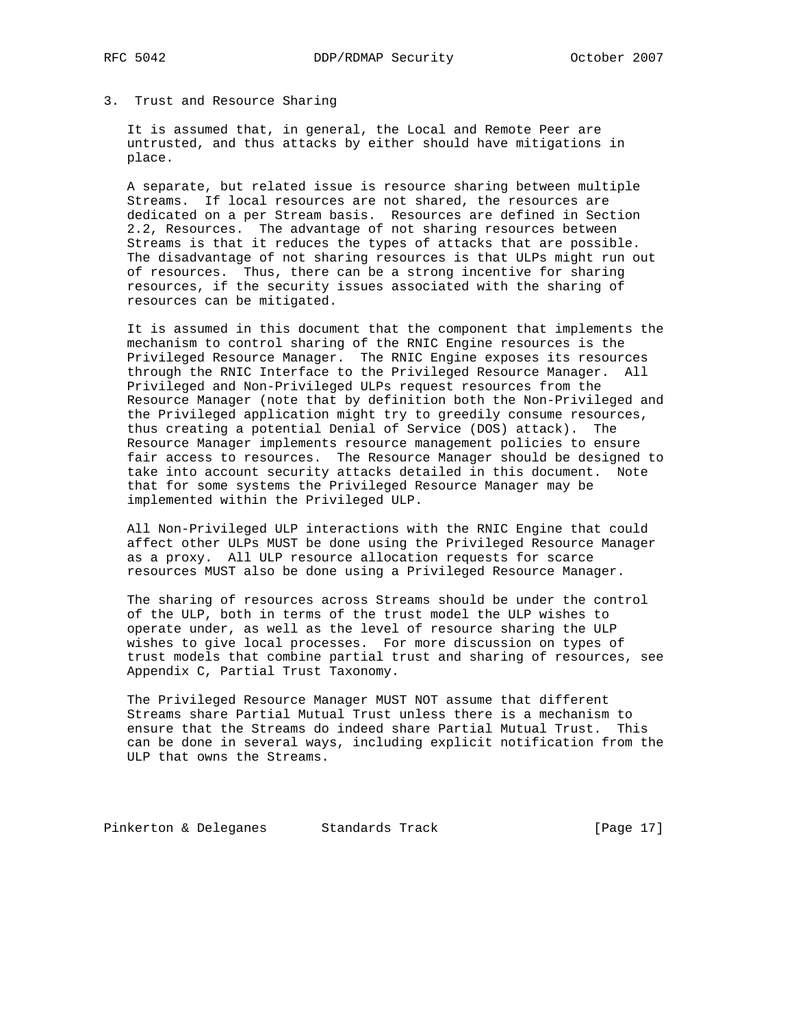## 3. Trust and Resource Sharing

It is assumed that, in general, the Local and Remote Peer are untrusted, and thus attacks by either should have mitigations in place.

A separate, but related issue is resource sharing between multiple Streams. If local resources are not shared, the resources are dedicated on a per Stream basis. Resources are defined in Section 2.2, Resources. The advantage of not sharing resources between Streams is that it reduces the types of attacks that are possible. The disadvantage of not sharing resources is that ULPs might run out of resources. Thus, there can be a strong incentive for sharing resources, if the security issues associated with the sharing of resources can be mitigated.

It is assumed in this document that the component that implements the mechanism to control sharing of the RNIC Engine resources is the Privileged Resource Manager. The RNIC Engine exposes its resources through the RNIC Interface to the Privileged Resource Manager. All Privileged and Non-Privileged ULPs request resources from the Resource Manager (note that by definition both the Non-Privileged and the Privileged application might try to greedily consume resources, thus creating a potential Denial of Service (DOS) attack). The Resource Manager implements resource management policies to ensure fair access to resources. The Resource Manager should be designed to take into account security attacks detailed in this document. Note that for some systems the Privileged Resource Manager may be implemented within the Privileged ULP.

All Non-Privileged ULP interactions with the RNIC Engine that could affect other ULPs MUST be done using the Privileged Resource Manager as a proxy. All ULP resource allocation requests for scarce resources MUST also be done using a Privileged Resource Manager.

The sharing of resources across Streams should be under the control of the ULP, both in terms of the trust model the ULP wishes to operate under, as well as the level of resource sharing the ULP wishes to give local processes. For more discussion on types of trust models that combine partial trust and sharing of resources, see Appendix C, Partial Trust Taxonomy.

The Privileged Resource Manager MUST NOT assume that different Streams share Partial Mutual Trust unless there is a mechanism to ensure that the Streams do indeed share Partial Mutual Trust. This can be done in several ways, including explicit notification from the ULP that owns the Streams.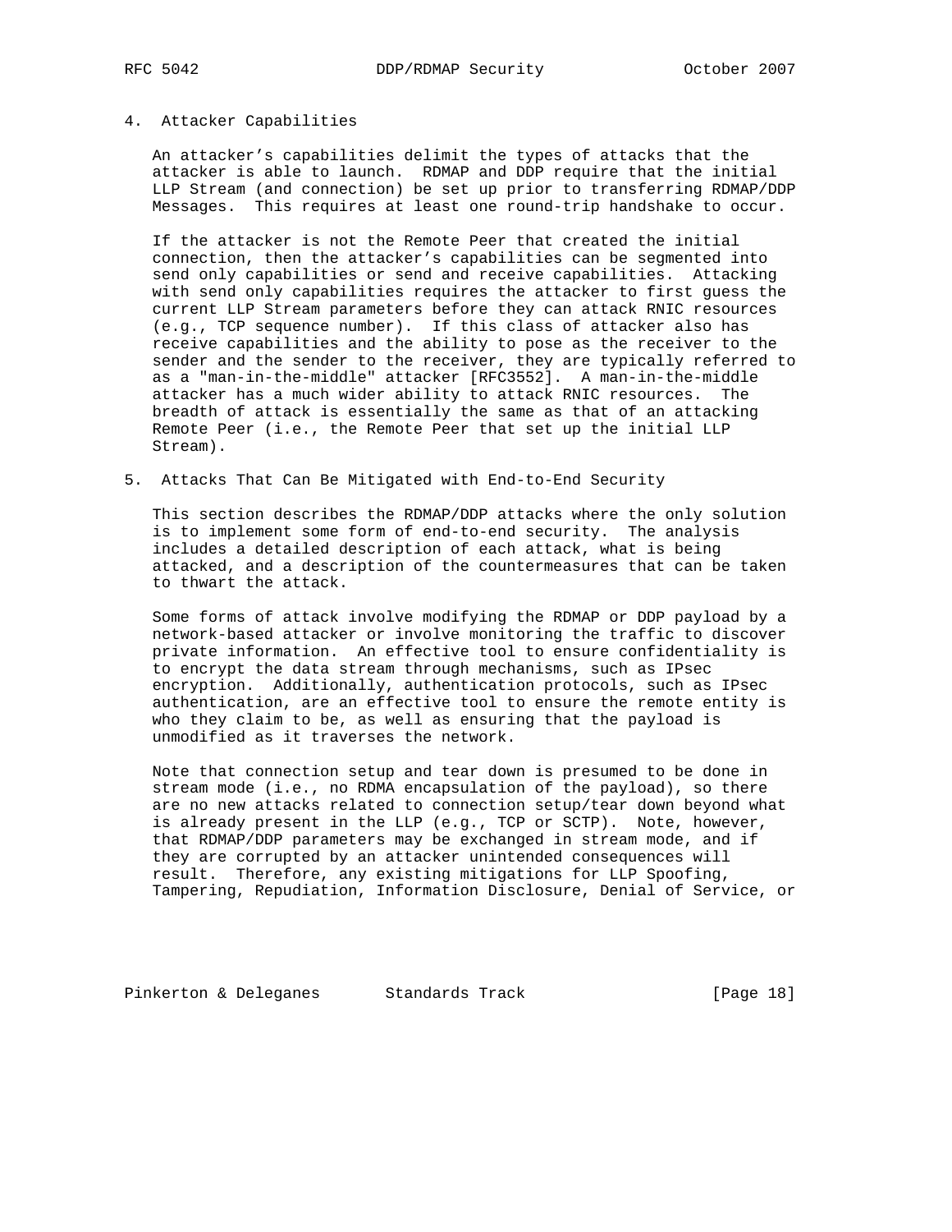## 4. Attacker Capabilities

An attacker's capabilities delimit the types of attacks that the attacker is able to launch. RDMAP and DDP require that the initial LLP Stream (and connection) be set up prior to transferring RDMAP/DDP Messages. This requires at least one round-trip handshake to occur.

If the attacker is not the Remote Peer that created the initial connection, then the attacker's capabilities can be segmented into send only capabilities or send and receive capabilities. Attacking with send only capabilities requires the attacker to first guess the current LLP Stream parameters before they can attack RNIC resources (e.g., TCP sequence number). If this class of attacker also has receive capabilities and the ability to pose as the receiver to the sender and the sender to the receiver, they are typically referred to as a "man-in-the-middle" attacker [RFC3552]. A man-in-the-middle attacker has a much wider ability to attack RNIC resources. The breadth of attack is essentially the same as that of an attacking Remote Peer (i.e., the Remote Peer that set up the initial LLP Stream).

## 5. Attacks That Can Be Mitigated with End-to-End Security

This section describes the RDMAP/DDP attacks where the only solution is to implement some form of end-to-end security. The analysis includes a detailed description of each attack, what is being attacked, and a description of the countermeasures that can be taken to thwart the attack.

Some forms of attack involve modifying the RDMAP or DDP payload by a network-based attacker or involve monitoring the traffic to discover private information. An effective tool to ensure confidentiality is to encrypt the data stream through mechanisms, such as IPsec encryption. Additionally, authentication protocols, such as IPsec authentication, are an effective tool to ensure the remote entity is who they claim to be, as well as ensuring that the payload is unmodified as it traverses the network.

Note that connection setup and tear down is presumed to be done in stream mode (i.e., no RDMA encapsulation of the payload), so there are no new attacks related to connection setup/tear down beyond what is already present in the LLP (e.g., TCP or SCTP). Note, however, that RDMAP/DDP parameters may be exchanged in stream mode, and if they are corrupted by an attacker unintended consequences will result. Therefore, any existing mitigations for LLP Spoofing, Tampering, Repudiation, Information Disclosure, Denial of Service, or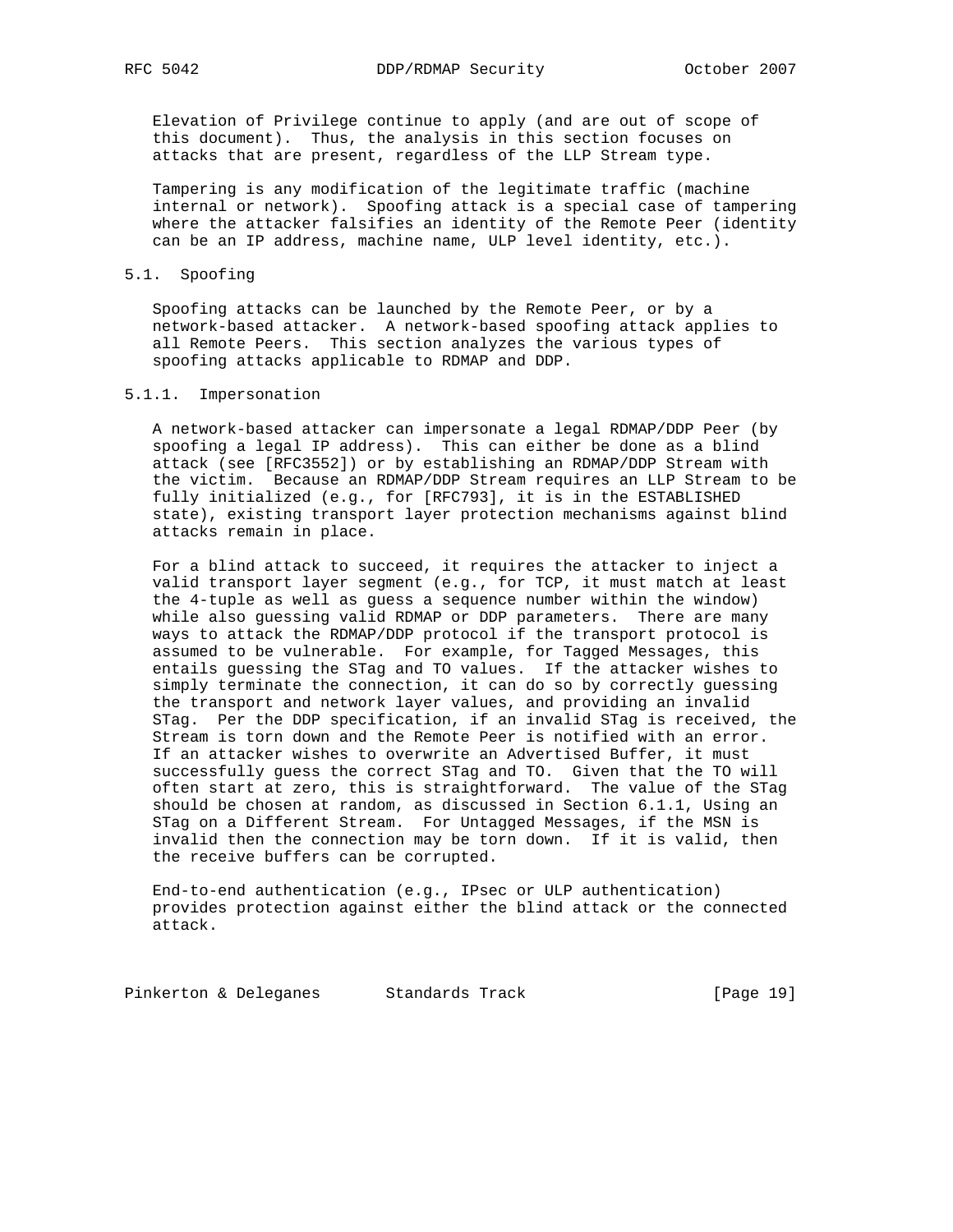Elevation of Privilege continue to apply (and are out of scope of this document). Thus, the analysis in this section focuses on attacks that are present, regardless of the LLP Stream type.

Tampering is any modification of the legitimate traffic (machine internal or network). Spoofing attack is a special case of tampering where the attacker falsifies an identity of the Remote Peer (identity can be an IP address, machine name, ULP level identity, etc.).

### 5.1. Spoofing

Spoofing attacks can be launched by the Remote Peer, or by a network-based attacker. A network-based spoofing attack applies to all Remote Peers. This section analyzes the various types of spoofing attacks applicable to RDMAP and DDP.

#### 5.1.1. Impersonation

A network-based attacker can impersonate a legal RDMAP/DDP Peer (by spoofing a legal IP address). This can either be done as a blind attack (see [RFC3552]) or by establishing an RDMAP/DDP Stream with the victim. Because an RDMAP/DDP Stream requires an LLP Stream to be fully initialized (e.g., for [RFC793], it is in the ESTABLISHED state), existing transport layer protection mechanisms against blind attacks remain in place.

For a blind attack to succeed, it requires the attacker to inject a valid transport layer segment (e.g., for TCP, it must match at least the 4-tuple as well as guess a sequence number within the window) while also guessing valid RDMAP or DDP parameters. There are many ways to attack the RDMAP/DDP protocol if the transport protocol is assumed to be vulnerable. For example, for Tagged Messages, this entails guessing the STag and TO values. If the attacker wishes to simply terminate the connection, it can do so by correctly guessing the transport and network layer values, and providing an invalid STag. Per the DDP specification, if an invalid STag is received, the Stream is torn down and the Remote Peer is notified with an error. If an attacker wishes to overwrite an Advertised Buffer, it must successfully guess the correct STag and TO. Given that the TO will often start at zero, this is straightforward. The value of the STag should be chosen at random, as discussed in Section 6.1.1, Using an STag on a Different Stream. For Untagged Messages, if the MSN is invalid then the connection may be torn down. If it is valid, then the receive buffers can be corrupted.

End-to-end authentication (e.g., IPsec or ULP authentication) provides protection against either the blind attack or the connected attack.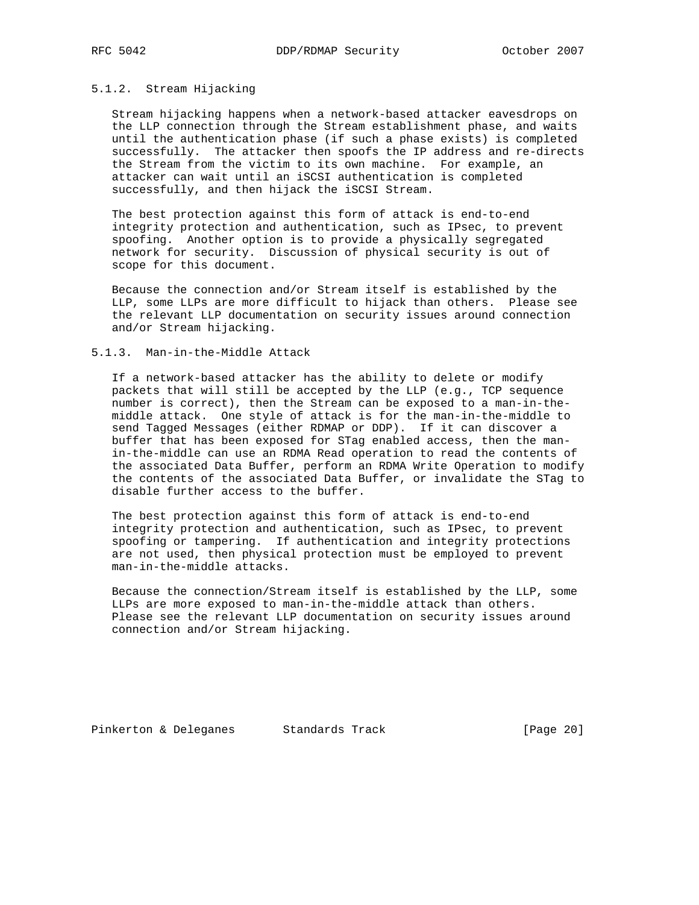#### 5.1.2. Stream Hijacking

Stream hijacking happens when a network-based attacker eavesdrops on the LLP connection through the Stream establishment phase, and waits until the authentication phase (if such a phase exists) is completed successfully. The attacker then spoofs the IP address and re-directs the Stream from the victim to its own machine. For example, an attacker can wait until an iSCSI authentication is completed successfully, and then hijack the iSCSI Stream.

The best protection against this form of attack is end-to-end integrity protection and authentication, such as IPsec, to prevent spoofing. Another option is to provide a physically segregated network for security. Discussion of physical security is out of scope for this document.

Because the connection and/or Stream itself is established by the LLP, some LLPs are more difficult to hijack than others. Please see the relevant LLP documentation on security issues around connection and/or Stream hijacking.

#### 5.1.3. Man-in-the-Middle Attack

If a network-based attacker has the ability to delete or modify packets that will still be accepted by the LLP (e.g., TCP sequence number is correct), then the Stream can be exposed to a man-in-the-middle attack. One style of attack is for the man-in-the-middle to send Tagged Messages (either RDMAP or DDP). If it can discover a buffer that has been exposed for STag enabled access, then the man-in-the-middle can use an RDMA Read operation to read the contents of the associated Data Buffer, perform an RDMA Write Operation to modify the contents of the associated Data Buffer, or invalidate the STag to disable further access to the buffer.

The best protection against this form of attack is end-to-end integrity protection and authentication, such as IPsec, to prevent spoofing or tampering. If authentication and integrity protections are not used, then physical protection must be employed to prevent man-in-the-middle attacks.

Because the connection/Stream itself is established by the LLP, some LLPs are more exposed to man-in-the-middle attack than others. Please see the relevant LLP documentation on security issues around connection and/or Stream hijacking.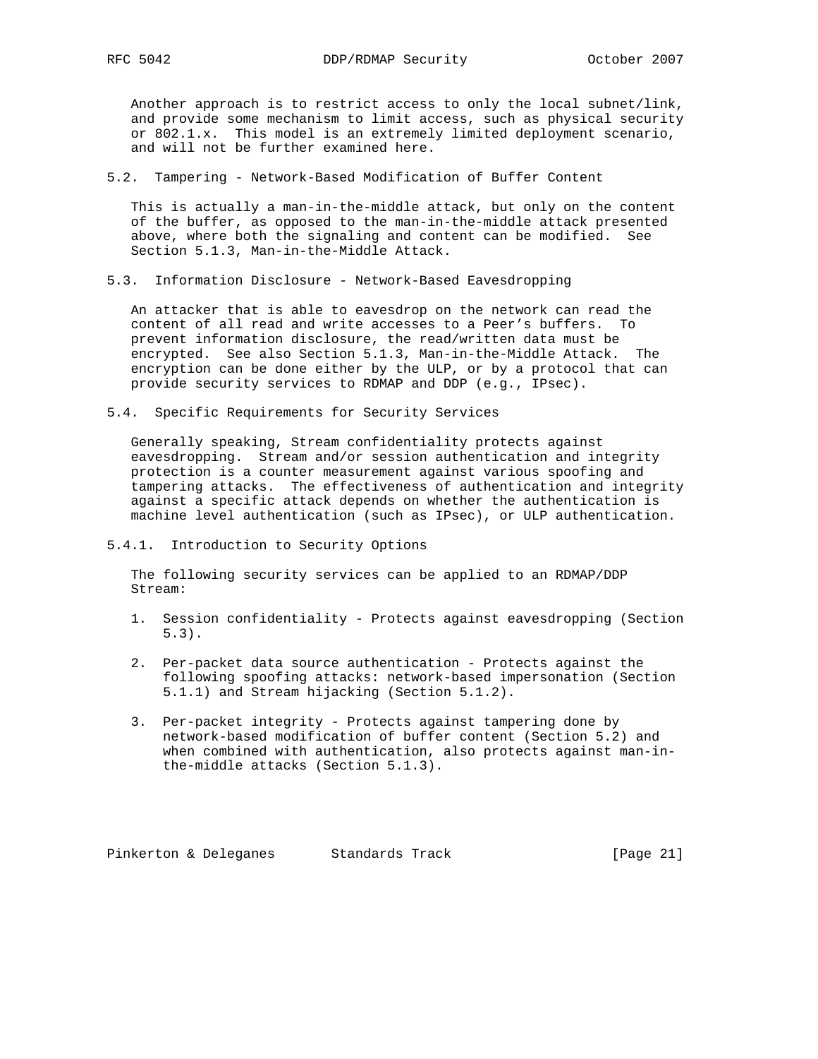Another approach is to restrict access to only the local subnet/link, and provide some mechanism to limit access, such as physical security or 802.1.x. This model is an extremely limited deployment scenario, and will not be further examined here.

### 5.2. Tampering - Network-Based Modification of Buffer Content

This is actually a man-in-the-middle attack, but only on the content of the buffer, as opposed to the man-in-the-middle attack presented above, where both the signaling and content can be modified. See Section 5.1.3, Man-in-the-Middle Attack.

### 5.3. Information Disclosure - Network-Based Eavesdropping

An attacker that is able to eavesdrop on the network can read the content of all read and write accesses to a Peer's buffers. To prevent information disclosure, the read/written data must be encrypted. See also Section 5.1.3, Man-in-the-Middle Attack. The encryption can be done either by the ULP, or by a protocol that can provide security services to RDMAP and DDP (e.g., IPsec).

### 5.4. Specific Requirements for Security Services

Generally speaking, Stream confidentiality protects against eavesdropping. Stream and/or session authentication and integrity protection is a counter measurement against various spoofing and tampering attacks. The effectiveness of authentication and integrity against a specific attack depends on whether the authentication is machine level authentication (such as IPsec), or ULP authentication.

#### 5.4.1. Introduction to Security Options

The following security services can be applied to an RDMAP/DDP Stream:

1. Session confidentiality - Protects against eavesdropping (Section 5.3).

2. Per-packet data source authentication - Protects against the following spoofing attacks: network-based impersonation (Section 5.1.1) and Stream hijacking (Section 5.1.2).

3. Per-packet integrity - Protects against tampering done by network-based modification of buffer content (Section 5.2) and when combined with authentication, also protects against man-in-the-middle attacks (Section 5.1.3).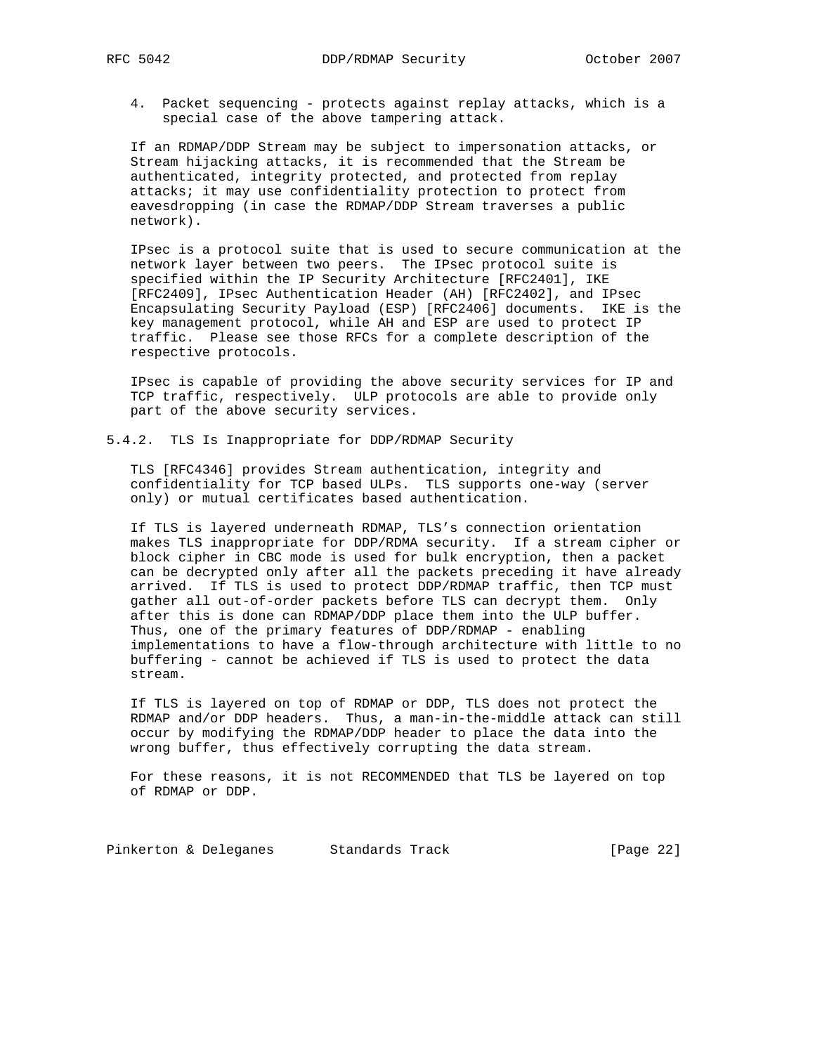4. Packet sequencing - protects against replay attacks, which is a special case of the above tampering attack.

If an RDMAP/DDP Stream may be subject to impersonation attacks, or Stream hijacking attacks, it is recommended that the Stream be authenticated, integrity protected, and protected from replay attacks; it may use confidentiality protection to protect from eavesdropping (in case the RDMAP/DDP Stream traverses a public network).

IPsec is a protocol suite that is used to secure communication at the network layer between two peers. The IPsec protocol suite is specified within the IP Security Architecture [RFC2401], IKE [RFC2409], IPsec Authentication Header (AH) [RFC2402], and IPsec Encapsulating Security Payload (ESP) [RFC2406] documents. IKE is the key management protocol, while AH and ESP are used to protect IP traffic. Please see those RFCs for a complete description of the respective protocols.

IPsec is capable of providing the above security services for IP and TCP traffic, respectively. ULP protocols are able to provide only part of the above security services.

### 5.4.2. TLS Is Inappropriate for DDP/RDMAP Security

TLS [RFC4346] provides Stream authentication, integrity and confidentiality for TCP based ULPs. TLS supports one-way (server only) or mutual certificates based authentication.

If TLS is layered underneath RDMAP, TLS's connection orientation makes TLS inappropriate for DDP/RDMA security. If a stream cipher or block cipher in CBC mode is used for bulk encryption, then a packet can be decrypted only after all the packets preceding it have already arrived. If TLS is used to protect DDP/RDMAP traffic, then TCP must gather all out-of-order packets before TLS can decrypt them. Only after this is done can RDMAP/DDP place them into the ULP buffer. Thus, one of the primary features of DDP/RDMAP - enabling implementations to have a flow-through architecture with little to no buffering - cannot be achieved if TLS is used to protect the data stream.

If TLS is layered on top of RDMAP or DDP, TLS does not protect the RDMAP and/or DDP headers. Thus, a man-in-the-middle attack can still occur by modifying the RDMAP/DDP header to place the data into the wrong buffer, thus effectively corrupting the data stream.

For these reasons, it is not RECOMMENDED that TLS be layered on top of RDMAP or DDP.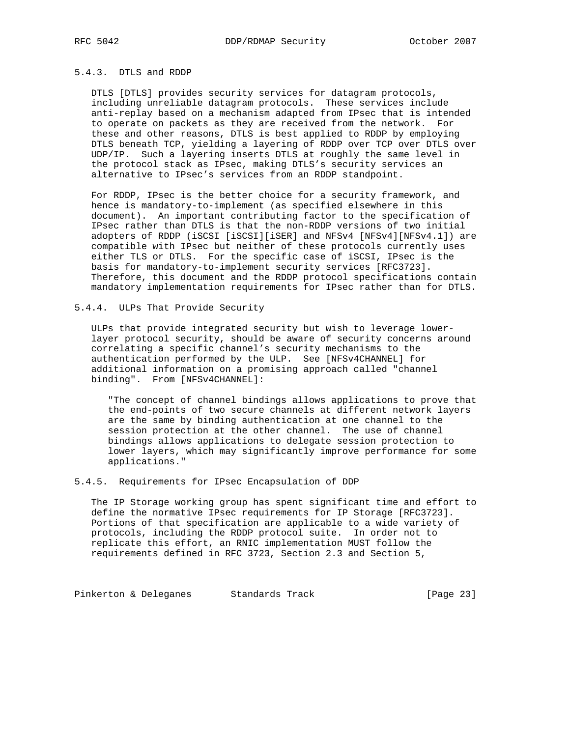#### 5.4.3. DTLS and RDDP

DTLS [DTLS] provides security services for datagram protocols, including unreliable datagram protocols. These services include anti-replay based on a mechanism adapted from IPsec that is intended to operate on packets as they are received from the network. For these and other reasons, DTLS is best applied to RDDP by employing DTLS beneath TCP, yielding a layering of RDDP over TCP over DTLS over UDP/IP. Such a layering inserts DTLS at roughly the same level in the protocol stack as IPsec, making DTLS's security services an alternative to IPsec's services from an RDDP standpoint.

For RDDP, IPsec is the better choice for a security framework, and hence is mandatory-to-implement (as specified elsewhere in this document). An important contributing factor to the specification of IPsec rather than DTLS is that the non-RDDP versions of two initial adopters of RDDP (iSCSI [iSCSI][iSER] and NFSv4 [NFSv4][NFSv4.1]) are compatible with IPsec but neither of these protocols currently uses either TLS or DTLS. For the specific case of iSCSI, IPsec is the basis for mandatory-to-implement security services [RFC3723]. Therefore, this document and the RDDP protocol specifications contain mandatory implementation requirements for IPsec rather than for DTLS.

#### 5.4.4. ULPs That Provide Security

ULPs that provide integrated security but wish to leverage lower-layer protocol security, should be aware of security concerns around correlating a specific channel's security mechanisms to the authentication performed by the ULP. See [NFSv4CHANNEL] for additional information on a promising approach called "channel binding". From [NFSv4CHANNEL]:

> "The concept of channel bindings allows applications to prove that the end-points of two secure channels at different network layers are the same by binding authentication at one channel to the session protection at the other channel. The use of channel bindings allows applications to delegate session protection to lower layers, which may significantly improve performance for some applications."

#### 5.4.5. Requirements for IPsec Encapsulation of DDP

The IP Storage working group has spent significant time and effort to define the normative IPsec requirements for IP Storage [RFC3723]. Portions of that specification are applicable to a wide variety of protocols, including the RDDP protocol suite. In order not to replicate this effort, an RNIC implementation MUST follow the requirements defined in RFC 3723, Section 2.3 and Section 5,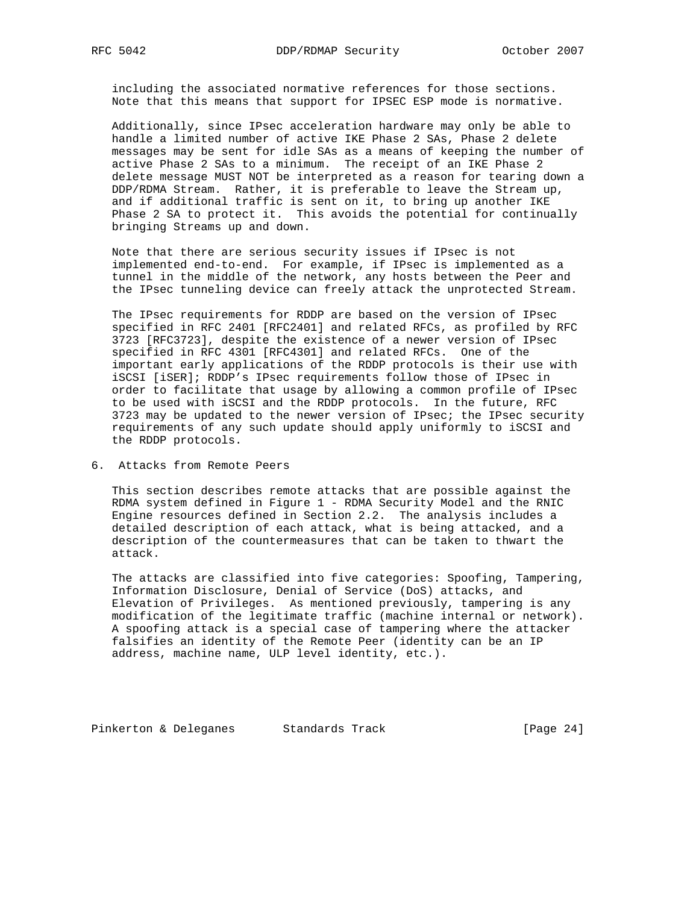including the associated normative references for those sections. Note that this means that support for IPSEC ESP mode is normative.

Additionally, since IPsec acceleration hardware may only be able to handle a limited number of active IKE Phase 2 SAs, Phase 2 delete messages may be sent for idle SAs as a means of keeping the number of active Phase 2 SAs to a minimum. The receipt of an IKE Phase 2 delete message MUST NOT be interpreted as a reason for tearing down a DDP/RDMA Stream. Rather, it is preferable to leave the Stream up, and if additional traffic is sent on it, to bring up another IKE Phase 2 SA to protect it. This avoids the potential for continually bringing Streams up and down.

Note that there are serious security issues if IPsec is not implemented end-to-end. For example, if IPsec is implemented as a tunnel in the middle of the network, any hosts between the Peer and the IPsec tunneling device can freely attack the unprotected Stream.

The IPsec requirements for RDDP are based on the version of IPsec specified in RFC 2401 [RFC2401] and related RFCs, as profiled by RFC 3723 [RFC3723], despite the existence of a newer version of IPsec specified in RFC 4301 [RFC4301] and related RFCs. One of the important early applications of the RDDP protocols is their use with iSCSI [iSER]; RDDP's IPsec requirements follow those of IPsec in order to facilitate that usage by allowing a common profile of IPsec to be used with iSCSI and the RDDP protocols. In the future, RFC 3723 may be updated to the newer version of IPsec; the IPsec security requirements of any such update should apply uniformly to iSCSI and the RDDP protocols.

# 6. Attacks from Remote Peers

This section describes remote attacks that are possible against the RDMA system defined in Figure 1 - RDMA Security Model and the RNIC Engine resources defined in Section 2.2. The analysis includes a detailed description of each attack, what is being attacked, and a description of the countermeasures that can be taken to thwart the attack.

The attacks are classified into five categories: Spoofing, Tampering, Information Disclosure, Denial of Service (DoS) attacks, and Elevation of Privileges. As mentioned previously, tampering is any modification of the legitimate traffic (machine internal or network). A spoofing attack is a special case of tampering where the attacker falsifies an identity of the Remote Peer (identity can be an IP address, machine name, ULP level identity, etc.).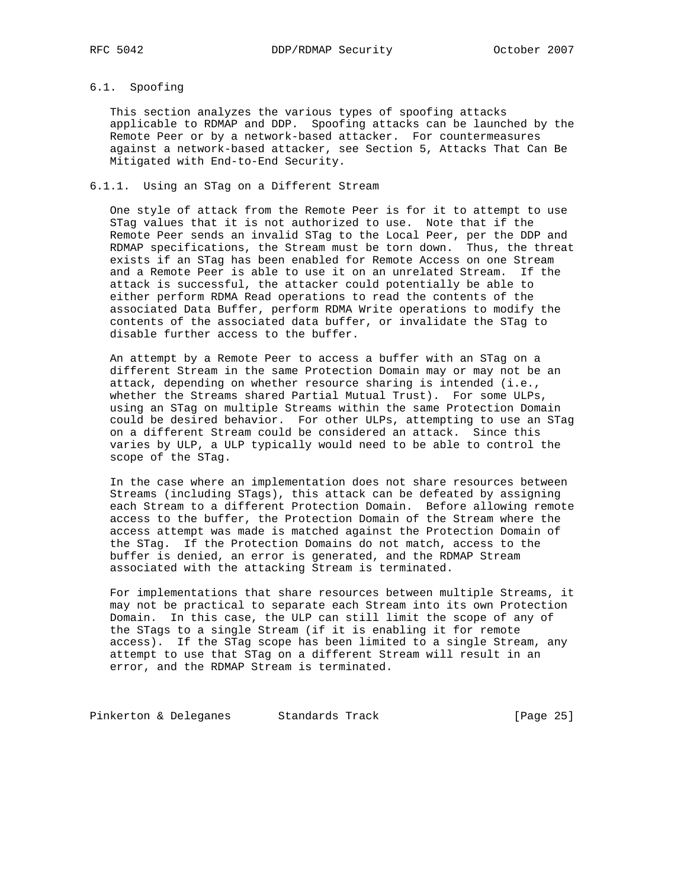## 6.1. Spoofing

This section analyzes the various types of spoofing attacks applicable to RDMAP and DDP. Spoofing attacks can be launched by the Remote Peer or by a network-based attacker. For countermeasures against a network-based attacker, see Section 5, Attacks That Can Be Mitigated with End-to-End Security.

### 6.1.1. Using an STag on a Different Stream

One style of attack from the Remote Peer is for it to attempt to use STag values that it is not authorized to use. Note that if the Remote Peer sends an invalid STag to the Local Peer, per the DDP and RDMAP specifications, the Stream must be torn down. Thus, the threat exists if an STag has been enabled for Remote Access on one Stream and a Remote Peer is able to use it on an unrelated Stream. If the attack is successful, the attacker could potentially be able to either perform RDMA Read operations to read the contents of the associated Data Buffer, perform RDMA Write operations to modify the contents of the associated data buffer, or invalidate the STag to disable further access to the buffer.

An attempt by a Remote Peer to access a buffer with an STag on a different Stream in the same Protection Domain may or may not be an attack, depending on whether resource sharing is intended (i.e., whether the Streams shared Partial Mutual Trust). For some ULPs, using an STag on multiple Streams within the same Protection Domain could be desired behavior. For other ULPs, attempting to use an STag on a different Stream could be considered an attack. Since this varies by ULP, a ULP typically would need to be able to control the scope of the STag.

In the case where an implementation does not share resources between Streams (including STags), this attack can be defeated by assigning each Stream to a different Protection Domain. Before allowing remote access to the buffer, the Protection Domain of the Stream where the access attempt was made is matched against the Protection Domain of the STag. If the Protection Domains do not match, access to the buffer is denied, an error is generated, and the RDMAP Stream associated with the attacking Stream is terminated.

For implementations that share resources between multiple Streams, it may not be practical to separate each Stream into its own Protection Domain. In this case, the ULP can still limit the scope of any of the STags to a single Stream (if it is enabling it for remote access). If the STag scope has been limited to a single Stream, any attempt to use that STag on a different Stream will result in an error, and the RDMAP Stream is terminated.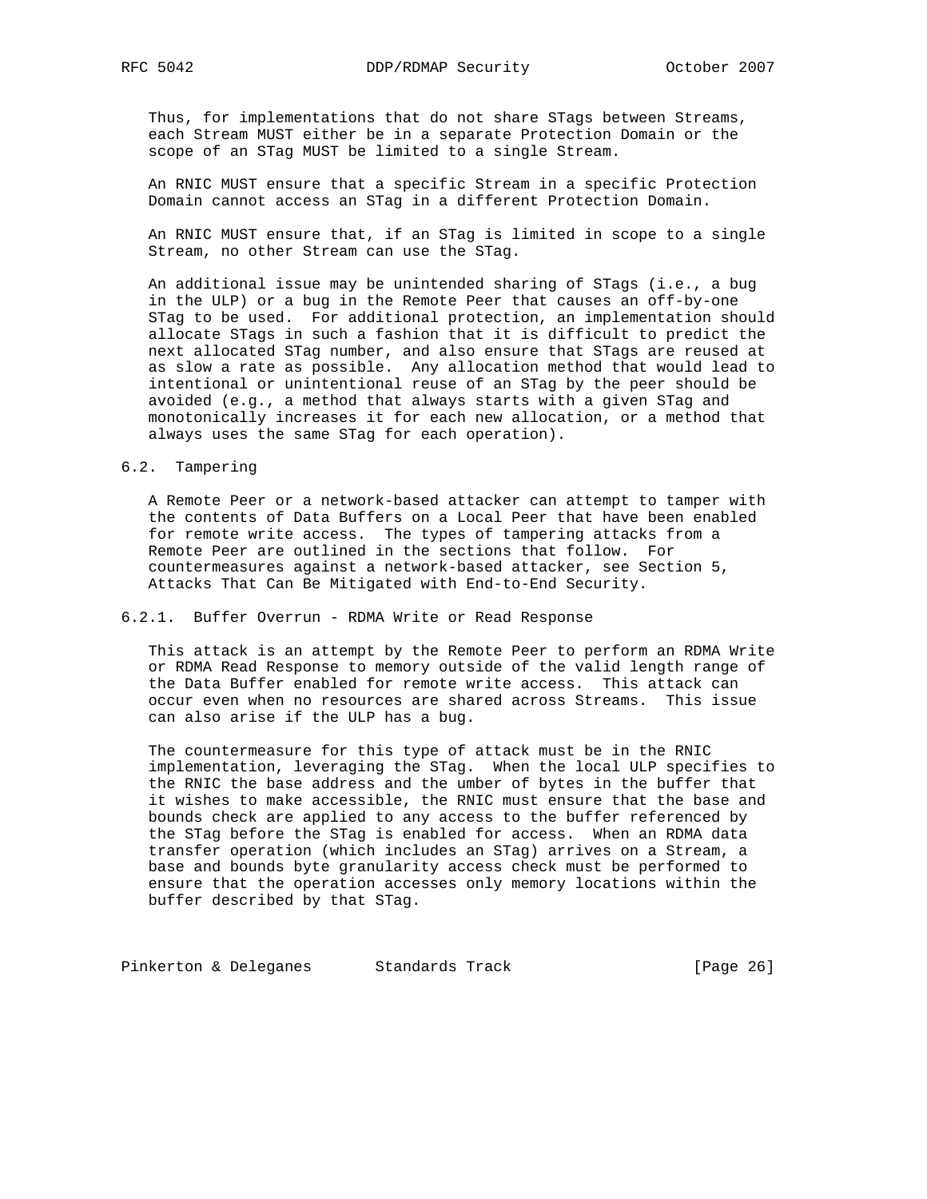Thus, for implementations that do not share STags between Streams, each Stream MUST either be in a separate Protection Domain or the scope of an STag MUST be limited to a single Stream.

An RNIC MUST ensure that a specific Stream in a specific Protection Domain cannot access an STag in a different Protection Domain.

An RNIC MUST ensure that, if an STag is limited in scope to a single Stream, no other Stream can use the STag.

An additional issue may be unintended sharing of STags (i.e., a bug in the ULP) or a bug in the Remote Peer that causes an off-by-one STag to be used. For additional protection, an implementation should allocate STags in such a fashion that it is difficult to predict the next allocated STag number, and also ensure that STags are reused at as slow a rate as possible. Any allocation method that would lead to intentional or unintentional reuse of an STag by the peer should be avoided (e.g., a method that always starts with a given STag and monotonically increases it for each new allocation, or a method that always uses the same STag for each operation).

## 6.2. Tampering

A Remote Peer or a network-based attacker can attempt to tamper with the contents of Data Buffers on a Local Peer that have been enabled for remote write access. The types of tampering attacks from a Remote Peer are outlined in the sections that follow. For countermeasures against a network-based attacker, see Section 5, Attacks That Can Be Mitigated with End-to-End Security.

### 6.2.1. Buffer Overrun - RDMA Write or Read Response

This attack is an attempt by the Remote Peer to perform an RDMA Write or RDMA Read Response to memory outside of the valid length range of the Data Buffer enabled for remote write access. This attack can occur even when no resources are shared across Streams. This issue can also arise if the ULP has a bug.

The countermeasure for this type of attack must be in the RNIC implementation, leveraging the STag. When the local ULP specifies to the RNIC the base address and the umber of bytes in the buffer that it wishes to make accessible, the RNIC must ensure that the base and bounds check are applied to any access to the buffer referenced by the STag before the STag is enabled for access. When an RDMA data transfer operation (which includes an STag) arrives on a Stream, a base and bounds byte granularity access check must be performed to ensure that the operation accesses only memory locations within the buffer described by that STag.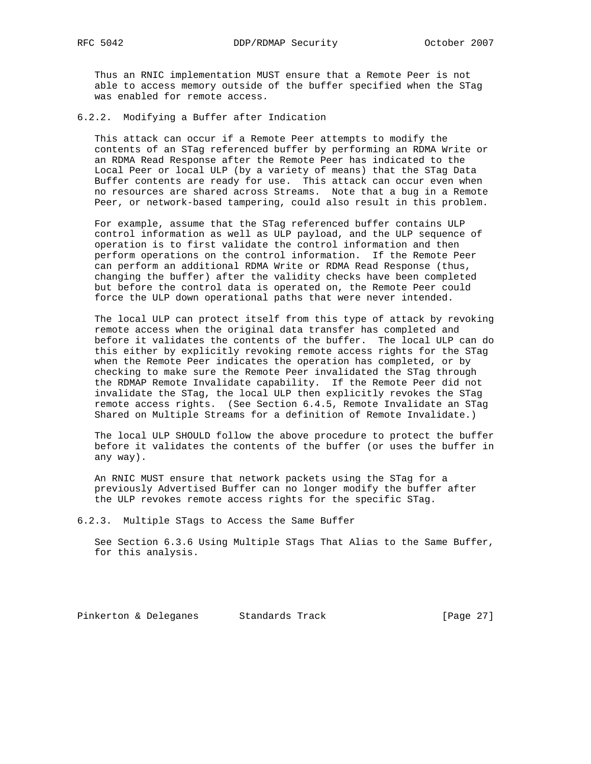Thus an RNIC implementation MUST ensure that a Remote Peer is not able to access memory outside of the buffer specified when the STag was enabled for remote access.

#### 6.2.2. Modifying a Buffer after Indication

This attack can occur if a Remote Peer attempts to modify the contents of an STag referenced buffer by performing an RDMA Write or an RDMA Read Response after the Remote Peer has indicated to the Local Peer or local ULP (by a variety of means) that the STag Data Buffer contents are ready for use. This attack can occur even when no resources are shared across Streams. Note that a bug in a Remote Peer, or network-based tampering, could also result in this problem.

For example, assume that the STag referenced buffer contains ULP control information as well as ULP payload, and the ULP sequence of operation is to first validate the control information and then perform operations on the control information. If the Remote Peer can perform an additional RDMA Write or RDMA Read Response (thus, changing the buffer) after the validity checks have been completed but before the control data is operated on, the Remote Peer could force the ULP down operational paths that were never intended.

The local ULP can protect itself from this type of attack by revoking remote access when the original data transfer has completed and before it validates the contents of the buffer. The local ULP can do this either by explicitly revoking remote access rights for the STag when the Remote Peer indicates the operation has completed, or by checking to make sure the Remote Peer invalidated the STag through the RDMAP Remote Invalidate capability. If the Remote Peer did not invalidate the STag, the local ULP then explicitly revokes the STag remote access rights. (See Section 6.4.5, Remote Invalidate an STag Shared on Multiple Streams for a definition of Remote Invalidate.)

The local ULP SHOULD follow the above procedure to protect the buffer before it validates the contents of the buffer (or uses the buffer in any way).

An RNIC MUST ensure that network packets using the STag for a previously Advertised Buffer can no longer modify the buffer after the ULP revokes remote access rights for the specific STag.

#### 6.2.3. Multiple STags to Access the Same Buffer

See Section 6.3.6 Using Multiple STags That Alias to the Same Buffer, for this analysis.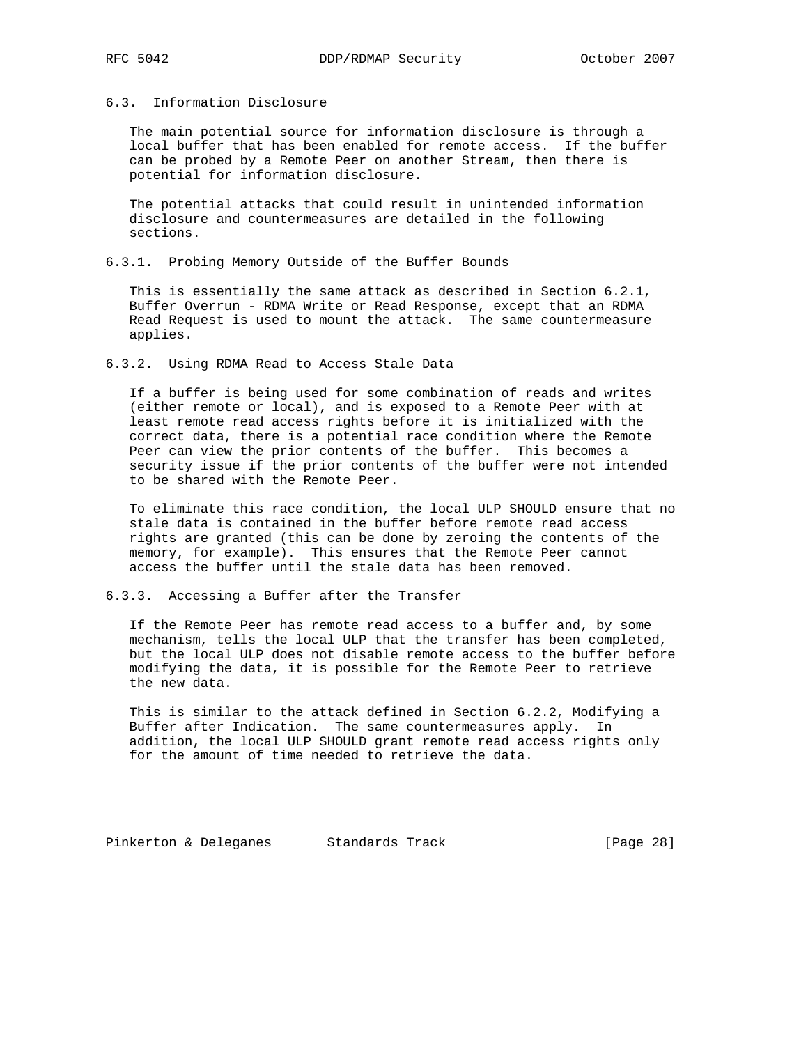### 6.3. Information Disclosure

The main potential source for information disclosure is through a local buffer that has been enabled for remote access. If the buffer can be probed by a Remote Peer on another Stream, then there is potential for information disclosure.

The potential attacks that could result in unintended information disclosure and countermeasures are detailed in the following sections.

#### 6.3.1. Probing Memory Outside of the Buffer Bounds

This is essentially the same attack as described in Section 6.2.1, Buffer Overrun - RDMA Write or Read Response, except that an RDMA Read Request is used to mount the attack. The same countermeasure applies.

#### 6.3.2. Using RDMA Read to Access Stale Data

If a buffer is being used for some combination of reads and writes (either remote or local), and is exposed to a Remote Peer with at least remote read access rights before it is initialized with the correct data, there is a potential race condition where the Remote Peer can view the prior contents of the buffer. This becomes a security issue if the prior contents of the buffer were not intended to be shared with the Remote Peer.

To eliminate this race condition, the local ULP SHOULD ensure that no stale data is contained in the buffer before remote read access rights are granted (this can be done by zeroing the contents of the memory, for example). This ensures that the Remote Peer cannot access the buffer until the stale data has been removed.

#### 6.3.3. Accessing a Buffer after the Transfer

If the Remote Peer has remote read access to a buffer and, by some mechanism, tells the local ULP that the transfer has been completed, but the local ULP does not disable remote access to the buffer before modifying the data, it is possible for the Remote Peer to retrieve the new data.

This is similar to the attack defined in Section 6.2.2, Modifying a Buffer after Indication. The same countermeasures apply. In addition, the local ULP SHOULD grant remote read access rights only for the amount of time needed to retrieve the data.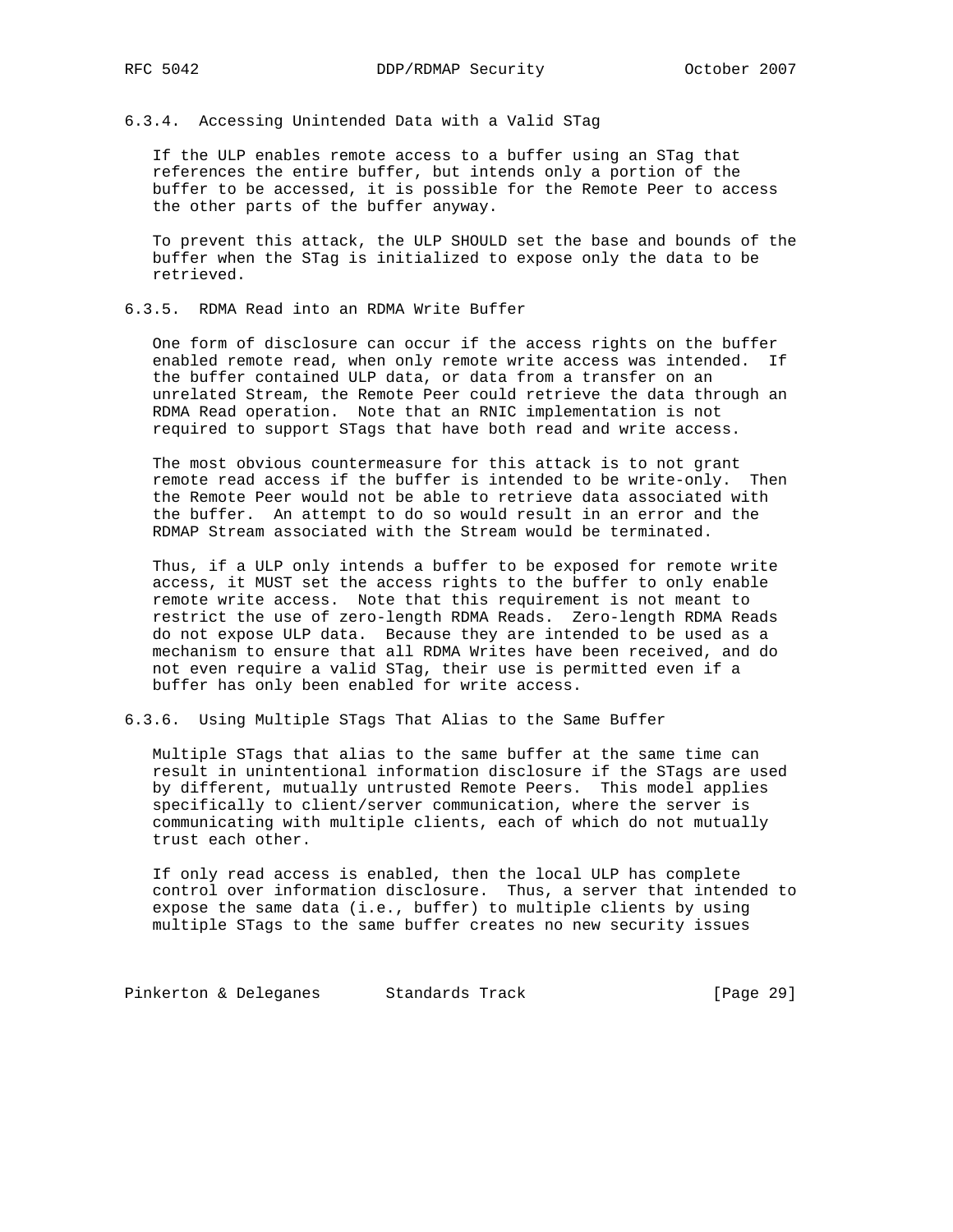#### 6.3.4. Accessing Unintended Data with a Valid STag

If the ULP enables remote access to a buffer using an STag that references the entire buffer, but intends only a portion of the buffer to be accessed, it is possible for the Remote Peer to access the other parts of the buffer anyway.

To prevent this attack, the ULP SHOULD set the base and bounds of the buffer when the STag is initialized to expose only the data to be retrieved.

#### 6.3.5. RDMA Read into an RDMA Write Buffer

One form of disclosure can occur if the access rights on the buffer enabled remote read, when only remote write access was intended. If the buffer contained ULP data, or data from a transfer on an unrelated Stream, the Remote Peer could retrieve the data through an RDMA Read operation. Note that an RNIC implementation is not required to support STags that have both read and write access.

The most obvious countermeasure for this attack is to not grant remote read access if the buffer is intended to be write-only. Then the Remote Peer would not be able to retrieve data associated with the buffer. An attempt to do so would result in an error and the RDMAP Stream associated with the Stream would be terminated.

Thus, if a ULP only intends a buffer to be exposed for remote write access, it MUST set the access rights to the buffer to only enable remote write access. Note that this requirement is not meant to restrict the use of zero-length RDMA Reads. Zero-length RDMA Reads do not expose ULP data. Because they are intended to be used as a mechanism to ensure that all RDMA Writes have been received, and do not even require a valid STag, their use is permitted even if a buffer has only been enabled for write access.

#### 6.3.6. Using Multiple STags That Alias to the Same Buffer

Multiple STags that alias to the same buffer at the same time can result in unintentional information disclosure if the STags are used by different, mutually untrusted Remote Peers. This model applies specifically to client/server communication, where the server is communicating with multiple clients, each of which do not mutually trust each other.

If only read access is enabled, then the local ULP has complete control over information disclosure. Thus, a server that intended to expose the same data (i.e., buffer) to multiple clients by using multiple STags to the same buffer creates no new security issues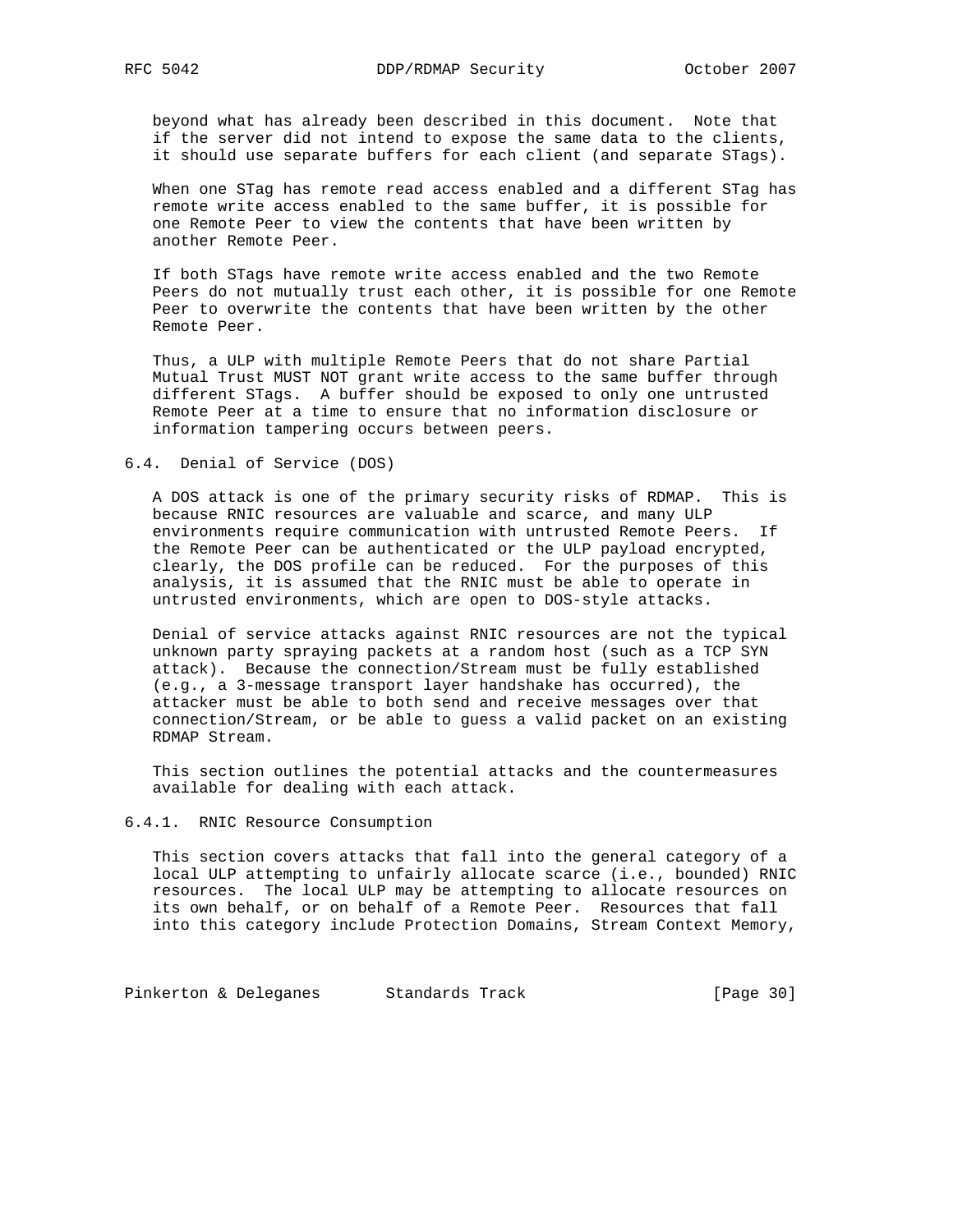beyond what has already been described in this document. Note that if the server did not intend to expose the same data to the clients, it should use separate buffers for each client (and separate STags).

When one STag has remote read access enabled and a different STag has remote write access enabled to the same buffer, it is possible for one Remote Peer to view the contents that have been written by another Remote Peer.

If both STags have remote write access enabled and the two Remote Peers do not mutually trust each other, it is possible for one Remote Peer to overwrite the contents that have been written by the other Remote Peer.

Thus, a ULP with multiple Remote Peers that do not share Partial Mutual Trust MUST NOT grant write access to the same buffer through different STags. A buffer should be exposed to only one untrusted Remote Peer at a time to ensure that no information disclosure or information tampering occurs between peers.

### 6.4. Denial of Service (DOS)

A DOS attack is one of the primary security risks of RDMAP. This is because RNIC resources are valuable and scarce, and many ULP environments require communication with untrusted Remote Peers. If the Remote Peer can be authenticated or the ULP payload encrypted, clearly, the DOS profile can be reduced. For the purposes of this analysis, it is assumed that the RNIC must be able to operate in untrusted environments, which are open to DOS-style attacks.

Denial of service attacks against RNIC resources are not the typical unknown party spraying packets at a random host (such as a TCP SYN attack). Because the connection/Stream must be fully established (e.g., a 3-message transport layer handshake has occurred), the attacker must be able to both send and receive messages over that connection/Stream, or be able to guess a valid packet on an existing RDMAP Stream.

This section outlines the potential attacks and the countermeasures available for dealing with each attack.

#### 6.4.1. RNIC Resource Consumption

This section covers attacks that fall into the general category of a local ULP attempting to unfairly allocate scarce (i.e., bounded) RNIC resources. The local ULP may be attempting to allocate resources on its own behalf, or on behalf of a Remote Peer. Resources that fall into this category include Protection Domains, Stream Context Memory,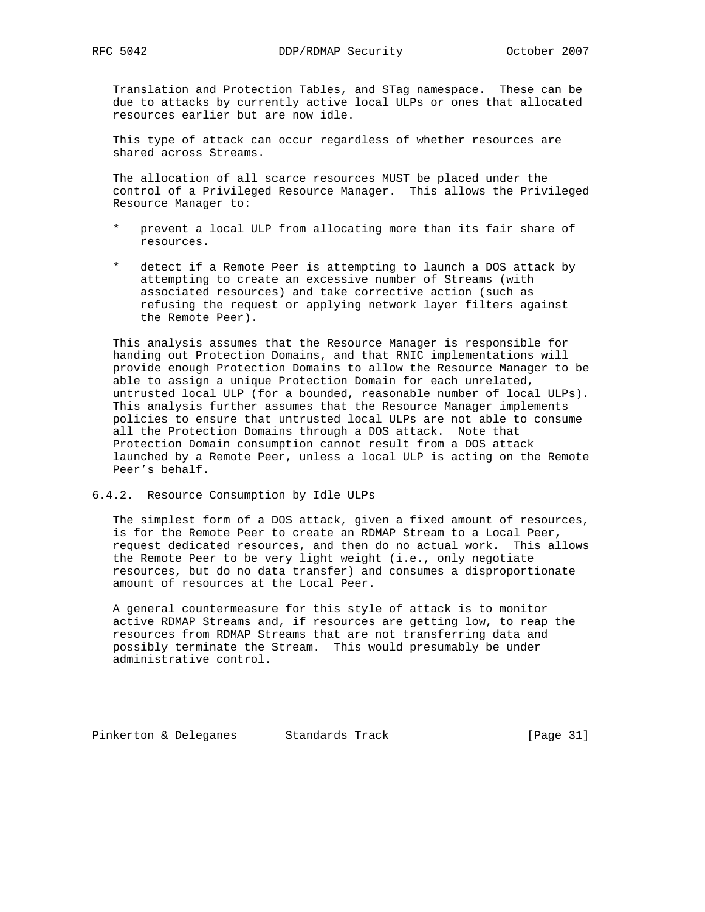Translation and Protection Tables, and STag namespace. These can be due to attacks by currently active local ULPs or ones that allocated resources earlier but are now idle.

This type of attack can occur regardless of whether resources are shared across Streams.

The allocation of all scarce resources MUST be placed under the control of a Privileged Resource Manager. This allows the Privileged Resource Manager to:

* prevent a local ULP from allocating more than its fair share of resources.

* detect if a Remote Peer is attempting to launch a DOS attack by attempting to create an excessive number of Streams (with associated resources) and take corrective action (such as refusing the request or applying network layer filters against the Remote Peer).

This analysis assumes that the Resource Manager is responsible for handing out Protection Domains, and that RNIC implementations will provide enough Protection Domains to allow the Resource Manager to be able to assign a unique Protection Domain for each unrelated, untrusted local ULP (for a bounded, reasonable number of local ULPs). This analysis further assumes that the Resource Manager implements policies to ensure that untrusted local ULPs are not able to consume all the Protection Domains through a DOS attack. Note that Protection Domain consumption cannot result from a DOS attack launched by a Remote Peer, unless a local ULP is acting on the Remote Peer's behalf.

### 6.4.2. Resource Consumption by Idle ULPs

The simplest form of a DOS attack, given a fixed amount of resources, is for the Remote Peer to create an RDMAP Stream to a Local Peer, request dedicated resources, and then do no actual work. This allows the Remote Peer to be very light weight (i.e., only negotiate resources, but do no data transfer) and consumes a disproportionate amount of resources at the Local Peer.

A general countermeasure for this style of attack is to monitor active RDMAP Streams and, if resources are getting low, to reap the resources from RDMAP Streams that are not transferring data and possibly terminate the Stream. This would presumably be under administrative control.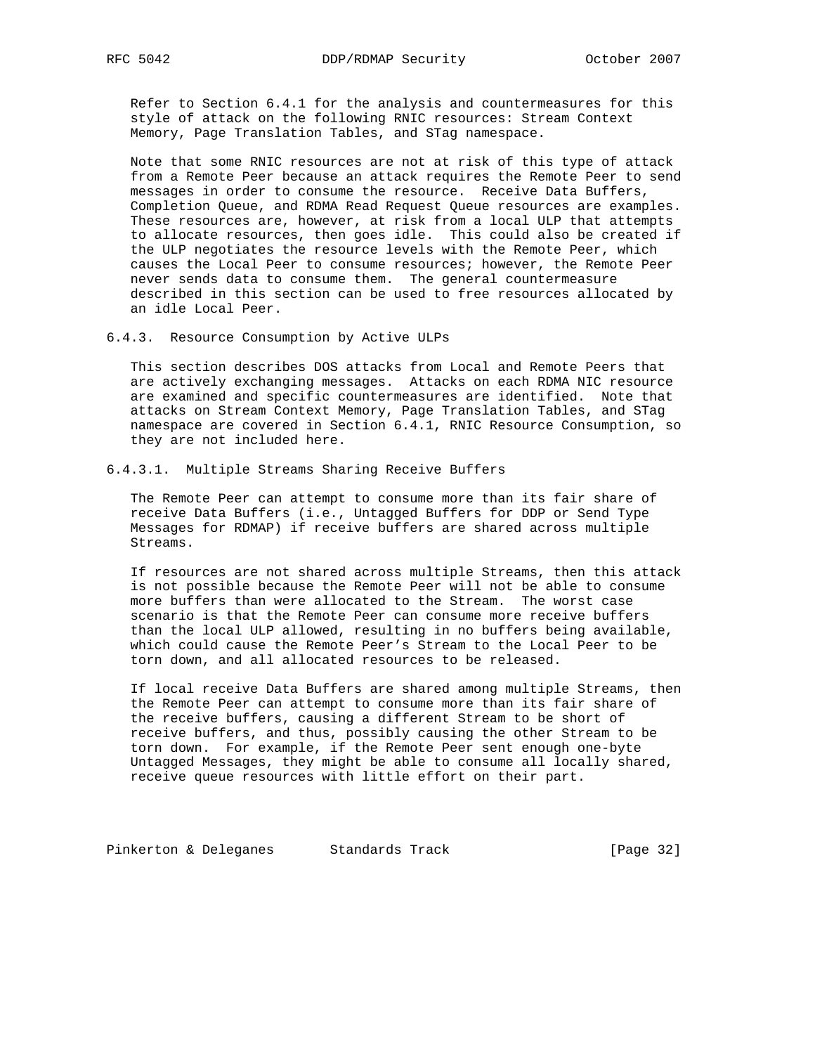Refer to Section 6.4.1 for the analysis and countermeasures for this style of attack on the following RNIC resources: Stream Context Memory, Page Translation Tables, and STag namespace.

Note that some RNIC resources are not at risk of this type of attack from a Remote Peer because an attack requires the Remote Peer to send messages in order to consume the resource. Receive Data Buffers, Completion Queue, and RDMA Read Request Queue resources are examples. These resources are, however, at risk from a local ULP that attempts to allocate resources, then goes idle. This could also be created if the ULP negotiates the resource levels with the Remote Peer, which causes the Local Peer to consume resources; however, the Remote Peer never sends data to consume them. The general countermeasure described in this section can be used to free resources allocated by an idle Local Peer.

### 6.4.3. Resource Consumption by Active ULPs

This section describes DOS attacks from Local and Remote Peers that are actively exchanging messages. Attacks on each RDMA NIC resource are examined and specific countermeasures are identified. Note that attacks on Stream Context Memory, Page Translation Tables, and STag namespace are covered in Section 6.4.1, RNIC Resource Consumption, so they are not included here.

#### 6.4.3.1. Multiple Streams Sharing Receive Buffers

The Remote Peer can attempt to consume more than its fair share of receive Data Buffers (i.e., Untagged Buffers for DDP or Send Type Messages for RDMAP) if receive buffers are shared across multiple Streams.

If resources are not shared across multiple Streams, then this attack is not possible because the Remote Peer will not be able to consume more buffers than were allocated to the Stream. The worst case scenario is that the Remote Peer can consume more receive buffers than the local ULP allowed, resulting in no buffers being available, which could cause the Remote Peer's Stream to the Local Peer to be torn down, and all allocated resources to be released.

If local receive Data Buffers are shared among multiple Streams, then the Remote Peer can attempt to consume more than its fair share of the receive buffers, causing a different Stream to be short of receive buffers, and thus, possibly causing the other Stream to be torn down. For example, if the Remote Peer sent enough one-byte Untagged Messages, they might be able to consume all locally shared, receive queue resources with little effort on their part.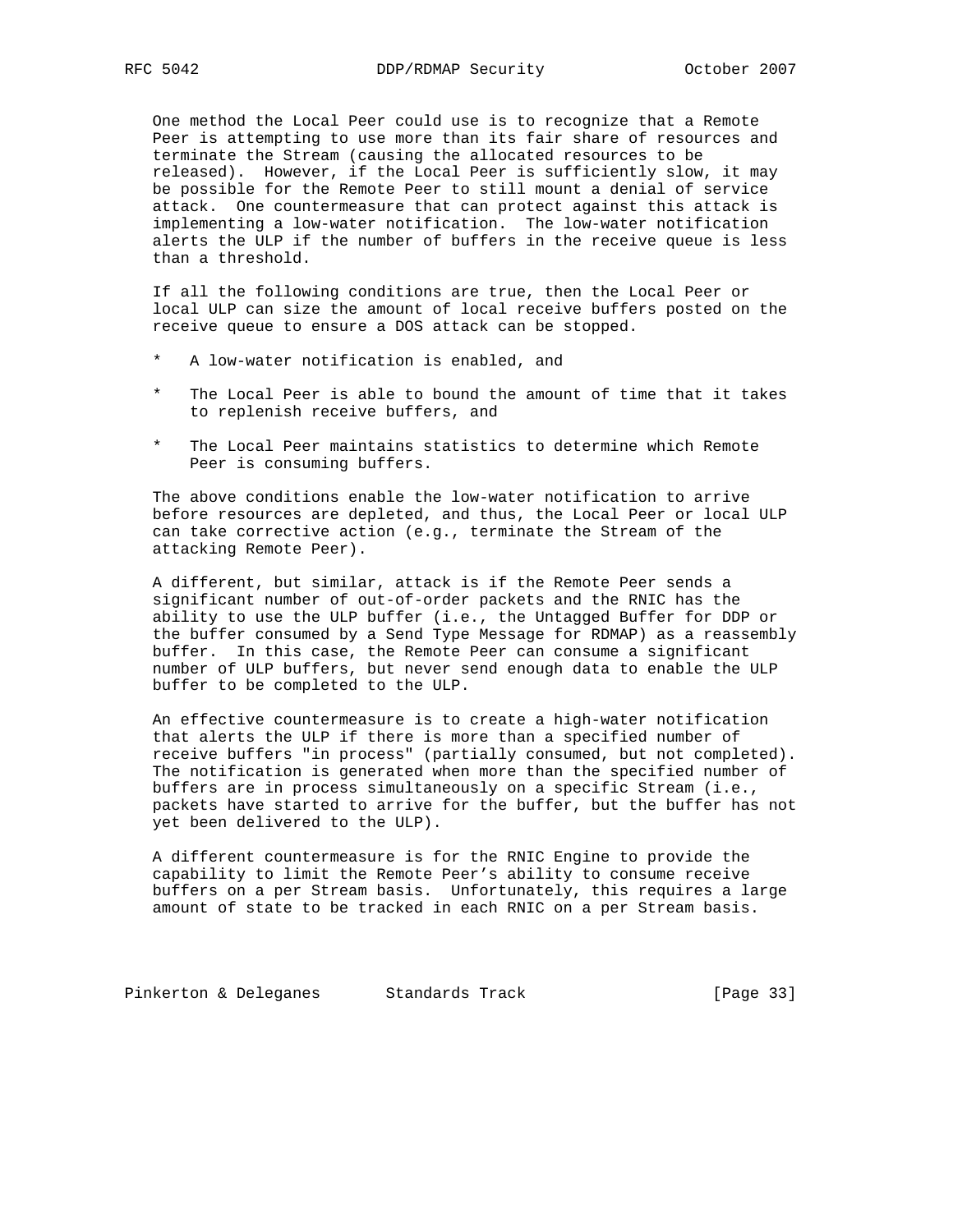One method the Local Peer could use is to recognize that a Remote Peer is attempting to use more than its fair share of resources and terminate the Stream (causing the allocated resources to be released). However, if the Local Peer is sufficiently slow, it may be possible for the Remote Peer to still mount a denial of service attack. One countermeasure that can protect against this attack is implementing a low-water notification. The low-water notification alerts the ULP if the number of buffers in the receive queue is less than a threshold.

If all the following conditions are true, then the Local Peer or local ULP can size the amount of local receive buffers posted on the receive queue to ensure a DOS attack can be stopped.

* A low-water notification is enabled, and
* The Local Peer is able to bound the amount of time that it takes to replenish receive buffers, and
* The Local Peer maintains statistics to determine which Remote Peer is consuming buffers.

The above conditions enable the low-water notification to arrive before resources are depleted, and thus, the Local Peer or local ULP can take corrective action (e.g., terminate the Stream of the attacking Remote Peer).

A different, but similar, attack is if the Remote Peer sends a significant number of out-of-order packets and the RNIC has the ability to use the ULP buffer (i.e., the Untagged Buffer for DDP or the buffer consumed by a Send Type Message for RDMAP) as a reassembly buffer. In this case, the Remote Peer can consume a significant number of ULP buffers, but never send enough data to enable the ULP buffer to be completed to the ULP.

An effective countermeasure is to create a high-water notification that alerts the ULP if there is more than a specified number of receive buffers "in process" (partially consumed, but not completed). The notification is generated when more than the specified number of buffers are in process simultaneously on a specific Stream (i.e., packets have started to arrive for the buffer, but the buffer has not yet been delivered to the ULP).

A different countermeasure is for the RNIC Engine to provide the capability to limit the Remote Peer's ability to consume receive buffers on a per Stream basis. Unfortunately, this requires a large amount of state to be tracked in each RNIC on a per Stream basis.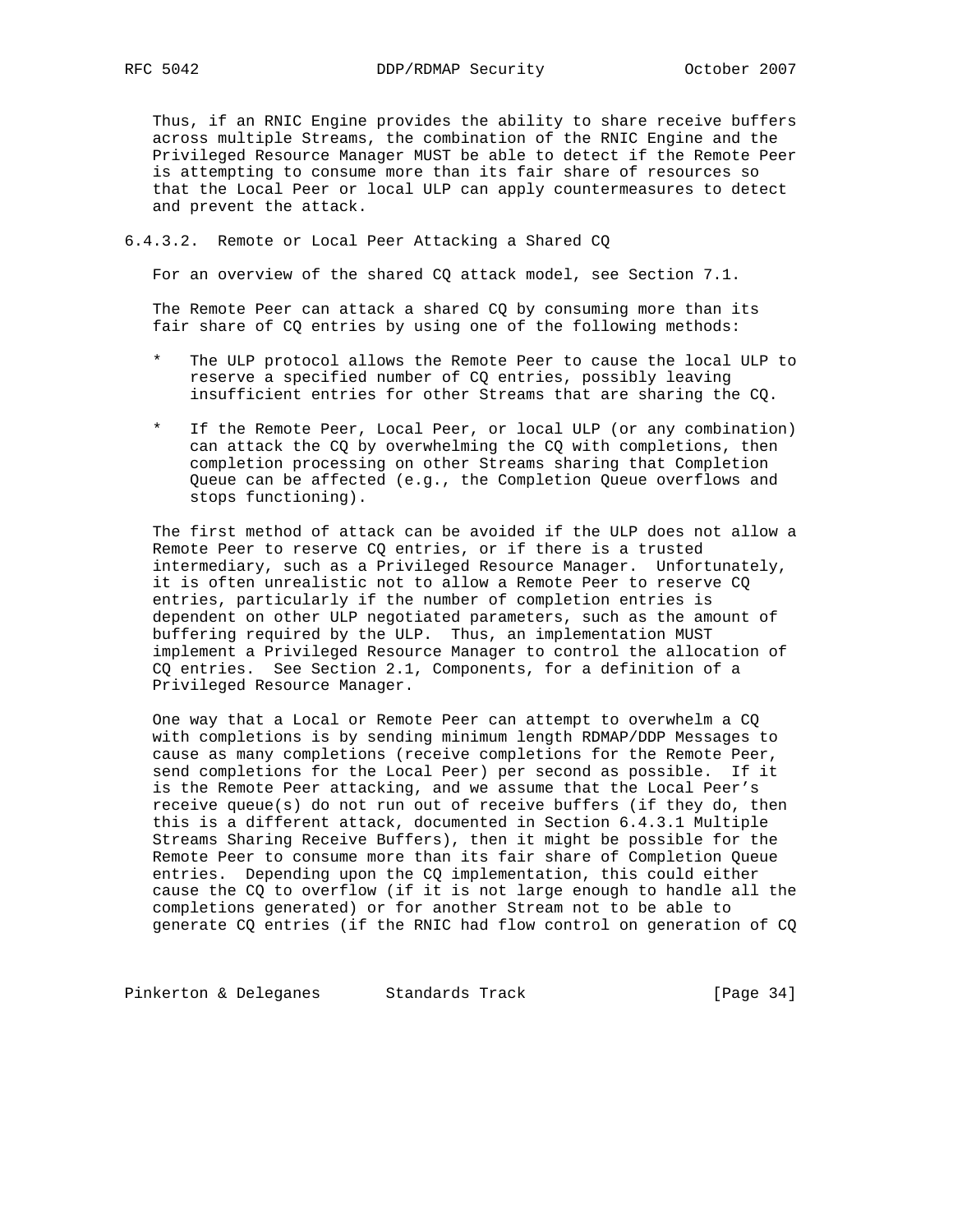Thus, if an RNIC Engine provides the ability to share receive buffers across multiple Streams, the combination of the RNIC Engine and the Privileged Resource Manager MUST be able to detect if the Remote Peer is attempting to consume more than its fair share of resources so that the Local Peer or local ULP can apply countermeasures to detect and prevent the attack.

#### 6.4.3.2. Remote or Local Peer Attacking a Shared CQ

For an overview of the shared CQ attack model, see Section 7.1.

The Remote Peer can attack a shared CQ by consuming more than its fair share of CQ entries by using one of the following methods:

* The ULP protocol allows the Remote Peer to cause the local ULP to reserve a specified number of CQ entries, possibly leaving insufficient entries for other Streams that are sharing the CQ.

* If the Remote Peer, Local Peer, or local ULP (or any combination) can attack the CQ by overwhelming the CQ with completions, then completion processing on other Streams sharing that Completion Queue can be affected (e.g., the Completion Queue overflows and stops functioning).

The first method of attack can be avoided if the ULP does not allow a Remote Peer to reserve CQ entries, or if there is a trusted intermediary, such as a Privileged Resource Manager. Unfortunately, it is often unrealistic not to allow a Remote Peer to reserve CQ entries, particularly if the number of completion entries is dependent on other ULP negotiated parameters, such as the amount of buffering required by the ULP. Thus, an implementation MUST implement a Privileged Resource Manager to control the allocation of CQ entries. See Section 2.1, Components, for a definition of a Privileged Resource Manager.

One way that a Local or Remote Peer can attempt to overwhelm a CQ with completions is by sending minimum length RDMAP/DDP Messages to cause as many completions (receive completions for the Remote Peer, send completions for the Local Peer) per second as possible. If it is the Remote Peer attacking, and we assume that the Local Peer's receive queue(s) do not run out of receive buffers (if they do, then this is a different attack, documented in Section 6.4.3.1 Multiple Streams Sharing Receive Buffers), then it might be possible for the Remote Peer to consume more than its fair share of Completion Queue entries. Depending upon the CQ implementation, this could either cause the CQ to overflow (if it is not large enough to handle all the completions generated) or for another Stream not to be able to generate CQ entries (if the RNIC had flow control on generation of CQ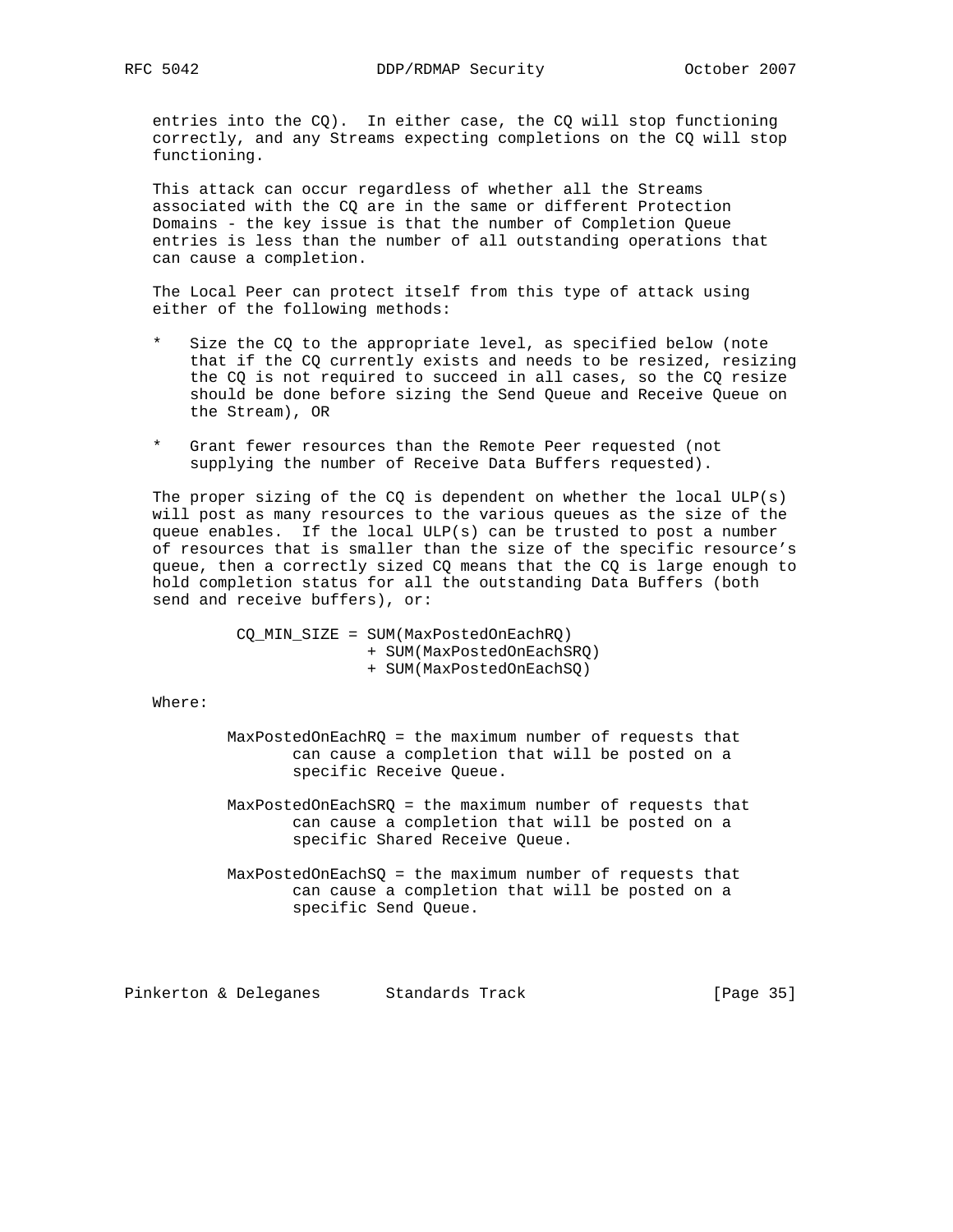entries into the CQ). In either case, the CQ will stop functioning correctly, and any Streams expecting completions on the CQ will stop functioning.

This attack can occur regardless of whether all the Streams associated with the CQ are in the same or different Protection Domains - the key issue is that the number of Completion Queue entries is less than the number of all outstanding operations that can cause a completion.

The Local Peer can protect itself from this type of attack using either of the following methods:

* Size the CQ to the appropriate level, as specified below (note that if the CQ currently exists and needs to be resized, resizing the CQ is not required to succeed in all cases, so the CQ resize should be done before sizing the Send Queue and Receive Queue on the Stream), OR

* Grant fewer resources than the Remote Peer requested (not supplying the number of Receive Data Buffers requested).

The proper sizing of the CQ is dependent on whether the local ULP(s) will post as many resources to the various queues as the size of the queue enables. If the local ULP(s) can be trusted to post a number of resources that is smaller than the size of the specific resource's queue, then a correctly sized CQ means that the CQ is large enough to hold completion status for all the outstanding Data Buffers (both send and receive buffers), or:

```
CQ_MIN_SIZE = SUM(MaxPostedOnEachRQ)
              + SUM(MaxPostedOnEachSRQ)
              + SUM(MaxPostedOnEachSQ)
```

Where:

MaxPostedOnEachRQ = the maximum number of requests that can cause a completion that will be posted on a specific Receive Queue.

MaxPostedOnEachSRQ = the maximum number of requests that can cause a completion that will be posted on a specific Shared Receive Queue.

MaxPostedOnEachSQ = the maximum number of requests that can cause a completion that will be posted on a specific Send Queue.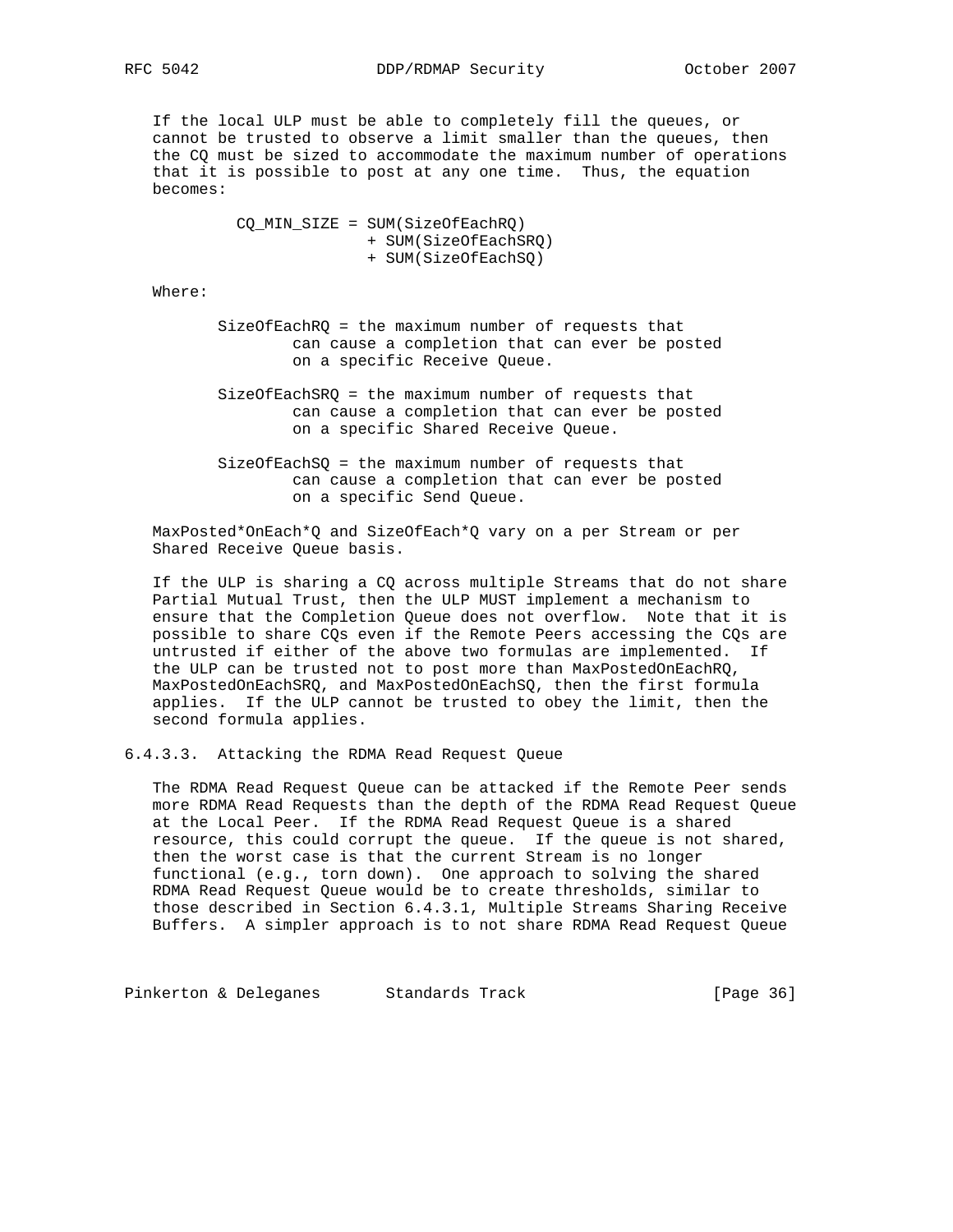If the local ULP must be able to completely fill the queues, or cannot be trusted to observe a limit smaller than the queues, then the CQ must be sized to accommodate the maximum number of operations that it is possible to post at any one time. Thus, the equation becomes:

```
CQ_MIN_SIZE = SUM(SizeOfEachRQ)
            + SUM(SizeOfEachSRQ)
            + SUM(SizeOfEachSQ)
```

Where:

SizeOfEachRQ = the maximum number of requests that can cause a completion that can ever be posted on a specific Receive Queue.

SizeOfEachSRQ = the maximum number of requests that can cause a completion that can ever be posted on a specific Shared Receive Queue.

SizeOfEachSQ = the maximum number of requests that can cause a completion that can ever be posted on a specific Send Queue.

MaxPosted*OnEach*Q and SizeOfEach*Q vary on a per Stream or per Shared Receive Queue basis.

If the ULP is sharing a CQ across multiple Streams that do not share Partial Mutual Trust, then the ULP MUST implement a mechanism to ensure that the Completion Queue does not overflow. Note that it is possible to share CQs even if the Remote Peers accessing the CQs are untrusted if either of the above two formulas are implemented. If the ULP can be trusted not to post more than MaxPostedOnEachRQ, MaxPostedOnEachSRQ, and MaxPostedOnEachSQ, then the first formula applies. If the ULP cannot be trusted to obey the limit, then the second formula applies.

#### 6.4.3.3. Attacking the RDMA Read Request Queue

The RDMA Read Request Queue can be attacked if the Remote Peer sends more RDMA Read Requests than the depth of the RDMA Read Request Queue at the Local Peer. If the RDMA Read Request Queue is a shared resource, this could corrupt the queue. If the queue is not shared, then the worst case is that the current Stream is no longer functional (e.g., torn down). One approach to solving the shared RDMA Read Request Queue would be to create thresholds, similar to those described in Section 6.4.3.1, Multiple Streams Sharing Receive Buffers. A simpler approach is to not share RDMA Read Request Queue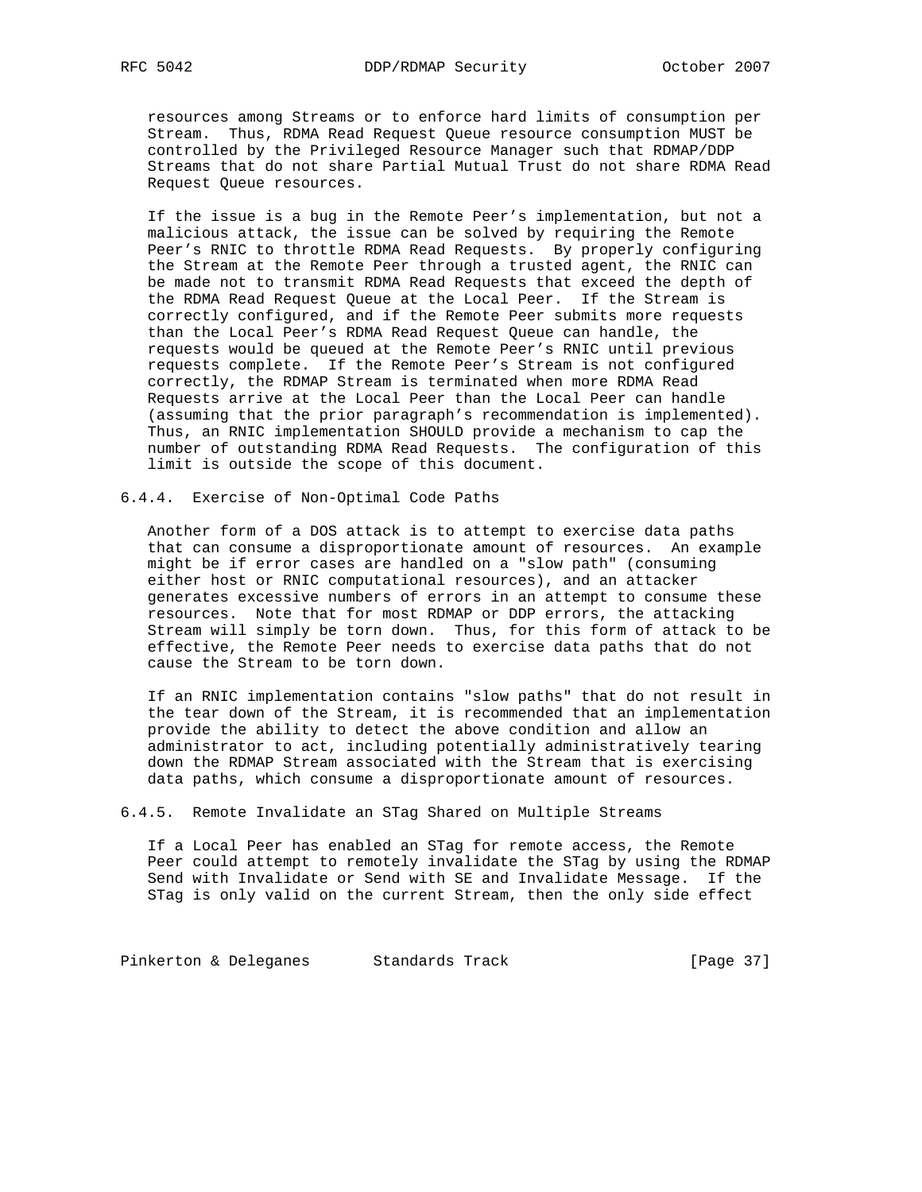resources among Streams or to enforce hard limits of consumption per Stream. Thus, RDMA Read Request Queue resource consumption MUST be controlled by the Privileged Resource Manager such that RDMAP/DDP Streams that do not share Partial Mutual Trust do not share RDMA Read Request Queue resources.

If the issue is a bug in the Remote Peer's implementation, but not a malicious attack, the issue can be solved by requiring the Remote Peer's RNIC to throttle RDMA Read Requests. By properly configuring the Stream at the Remote Peer through a trusted agent, the RNIC can be made not to transmit RDMA Read Requests that exceed the depth of the RDMA Read Request Queue at the Local Peer. If the Stream is correctly configured, and if the Remote Peer submits more requests than the Local Peer's RDMA Read Request Queue can handle, the requests would be queued at the Remote Peer's RNIC until previous requests complete. If the Remote Peer's Stream is not configured correctly, the RDMAP Stream is terminated when more RDMA Read Requests arrive at the Local Peer than the Local Peer can handle (assuming that the prior paragraph's recommendation is implemented). Thus, an RNIC implementation SHOULD provide a mechanism to cap the number of outstanding RDMA Read Requests. The configuration of this limit is outside the scope of this document.

### 6.4.4. Exercise of Non-Optimal Code Paths

Another form of a DOS attack is to attempt to exercise data paths that can consume a disproportionate amount of resources. An example might be if error cases are handled on a "slow path" (consuming either host or RNIC computational resources), and an attacker generates excessive numbers of errors in an attempt to consume these resources. Note that for most RDMAP or DDP errors, the attacking Stream will simply be torn down. Thus, for this form of attack to be effective, the Remote Peer needs to exercise data paths that do not cause the Stream to be torn down.

If an RNIC implementation contains "slow paths" that do not result in the tear down of the Stream, it is recommended that an implementation provide the ability to detect the above condition and allow an administrator to act, including potentially administratively tearing down the RDMAP Stream associated with the Stream that is exercising data paths, which consume a disproportionate amount of resources.

### 6.4.5. Remote Invalidate an STag Shared on Multiple Streams

If a Local Peer has enabled an STag for remote access, the Remote Peer could attempt to remotely invalidate the STag by using the RDMAP Send with Invalidate or Send with SE and Invalidate Message. If the STag is only valid on the current Stream, then the only side effect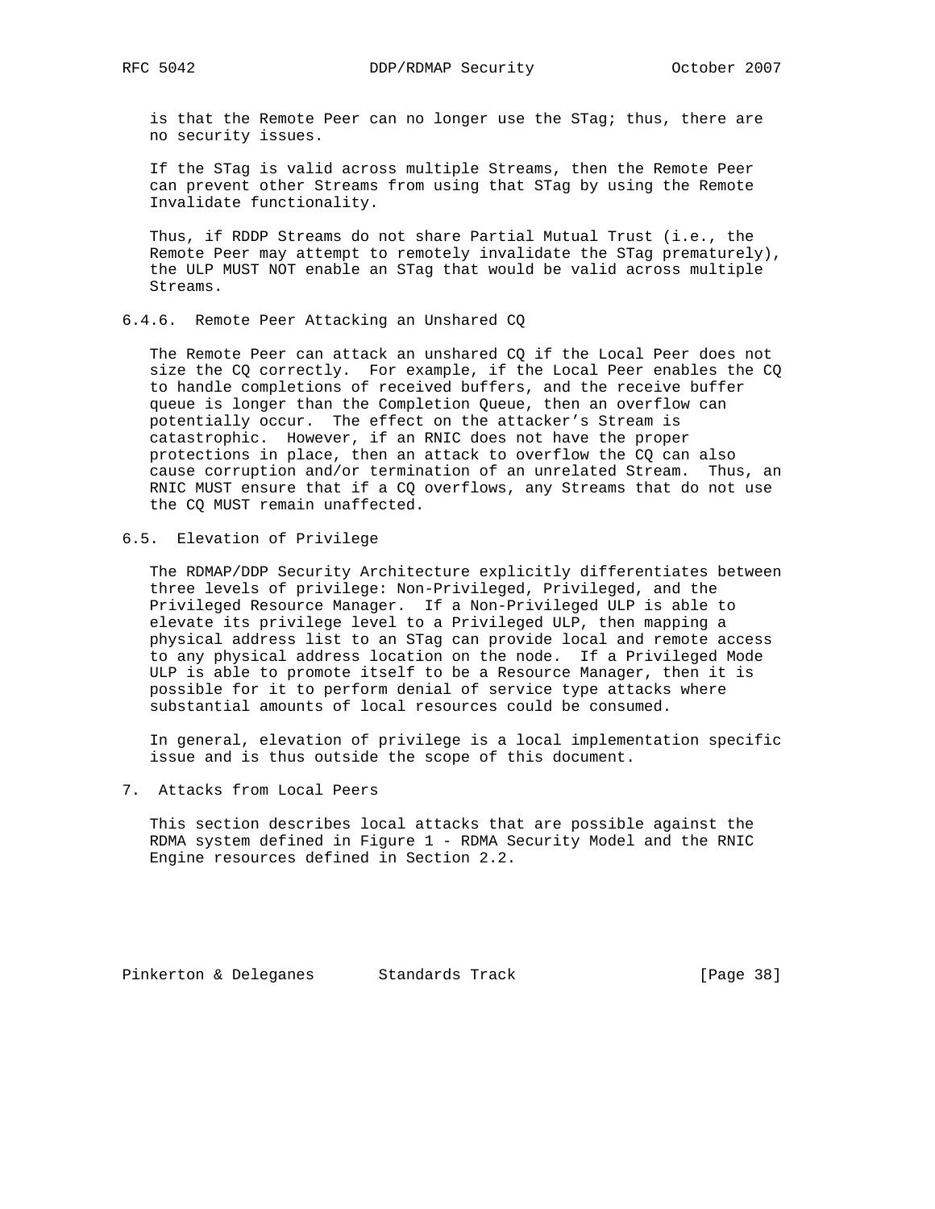is that the Remote Peer can no longer use the STag; thus, there are no security issues.

If the STag is valid across multiple Streams, then the Remote Peer can prevent other Streams from using that STag by using the Remote Invalidate functionality.

Thus, if RDDP Streams do not share Partial Mutual Trust (i.e., the Remote Peer may attempt to remotely invalidate the STag prematurely), the ULP MUST NOT enable an STag that would be valid across multiple Streams.

### 6.4.6. Remote Peer Attacking an Unshared CQ

The Remote Peer can attack an unshared CQ if the Local Peer does not size the CQ correctly. For example, if the Local Peer enables the CQ to handle completions of received buffers, and the receive buffer queue is longer than the Completion Queue, then an overflow can potentially occur. The effect on the attacker's Stream is catastrophic. However, if an RNIC does not have the proper protections in place, then an attack to overflow the CQ can also cause corruption and/or termination of an unrelated Stream. Thus, an RNIC MUST ensure that if a CQ overflows, any Streams that do not use the CQ MUST remain unaffected.

## 6.5. Elevation of Privilege

The RDMAP/DDP Security Architecture explicitly differentiates between three levels of privilege: Non-Privileged, Privileged, and the Privileged Resource Manager. If a Non-Privileged ULP is able to elevate its privilege level to a Privileged ULP, then mapping a physical address list to an STag can provide local and remote access to any physical address location on the node. If a Privileged Mode ULP is able to promote itself to be a Resource Manager, then it is possible for it to perform denial of service type attacks where substantial amounts of local resources could be consumed.

In general, elevation of privilege is a local implementation specific issue and is thus outside the scope of this document.

# 7. Attacks from Local Peers

This section describes local attacks that are possible against the RDMA system defined in Figure 1 - RDMA Security Model and the RNIC Engine resources defined in Section 2.2.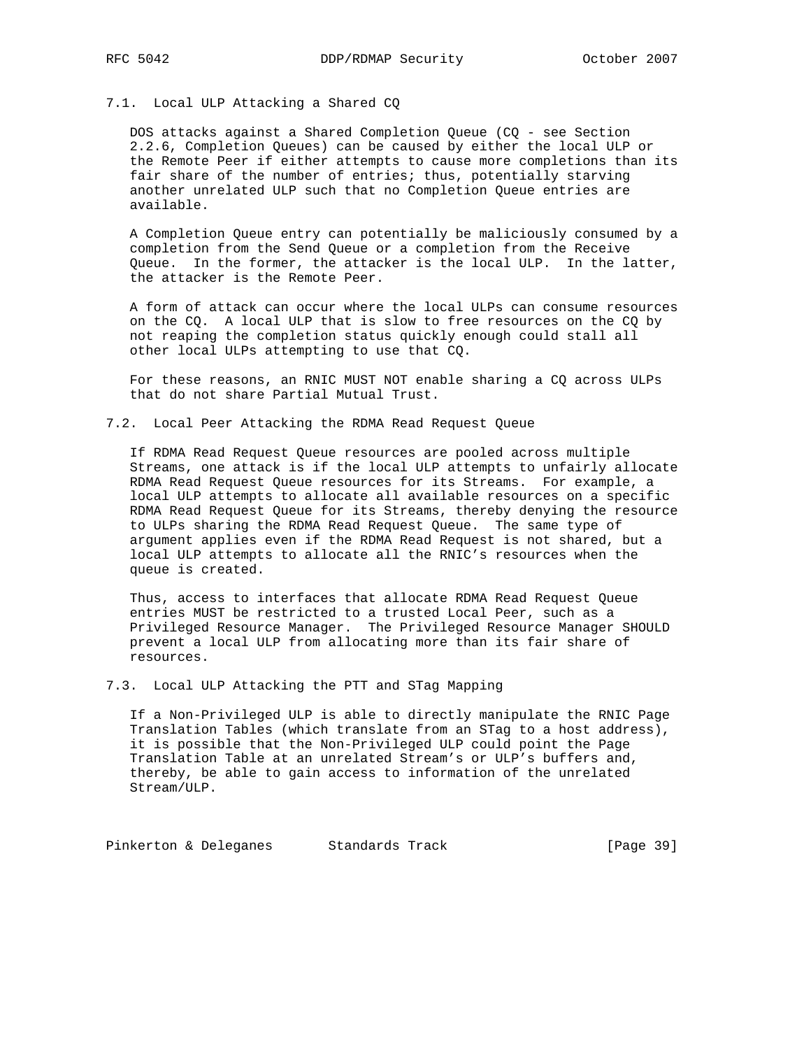### 7.1. Local ULP Attacking a Shared CQ

DOS attacks against a Shared Completion Queue (CQ - see Section 2.2.6, Completion Queues) can be caused by either the local ULP or the Remote Peer if either attempts to cause more completions than its fair share of the number of entries; thus, potentially starving another unrelated ULP such that no Completion Queue entries are available.

A Completion Queue entry can potentially be maliciously consumed by a completion from the Send Queue or a completion from the Receive Queue. In the former, the attacker is the local ULP. In the latter, the attacker is the Remote Peer.

A form of attack can occur where the local ULPs can consume resources on the CQ. A local ULP that is slow to free resources on the CQ by not reaping the completion status quickly enough could stall all other local ULPs attempting to use that CQ.

For these reasons, an RNIC MUST NOT enable sharing a CQ across ULPs that do not share Partial Mutual Trust.

### 7.2. Local Peer Attacking the RDMA Read Request Queue

If RDMA Read Request Queue resources are pooled across multiple Streams, one attack is if the local ULP attempts to unfairly allocate RDMA Read Request Queue resources for its Streams. For example, a local ULP attempts to allocate all available resources on a specific RDMA Read Request Queue for its Streams, thereby denying the resource to ULPs sharing the RDMA Read Request Queue. The same type of argument applies even if the RDMA Read Request is not shared, but a local ULP attempts to allocate all the RNIC's resources when the queue is created.

Thus, access to interfaces that allocate RDMA Read Request Queue entries MUST be restricted to a trusted Local Peer, such as a Privileged Resource Manager. The Privileged Resource Manager SHOULD prevent a local ULP from allocating more than its fair share of resources.

### 7.3. Local ULP Attacking the PTT and STag Mapping

If a Non-Privileged ULP is able to directly manipulate the RNIC Page Translation Tables (which translate from an STag to a host address), it is possible that the Non-Privileged ULP could point the Page Translation Table at an unrelated Stream's or ULP's buffers and, thereby, be able to gain access to information of the unrelated Stream/ULP.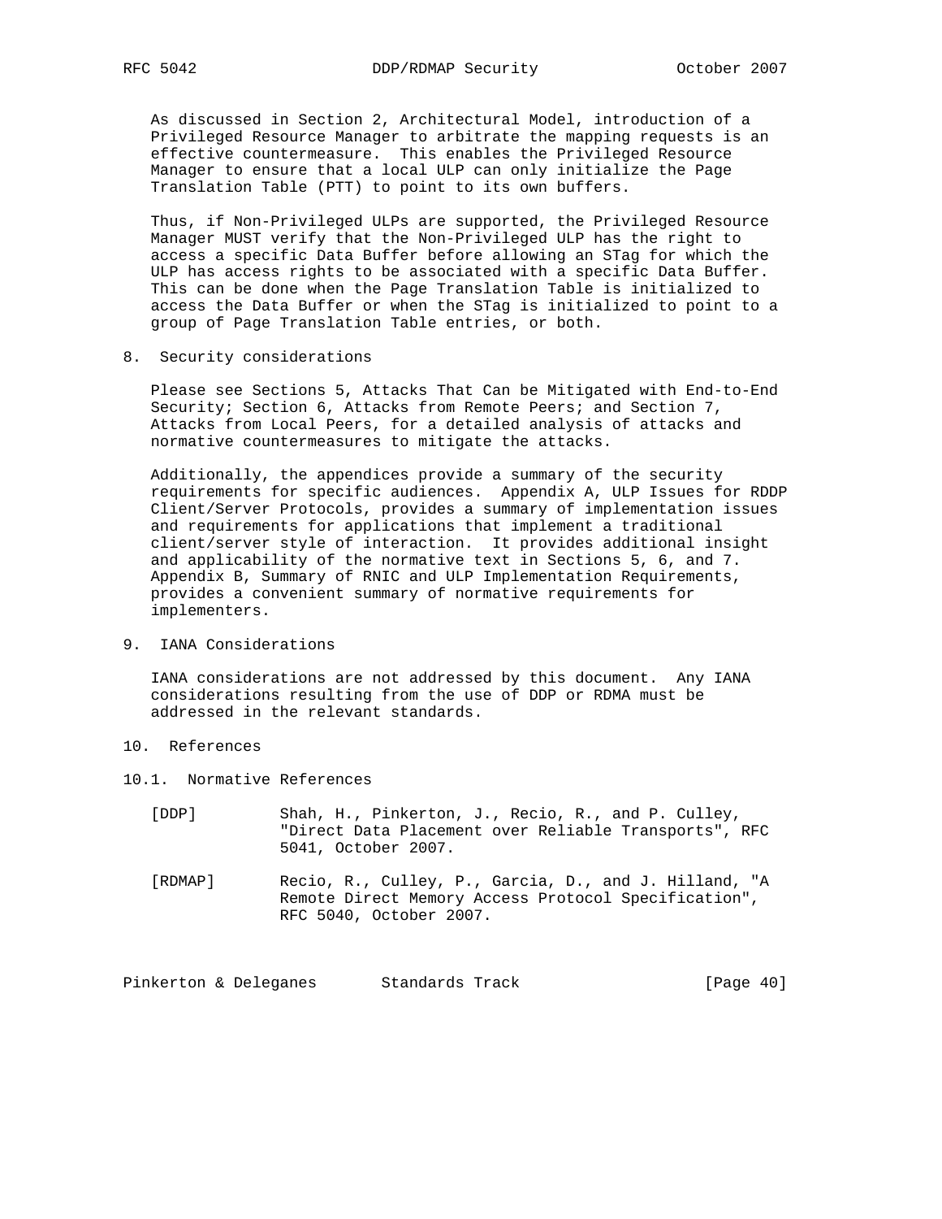As discussed in Section 2, Architectural Model, introduction of a Privileged Resource Manager to arbitrate the mapping requests is an effective countermeasure. This enables the Privileged Resource Manager to ensure that a local ULP can only initialize the Page Translation Table (PTT) to point to its own buffers.

Thus, if Non-Privileged ULPs are supported, the Privileged Resource Manager MUST verify that the Non-Privileged ULP has the right to access a specific Data Buffer before allowing an STag for which the ULP has access rights to be associated with a specific Data Buffer. This can be done when the Page Translation Table is initialized to access the Data Buffer or when the STag is initialized to point to a group of Page Translation Table entries, or both.

## 8. Security considerations

Please see Sections 5, Attacks That Can be Mitigated with End-to-End Security; Section 6, Attacks from Remote Peers; and Section 7, Attacks from Local Peers, for a detailed analysis of attacks and normative countermeasures to mitigate the attacks.

Additionally, the appendices provide a summary of the security requirements for specific audiences. Appendix A, ULP Issues for RDDP Client/Server Protocols, provides a summary of implementation issues and requirements for applications that implement a traditional client/server style of interaction. It provides additional insight and applicability of the normative text in Sections 5, 6, and 7. Appendix B, Summary of RNIC and ULP Implementation Requirements, provides a convenient summary of normative requirements for implementers.

## 9. IANA Considerations

IANA considerations are not addressed by this document. Any IANA considerations resulting from the use of DDP or RDMA must be addressed in the relevant standards.

## 10. References

### 10.1. Normative References

[DDP] Shah, H., Pinkerton, J., Recio, R., and P. Culley, "Direct Data Placement over Reliable Transports", RFC 5041, October 2007.

[RDMAP] Recio, R., Culley, P., Garcia, D., and J. Hilland, "A Remote Direct Memory Access Protocol Specification", RFC 5040, October 2007.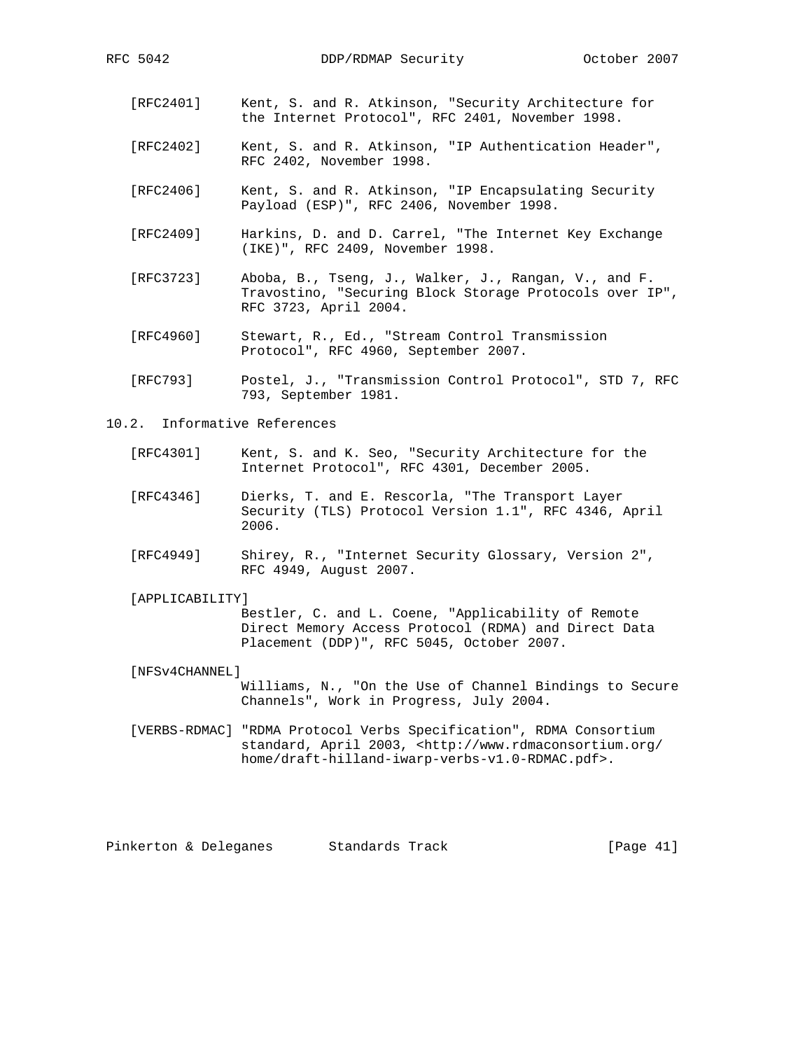[RFC2401] Kent, S. and R. Atkinson, "Security Architecture for the Internet Protocol", RFC 2401, November 1998.

[RFC2402] Kent, S. and R. Atkinson, "IP Authentication Header", RFC 2402, November 1998.

[RFC2406] Kent, S. and R. Atkinson, "IP Encapsulating Security Payload (ESP)", RFC 2406, November 1998.

[RFC2409] Harkins, D. and D. Carrel, "The Internet Key Exchange (IKE)", RFC 2409, November 1998.

[RFC3723] Aboba, B., Tseng, J., Walker, J., Rangan, V., and F. Travostino, "Securing Block Storage Protocols over IP", RFC 3723, April 2004.

[RFC4960] Stewart, R., Ed., "Stream Control Transmission Protocol", RFC 4960, September 2007.

[RFC793] Postel, J., "Transmission Control Protocol", STD 7, RFC 793, September 1981.

## 10.2. Informative References

[RFC4301] Kent, S. and K. Seo, "Security Architecture for the Internet Protocol", RFC 4301, December 2005.

[RFC4346] Dierks, T. and E. Rescorla, "The Transport Layer Security (TLS) Protocol Version 1.1", RFC 4346, April 2006.

[RFC4949] Shirey, R., "Internet Security Glossary, Version 2", RFC 4949, August 2007.

[APPLICABILITY] Bestler, C. and L. Coene, "Applicability of Remote Direct Memory Access Protocol (RDMA) and Direct Data Placement (DDP)", RFC 5045, October 2007.

[NFSv4CHANNEL] Williams, N., "On the Use of Channel Bindings to Secure Channels", Work in Progress, July 2004.

[VERBS-RDMAC] "RDMA Protocol Verbs Specification", RDMA Consortium standard, April 2003, <http://www.rdmaconsortium.org/home/draft-hilland-iwarp-verbs-v1.0-RDMAC.pdf>.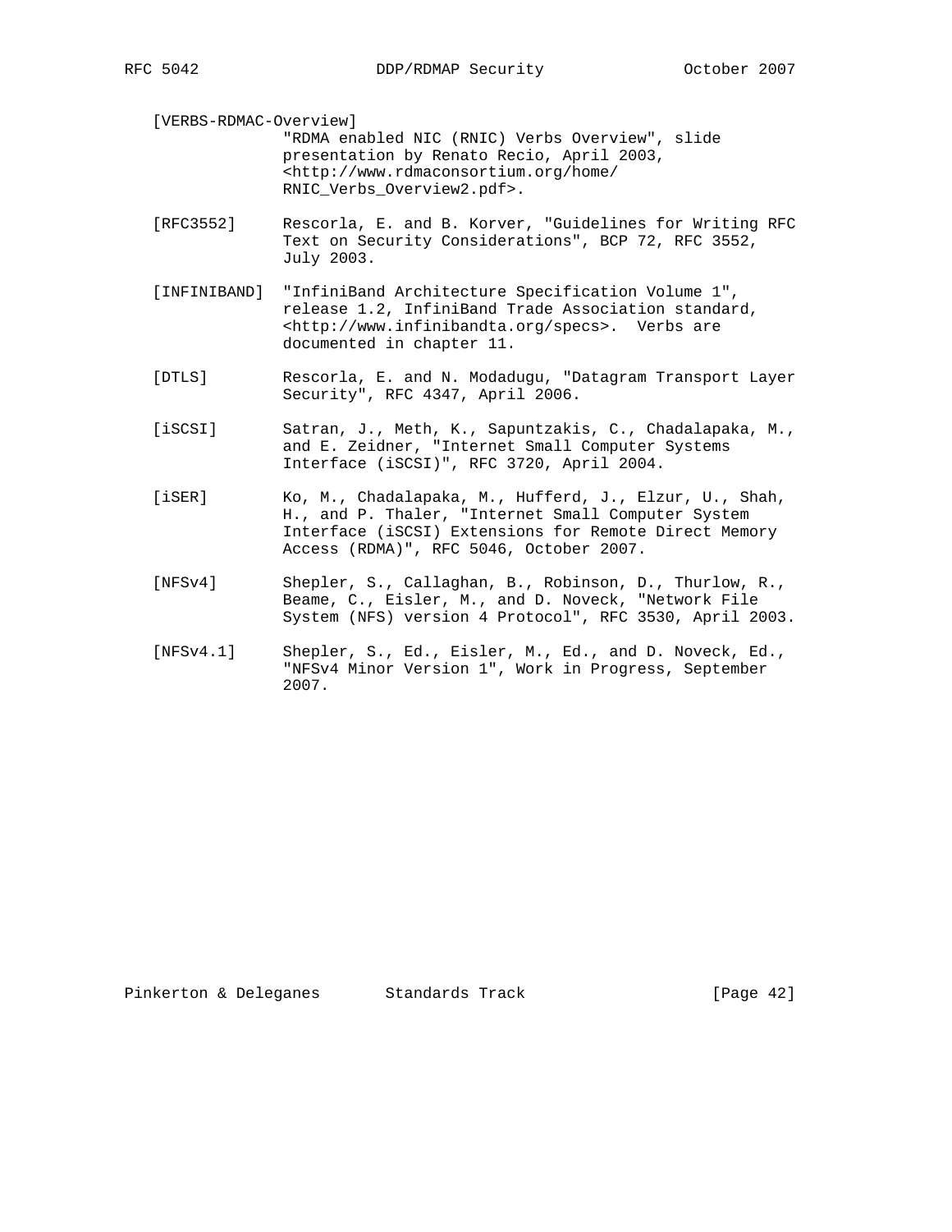[VERBS-RDMAC-Overview]
"RDMA enabled NIC (RNIC) Verbs Overview", slide presentation by Renato Recio, April 2003, <http://www.rdmaconsortium.org/home/RNIC_Verbs_Overview2.pdf>.

[RFC3552] Rescorla, E. and B. Korver, "Guidelines for Writing RFC Text on Security Considerations", BCP 72, RFC 3552, July 2003.

[INFINIBAND] "InfiniBand Architecture Specification Volume 1", release 1.2, InfiniBand Trade Association standard, <http://www.infinibandta.org/specs>. Verbs are documented in chapter 11.

[DTLS] Rescorla, E. and N. Modadugu, "Datagram Transport Layer Security", RFC 4347, April 2006.

[iSCSI] Satran, J., Meth, K., Sapuntzakis, C., Chadalapaka, M., and E. Zeidner, "Internet Small Computer Systems Interface (iSCSI)", RFC 3720, April 2004.

[iSER] Ko, M., Chadalapaka, M., Hufferd, J., Elzur, U., Shah, H., and P. Thaler, "Internet Small Computer System Interface (iSCSI) Extensions for Remote Direct Memory Access (RDMA)", RFC 5046, October 2007.

[NFSv4] Shepler, S., Callaghan, B., Robinson, D., Thurlow, R., Beame, C., Eisler, M., and D. Noveck, "Network File System (NFS) version 4 Protocol", RFC 3530, April 2003.

[NFSv4.1] Shepler, S., Ed., Eisler, M., Ed., and D. Noveck, Ed., "NFSv4 Minor Version 1", Work in Progress, September 2007.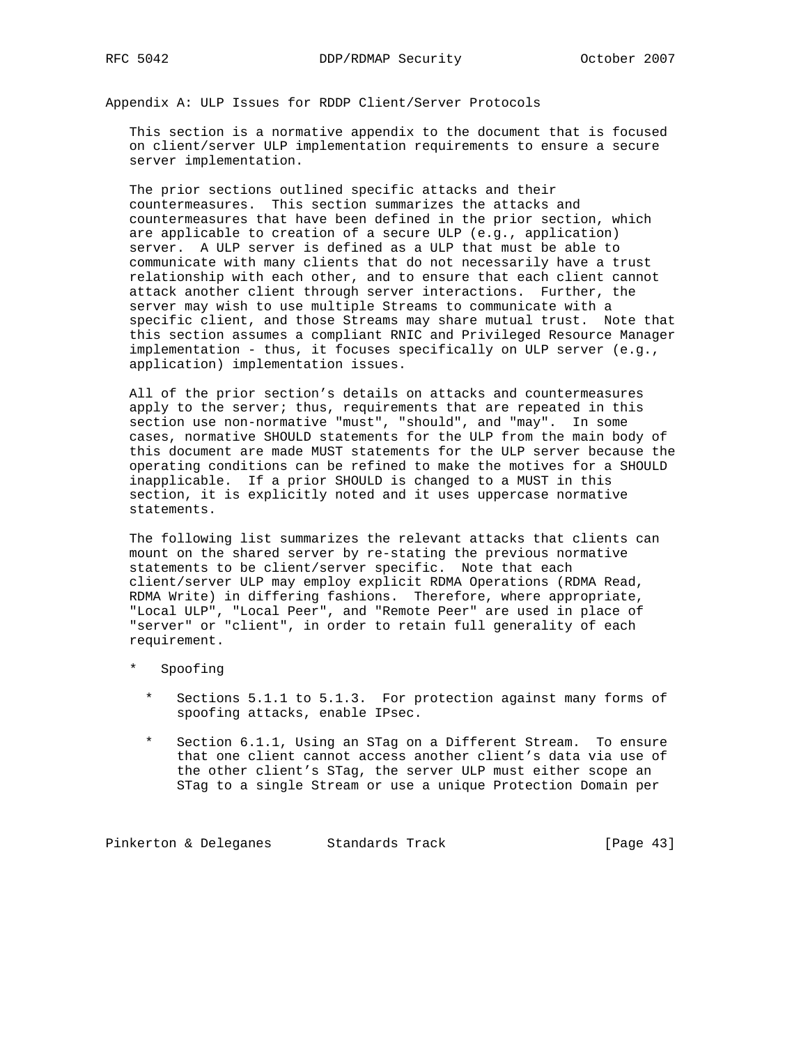## Appendix A: ULP Issues for RDDP Client/Server Protocols

This section is a normative appendix to the document that is focused on client/server ULP implementation requirements to ensure a secure server implementation.

The prior sections outlined specific attacks and their countermeasures. This section summarizes the attacks and countermeasures that have been defined in the prior section, which are applicable to creation of a secure ULP (e.g., application) server. A ULP server is defined as a ULP that must be able to communicate with many clients that do not necessarily have a trust relationship with each other, and to ensure that each client cannot attack another client through server interactions. Further, the server may wish to use multiple Streams to communicate with a specific client, and those Streams may share mutual trust. Note that this section assumes a compliant RNIC and Privileged Resource Manager implementation - thus, it focuses specifically on ULP server (e.g., application) implementation issues.

All of the prior section's details on attacks and countermeasures apply to the server; thus, requirements that are repeated in this section use non-normative "must", "should", and "may". In some cases, normative SHOULD statements for the ULP from the main body of this document are made MUST statements for the ULP server because the operating conditions can be refined to make the motives for a SHOULD inapplicable. If a prior SHOULD is changed to a MUST in this section, it is explicitly noted and it uses uppercase normative statements.

The following list summarizes the relevant attacks that clients can mount on the shared server by re-stating the previous normative statements to be client/server specific. Note that each client/server ULP may employ explicit RDMA Operations (RDMA Read, RDMA Write) in differing fashions. Therefore, where appropriate, "Local ULP", "Local Peer", and "Remote Peer" are used in place of "server" or "client", in order to retain full generality of each requirement.

* Spoofing

  * Sections 5.1.1 to 5.1.3. For protection against many forms of spoofing attacks, enable IPsec.

  * Section 6.1.1, Using an STag on a Different Stream. To ensure that one client cannot access another client's data via use of the other client's STag, the server ULP must either scope an STag to a single Stream or use a unique Protection Domain per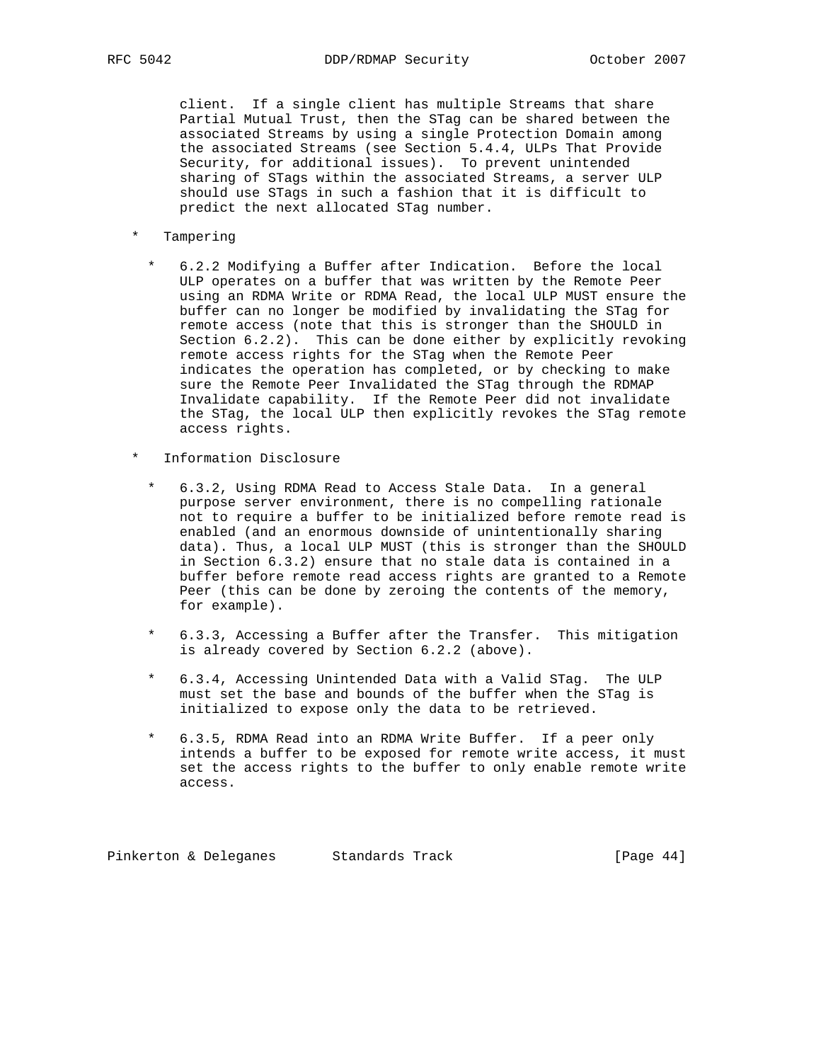client. If a single client has multiple Streams that share Partial Mutual Trust, then the STag can be shared between the associated Streams by using a single Protection Domain among the associated Streams (see Section 5.4.4, ULPs That Provide Security, for additional issues). To prevent unintended sharing of STags within the associated Streams, a server ULP should use STags in such a fashion that it is difficult to predict the next allocated STag number.

* Tampering

  * 6.2.2 Modifying a Buffer after Indication. Before the local ULP operates on a buffer that was written by the Remote Peer using an RDMA Write or RDMA Read, the local ULP MUST ensure the buffer can no longer be modified by invalidating the STag for remote access (note that this is stronger than the SHOULD in Section 6.2.2). This can be done either by explicitly revoking remote access rights for the STag when the Remote Peer indicates the operation has completed, or by checking to make sure the Remote Peer Invalidated the STag through the RDMAP Invalidate capability. If the Remote Peer did not invalidate the STag, the local ULP then explicitly revokes the STag remote access rights.

* Information Disclosure

  * 6.3.2, Using RDMA Read to Access Stale Data. In a general purpose server environment, there is no compelling rationale not to require a buffer to be initialized before remote read is enabled (and an enormous downside of unintentionally sharing data). Thus, a local ULP MUST (this is stronger than the SHOULD in Section 6.3.2) ensure that no stale data is contained in a buffer before remote read access rights are granted to a Remote Peer (this can be done by zeroing the contents of the memory, for example).

  * 6.3.3, Accessing a Buffer after the Transfer. This mitigation is already covered by Section 6.2.2 (above).

  * 6.3.4, Accessing Unintended Data with a Valid STag. The ULP must set the base and bounds of the buffer when the STag is initialized to expose only the data to be retrieved.

  * 6.3.5, RDMA Read into an RDMA Write Buffer. If a peer only intends a buffer to be exposed for remote write access, it must set the access rights to the buffer to only enable remote write access.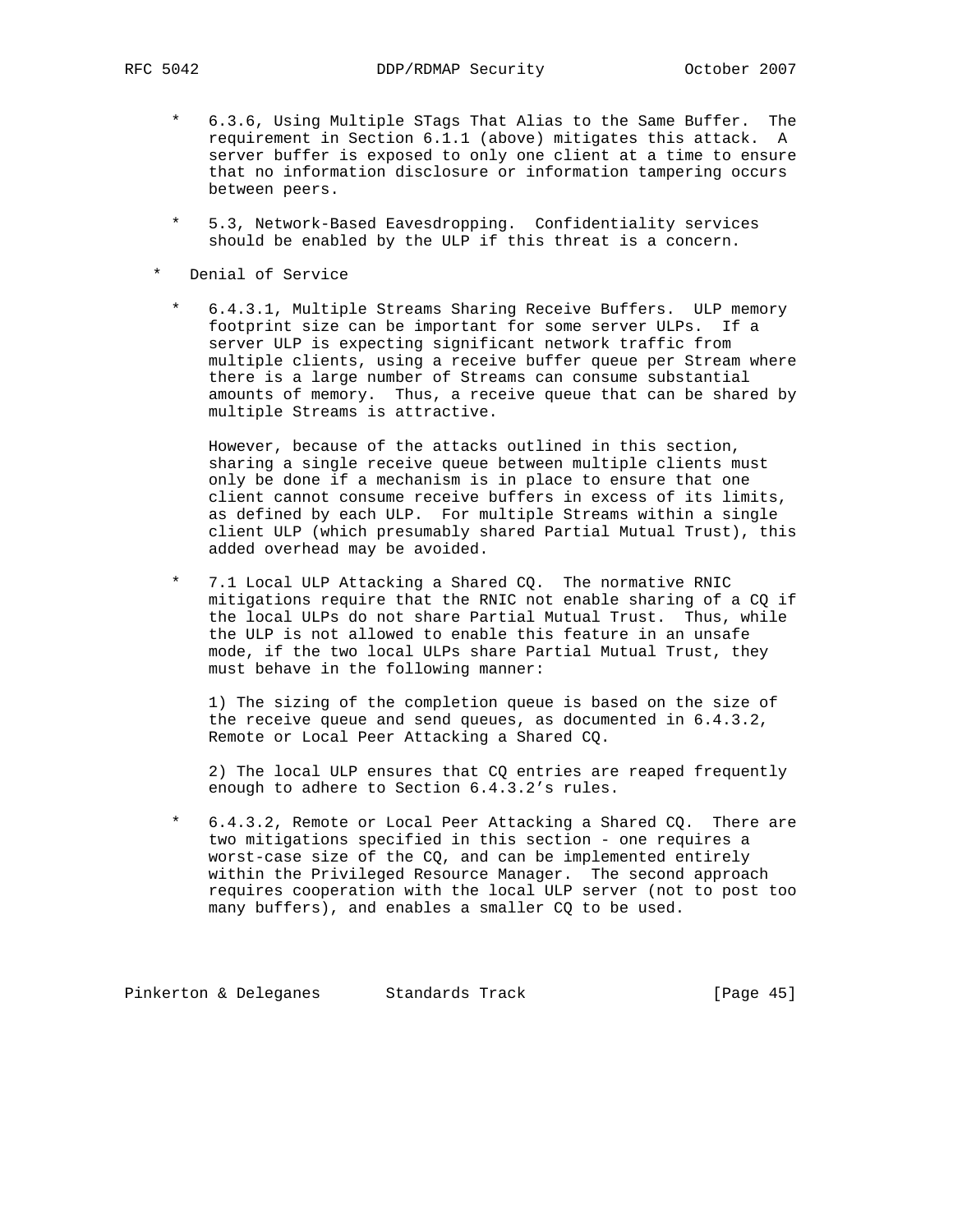* 6.3.6, Using Multiple STags That Alias to the Same Buffer. The requirement in Section 6.1.1 (above) mitigates this attack. A server buffer is exposed to only one client at a time to ensure that no information disclosure or information tampering occurs between peers.

  * 5.3, Network-Based Eavesdropping. Confidentiality services should be enabled by the ULP if this threat is a concern.

* Denial of Service

  * 6.4.3.1, Multiple Streams Sharing Receive Buffers. ULP memory footprint size can be important for some server ULPs. If a server ULP is expecting significant network traffic from multiple clients, using a receive buffer queue per Stream where there is a large number of Streams can consume substantial amounts of memory. Thus, a receive queue that can be shared by multiple Streams is attractive.

    However, because of the attacks outlined in this section, sharing a single receive queue between multiple clients must only be done if a mechanism is in place to ensure that one client cannot consume receive buffers in excess of its limits, as defined by each ULP. For multiple Streams within a single client ULP (which presumably shared Partial Mutual Trust), this added overhead may be avoided.

  * 7.1 Local ULP Attacking a Shared CQ. The normative RNIC mitigations require that the RNIC not enable sharing of a CQ if the local ULPs do not share Partial Mutual Trust. Thus, while the ULP is not allowed to enable this feature in an unsafe mode, if the two local ULPs share Partial Mutual Trust, they must behave in the following manner:

    1) The sizing of the completion queue is based on the size of the receive queue and send queues, as documented in 6.4.3.2, Remote or Local Peer Attacking a Shared CQ.

    2) The local ULP ensures that CQ entries are reaped frequently enough to adhere to Section 6.4.3.2’s rules.

  * 6.4.3.2, Remote or Local Peer Attacking a Shared CQ. There are two mitigations specified in this section - one requires a worst-case size of the CQ, and can be implemented entirely within the Privileged Resource Manager. The second approach requires cooperation with the local ULP server (not to post too many buffers), and enables a smaller CQ to be used.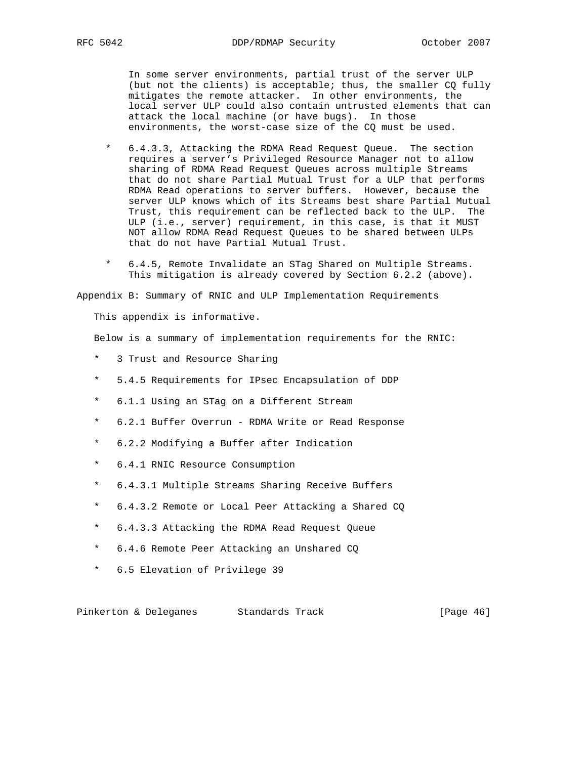In some server environments, partial trust of the server ULP (but not the clients) is acceptable; thus, the smaller CQ fully mitigates the remote attacker. In other environments, the local server ULP could also contain untrusted elements that can attack the local machine (or have bugs). In those environments, the worst-case size of the CQ must be used.

* 6.4.3.3, Attacking the RDMA Read Request Queue. The section requires a server's Privileged Resource Manager not to allow sharing of RDMA Read Request Queues across multiple Streams that do not share Partial Mutual Trust for a ULP that performs RDMA Read operations to server buffers. However, because the server ULP knows which of its Streams best share Partial Mutual Trust, this requirement can be reflected back to the ULP. The ULP (i.e., server) requirement, in this case, is that it MUST NOT allow RDMA Read Request Queues to be shared between ULPs that do not have Partial Mutual Trust.

* 6.4.5, Remote Invalidate an STag Shared on Multiple Streams. This mitigation is already covered by Section 6.2.2 (above).

## Appendix B: Summary of RNIC and ULP Implementation Requirements

This appendix is informative.

Below is a summary of implementation requirements for the RNIC:

* 3 Trust and Resource Sharing
* 5.4.5 Requirements for IPsec Encapsulation of DDP
* 6.1.1 Using an STag on a Different Stream
* 6.2.1 Buffer Overrun - RDMA Write or Read Response
* 6.2.2 Modifying a Buffer after Indication
* 6.4.1 RNIC Resource Consumption
* 6.4.3.1 Multiple Streams Sharing Receive Buffers
* 6.4.3.2 Remote or Local Peer Attacking a Shared CQ
* 6.4.3.3 Attacking the RDMA Read Request Queue
* 6.4.6 Remote Peer Attacking an Unshared CQ
* 6.5 Elevation of Privilege 39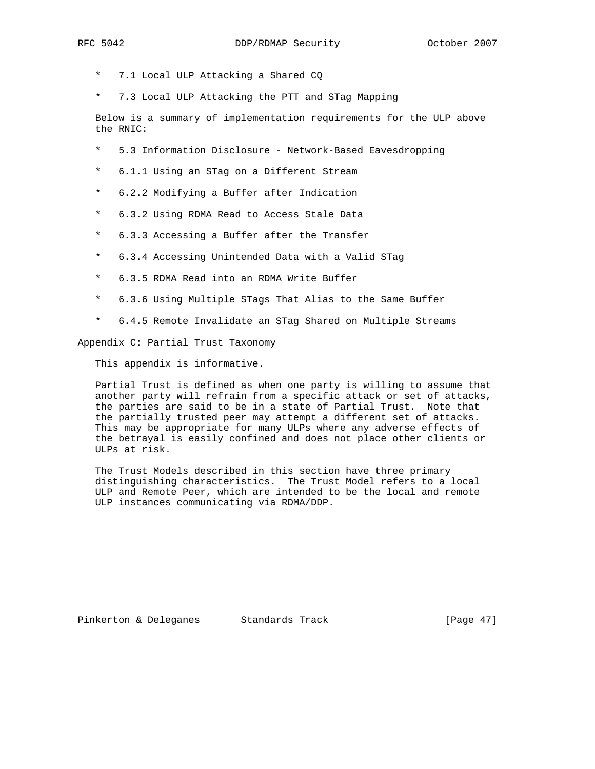* 7.1 Local ULP Attacking a Shared CQ

* 7.3 Local ULP Attacking the PTT and STag Mapping

Below is a summary of implementation requirements for the ULP above the RNIC:

* 5.3 Information Disclosure - Network-Based Eavesdropping

* 6.1.1 Using an STag on a Different Stream

* 6.2.2 Modifying a Buffer after Indication

* 6.3.2 Using RDMA Read to Access Stale Data

* 6.3.3 Accessing a Buffer after the Transfer

* 6.3.4 Accessing Unintended Data with a Valid STag

* 6.3.5 RDMA Read into an RDMA Write Buffer

* 6.3.6 Using Multiple STags That Alias to the Same Buffer

* 6.4.5 Remote Invalidate an STag Shared on Multiple Streams

## Appendix C: Partial Trust Taxonomy

This appendix is informative.

Partial Trust is defined as when one party is willing to assume that another party will refrain from a specific attack or set of attacks, the parties are said to be in a state of Partial Trust. Note that the partially trusted peer may attempt a different set of attacks. This may be appropriate for many ULPs where any adverse effects of the betrayal is easily confined and does not place other clients or ULPs at risk.

The Trust Models described in this section have three primary distinguishing characteristics. The Trust Model refers to a local ULP and Remote Peer, which are intended to be the local and remote ULP instances communicating via RDMA/DDP.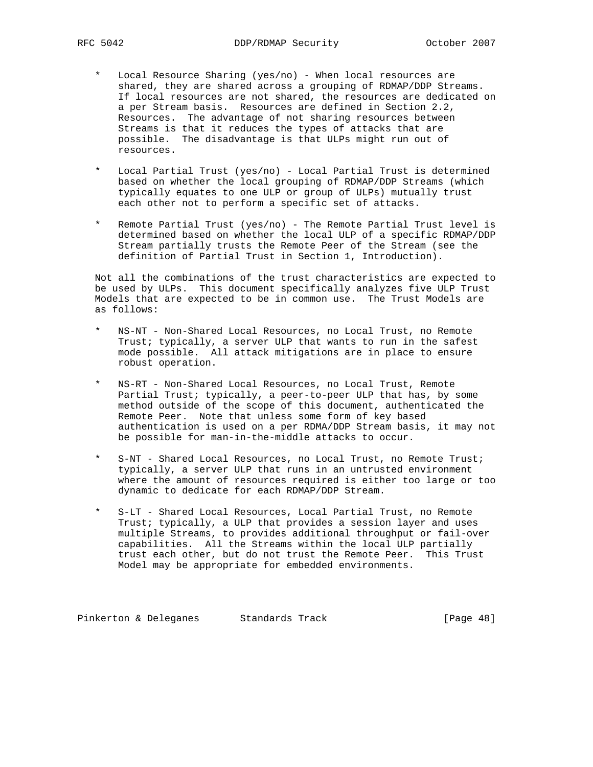* Local Resource Sharing (yes/no) - When local resources are shared, they are shared across a grouping of RDMAP/DDP Streams. If local resources are not shared, the resources are dedicated on a per Stream basis. Resources are defined in Section 2.2, Resources. The advantage of not sharing resources between Streams is that it reduces the types of attacks that are possible. The disadvantage is that ULPs might run out of resources.

* Local Partial Trust (yes/no) - Local Partial Trust is determined based on whether the local grouping of RDMAP/DDP Streams (which typically equates to one ULP or group of ULPs) mutually trust each other not to perform a specific set of attacks.

* Remote Partial Trust (yes/no) - The Remote Partial Trust level is determined based on whether the local ULP of a specific RDMAP/DDP Stream partially trusts the Remote Peer of the Stream (see the definition of Partial Trust in Section 1, Introduction).

Not all the combinations of the trust characteristics are expected to be used by ULPs. This document specifically analyzes five ULP Trust Models that are expected to be in common use. The Trust Models are as follows:

* NS-NT - Non-Shared Local Resources, no Local Trust, no Remote Trust; typically, a server ULP that wants to run in the safest mode possible. All attack mitigations are in place to ensure robust operation.

* NS-RT - Non-Shared Local Resources, no Local Trust, Remote Partial Trust; typically, a peer-to-peer ULP that has, by some method outside of the scope of this document, authenticated the Remote Peer. Note that unless some form of key based authentication is used on a per RDMA/DDP Stream basis, it may not be possible for man-in-the-middle attacks to occur.

* S-NT - Shared Local Resources, no Local Trust, no Remote Trust; typically, a server ULP that runs in an untrusted environment where the amount of resources required is either too large or too dynamic to dedicate for each RDMAP/DDP Stream.

* S-LT - Shared Local Resources, Local Partial Trust, no Remote Trust; typically, a ULP that provides a session layer and uses multiple Streams, to provides additional throughput or fail-over capabilities. All the Streams within the local ULP partially trust each other, but do not trust the Remote Peer. This Trust Model may be appropriate for embedded environments.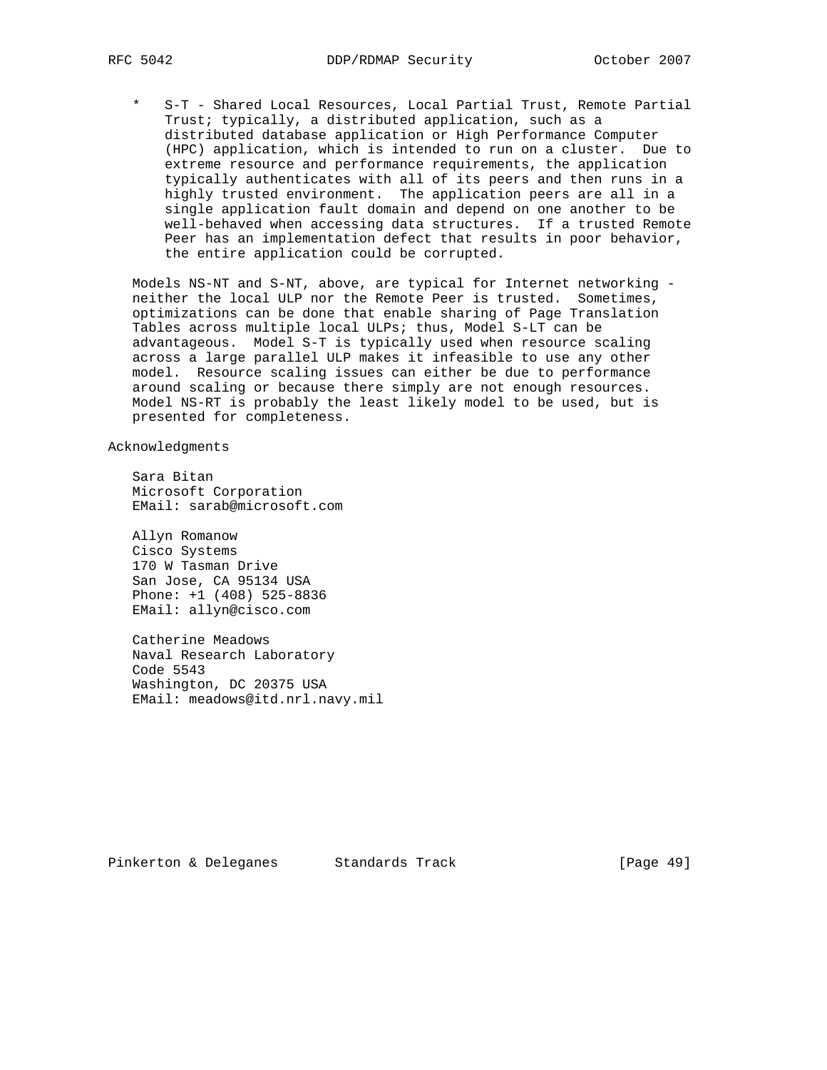* S-T - Shared Local Resources, Local Partial Trust, Remote Partial Trust; typically, a distributed application, such as a distributed database application or High Performance Computer (HPC) application, which is intended to run on a cluster. Due to extreme resource and performance requirements, the application typically authenticates with all of its peers and then runs in a highly trusted environment. The application peers are all in a single application fault domain and depend on one another to be well-behaved when accessing data structures. If a trusted Remote Peer has an implementation defect that results in poor behavior, the entire application could be corrupted.

Models NS-NT and S-NT, above, are typical for Internet networking - neither the local ULP nor the Remote Peer is trusted. Sometimes, optimizations can be done that enable sharing of Page Translation Tables across multiple local ULPs; thus, Model S-LT can be advantageous. Model S-T is typically used when resource scaling across a large parallel ULP makes it infeasible to use any other model. Resource scaling issues can either be due to performance around scaling or because there simply are not enough resources. Model NS-RT is probably the least likely model to be used, but is presented for completeness.

## Acknowledgments

Sara Bitan
Microsoft Corporation
EMail: sarab@microsoft.com

Allyn Romanow
Cisco Systems
170 W Tasman Drive
San Jose, CA 95134 USA
Phone: +1 (408) 525-8836
EMail: allyn@cisco.com

Catherine Meadows
Naval Research Laboratory
Code 5543
Washington, DC 20375 USA
EMail: meadows@itd.nrl.navy.mil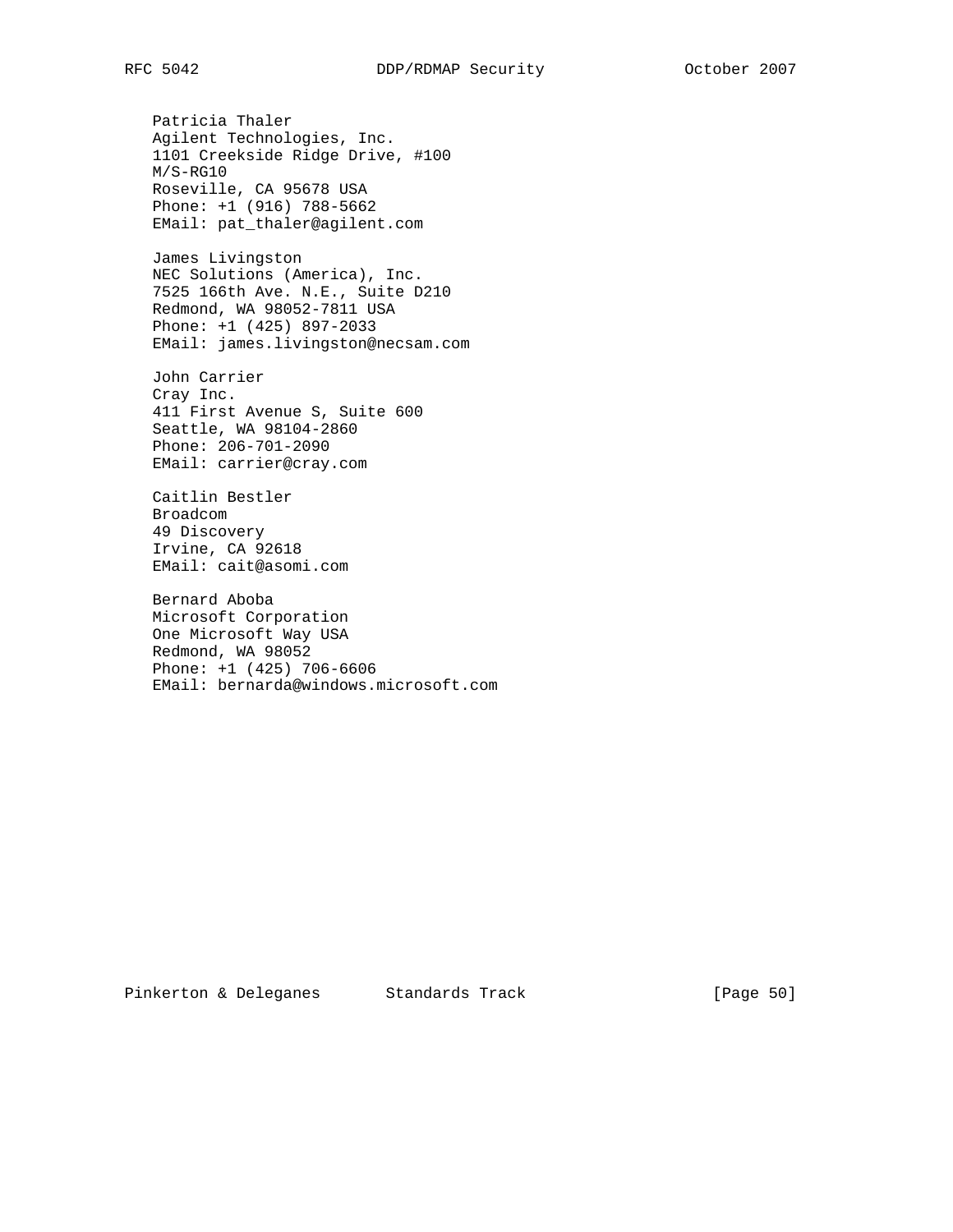Patricia Thaler
Agilent Technologies, Inc.
1101 Creekside Ridge Drive, #100
M/S-RG10
Roseville, CA 95678 USA
Phone: +1 (916) 788-5662
EMail: pat_thaler@agilent.com

James Livingston
NEC Solutions (America), Inc.
7525 166th Ave. N.E., Suite D210
Redmond, WA 98052-7811 USA
Phone: +1 (425) 897-2033
EMail: james.livingston@necsam.com

John Carrier
Cray Inc.
411 First Avenue S, Suite 600
Seattle, WA 98104-2860
Phone: 206-701-2090
EMail: carrier@cray.com

Caitlin Bestler
Broadcom
49 Discovery
Irvine, CA 92618
EMail: cait@asomi.com

Bernard Aboba
Microsoft Corporation
One Microsoft Way USA
Redmond, WA 98052
Phone: +1 (425) 706-6606
EMail: bernarda@windows.microsoft.com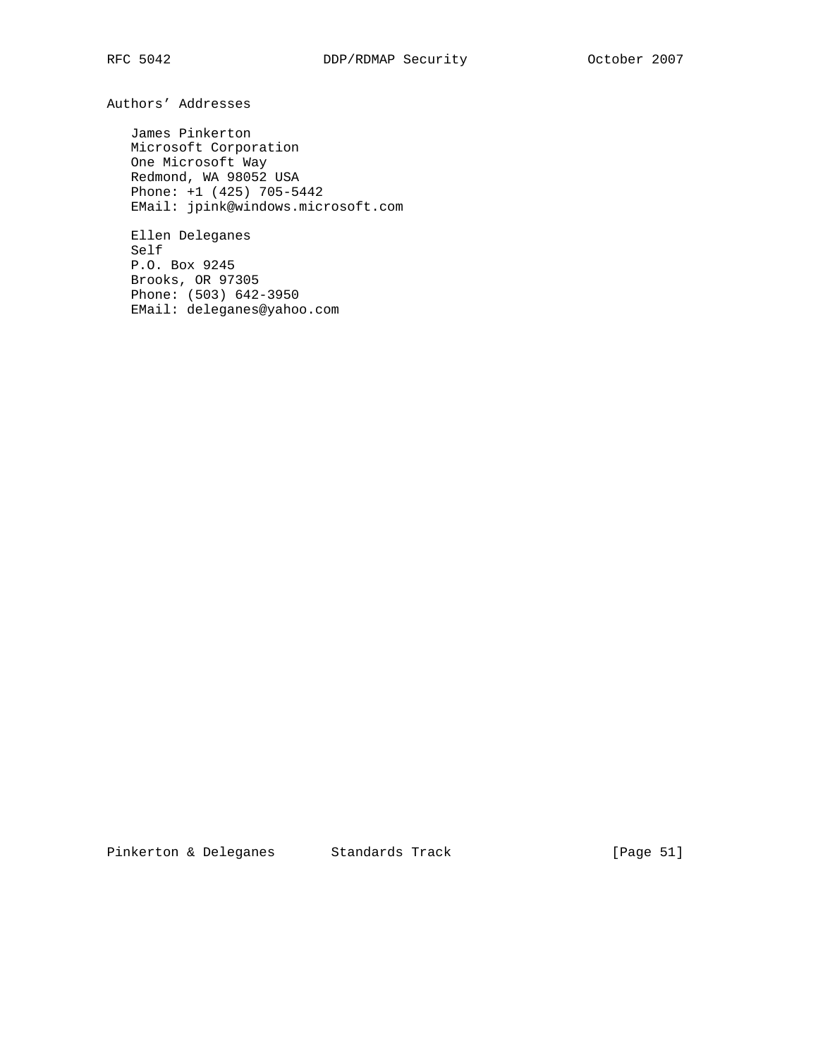## Authors' Addresses

James Pinkerton
Microsoft Corporation
One Microsoft Way
Redmond, WA 98052 USA
Phone: +1 (425) 705-5442
EMail: jpink@windows.microsoft.com

Ellen Deleganes
Self
P.O. Box 9245
Brooks, OR 97305
Phone: (503) 642-3950
EMail: deleganes@yahoo.com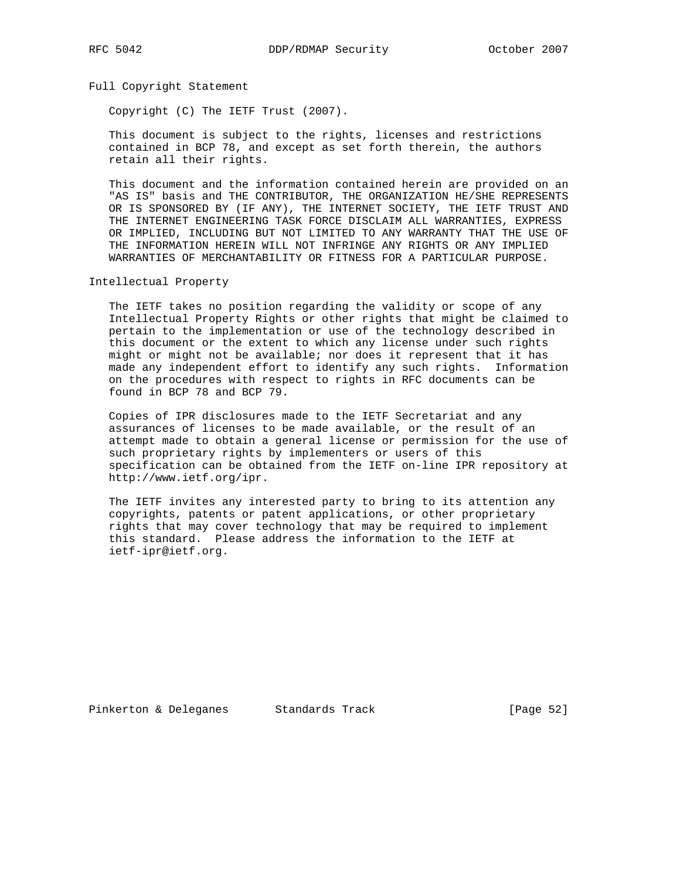## Full Copyright Statement

Copyright (C) The IETF Trust (2007).

This document is subject to the rights, licenses and restrictions contained in BCP 78, and except as set forth therein, the authors retain all their rights.

This document and the information contained herein are provided on an "AS IS" basis and THE CONTRIBUTOR, THE ORGANIZATION HE/SHE REPRESENTS OR IS SPONSORED BY (IF ANY), THE INTERNET SOCIETY, THE IETF TRUST AND THE INTERNET ENGINEERING TASK FORCE DISCLAIM ALL WARRANTIES, EXPRESS OR IMPLIED, INCLUDING BUT NOT LIMITED TO ANY WARRANTY THAT THE USE OF THE INFORMATION HEREIN WILL NOT INFRINGE ANY RIGHTS OR ANY IMPLIED WARRANTIES OF MERCHANTABILITY OR FITNESS FOR A PARTICULAR PURPOSE.

## Intellectual Property

The IETF takes no position regarding the validity or scope of any Intellectual Property Rights or other rights that might be claimed to pertain to the implementation or use of the technology described in this document or the extent to which any license under such rights might or might not be available; nor does it represent that it has made any independent effort to identify any such rights. Information on the procedures with respect to rights in RFC documents can be found in BCP 78 and BCP 79.

Copies of IPR disclosures made to the IETF Secretariat and any assurances of licenses to be made available, or the result of an attempt made to obtain a general license or permission for the use of such proprietary rights by implementers or users of this specification can be obtained from the IETF on-line IPR repository at http://www.ietf.org/ipr.

The IETF invites any interested party to bring to its attention any copyrights, patents or patent applications, or other proprietary rights that may cover technology that may be required to implement this standard. Please address the information to the IETF at ietf-ipr@ietf.org.